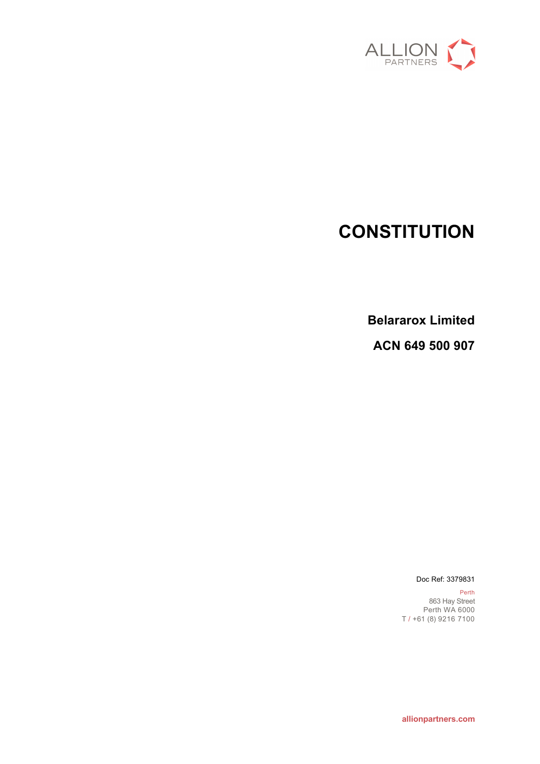ALLION PARTNERS

# CONSTITUTION

**Belararox Limited**

**ACN 649 500 907**

Doc Ref: 3379831

Perth
863 Hay Street
Perth WA 6000
T / +61 (8) 9216 7100

allionpartners.com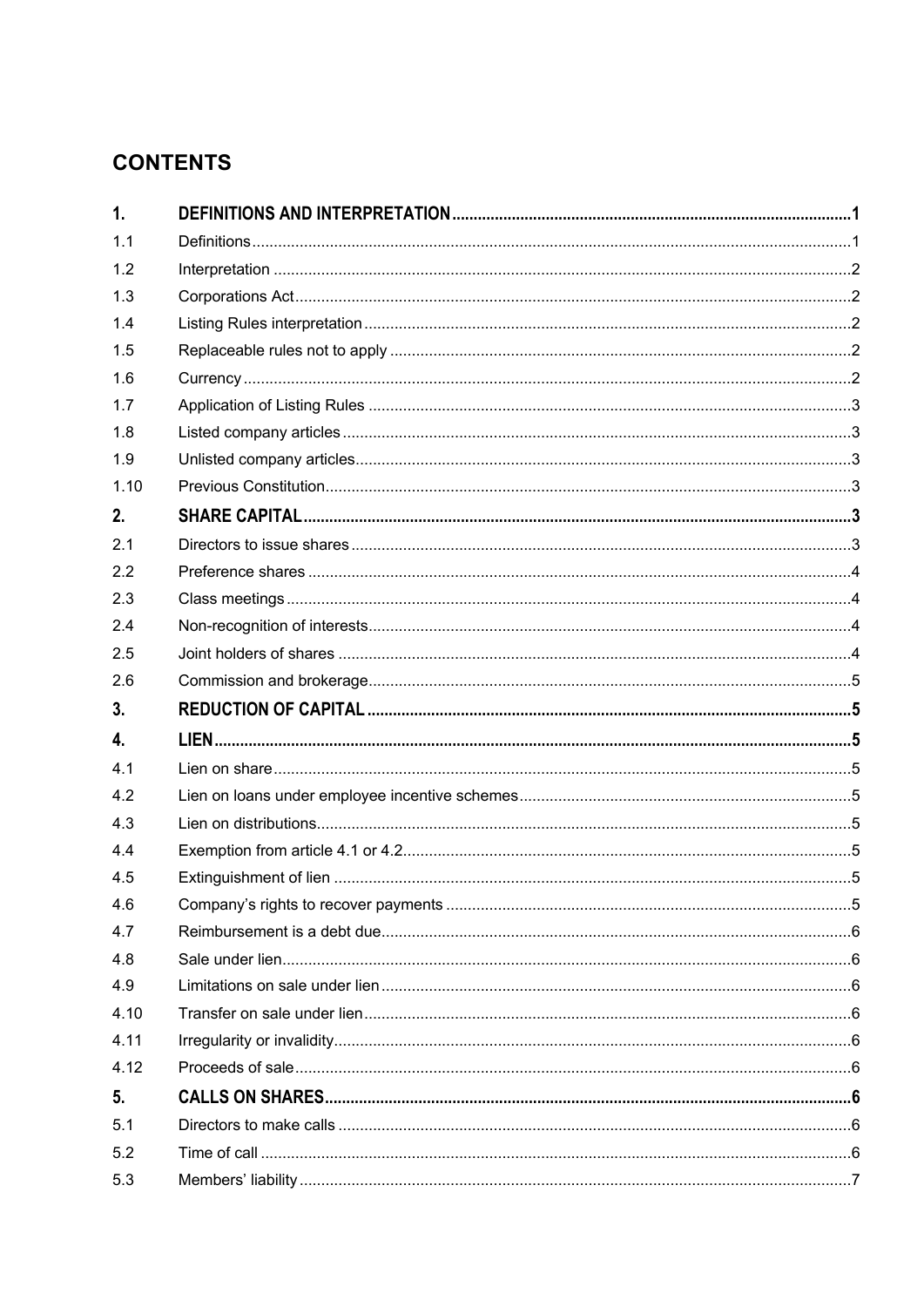# CONTENTS

| | | |
|---|---|---|
| **1.** | **DEFINITIONS AND INTERPRETATION** | **1** |
| 1.1 | Definitions | 1 |
| 1.2 | Interpretation | 2 |
| 1.3 | Corporations Act | 2 |
| 1.4 | Listing Rules interpretation | 2 |
| 1.5 | Replaceable rules not to apply | 2 |
| 1.6 | Currency | 2 |
| 1.7 | Application of Listing Rules | 3 |
| 1.8 | Listed company articles | 3 |
| 1.9 | Unlisted company articles | 3 |
| 1.10 | Previous Constitution | 3 |
| **2.** | **SHARE CAPITAL** | **3** |
| 2.1 | Directors to issue shares | 3 |
| 2.2 | Preference shares | 4 |
| 2.3 | Class meetings | 4 |
| 2.4 | Non-recognition of interests | 4 |
| 2.5 | Joint holders of shares | 4 |
| 2.6 | Commission and brokerage | 5 |
| **3.** | **REDUCTION OF CAPITAL** | **5** |
| **4.** | **LIEN** | **5** |
| 4.1 | Lien on share | 5 |
| 4.2 | Lien on loans under employee incentive schemes | 5 |
| 4.3 | Lien on distributions | 5 |
| 4.4 | Exemption from article 4.1 or 4.2 | 5 |
| 4.5 | Extinguishment of lien | 5 |
| 4.6 | Company's rights to recover payments | 5 |
| 4.7 | Reimbursement is a debt due | 6 |
| 4.8 | Sale under lien | 6 |
| 4.9 | Limitations on sale under lien | 6 |
| 4.10 | Transfer on sale under lien | 6 |
| 4.11 | Irregularity or invalidity | 6 |
| 4.12 | Proceeds of sale | 6 |
| **5.** | **CALLS ON SHARES** | **6** |
| 5.1 | Directors to make calls | 6 |
| 5.2 | Time of call | 6 |
| 5.3 | Members' liability | 7 |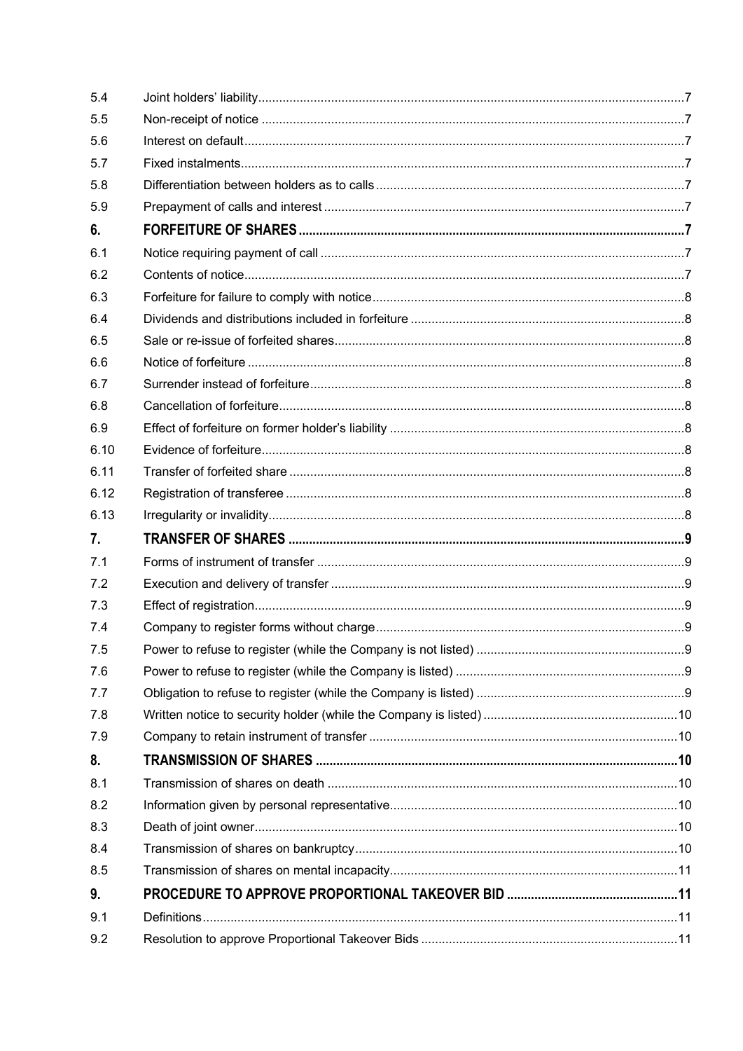| | | |
|---|---|---|
| 5.4 | Joint holders' liability | 7 |
| 5.5 | Non-receipt of notice | 7 |
| 5.6 | Interest on default | 7 |
| 5.7 | Fixed instalments | 7 |
| 5.8 | Differentiation between holders as to calls | 7 |
| 5.9 | Prepayment of calls and interest | 7 |
| **6.** | **FORFEITURE OF SHARES** | **7** |
| 6.1 | Notice requiring payment of call | 7 |
| 6.2 | Contents of notice | 7 |
| 6.3 | Forfeiture for failure to comply with notice | 8 |
| 6.4 | Dividends and distributions included in forfeiture | 8 |
| 6.5 | Sale or re-issue of forfeited shares | 8 |
| 6.6 | Notice of forfeiture | 8 |
| 6.7 | Surrender instead of forfeiture | 8 |
| 6.8 | Cancellation of forfeiture | 8 |
| 6.9 | Effect of forfeiture on former holder's liability | 8 |
| 6.10 | Evidence of forfeiture | 8 |
| 6.11 | Transfer of forfeited share | 8 |
| 6.12 | Registration of transferee | 8 |
| 6.13 | Irregularity or invalidity | 8 |
| **7.** | **TRANSFER OF SHARES** | **9** |
| 7.1 | Forms of instrument of transfer | 9 |
| 7.2 | Execution and delivery of transfer | 9 |
| 7.3 | Effect of registration | 9 |
| 7.4 | Company to register forms without charge | 9 |
| 7.5 | Power to refuse to register (while the Company is not listed) | 9 |
| 7.6 | Power to refuse to register (while the Company is listed) | 9 |
| 7.7 | Obligation to refuse to register (while the Company is listed) | 9 |
| 7.8 | Written notice to security holder (while the Company is listed) | 10 |
| 7.9 | Company to retain instrument of transfer | 10 |
| **8.** | **TRANSMISSION OF SHARES** | **10** |
| 8.1 | Transmission of shares on death | 10 |
| 8.2 | Information given by personal representative | 10 |
| 8.3 | Death of joint owner | 10 |
| 8.4 | Transmission of shares on bankruptcy | 10 |
| 8.5 | Transmission of shares on mental incapacity | 11 |
| **9.** | **PROCEDURE TO APPROVE PROPORTIONAL TAKEOVER BID** | **11** |
| 9.1 | Definitions | 11 |
| 9.2 | Resolution to approve Proportional Takeover Bids | 11 |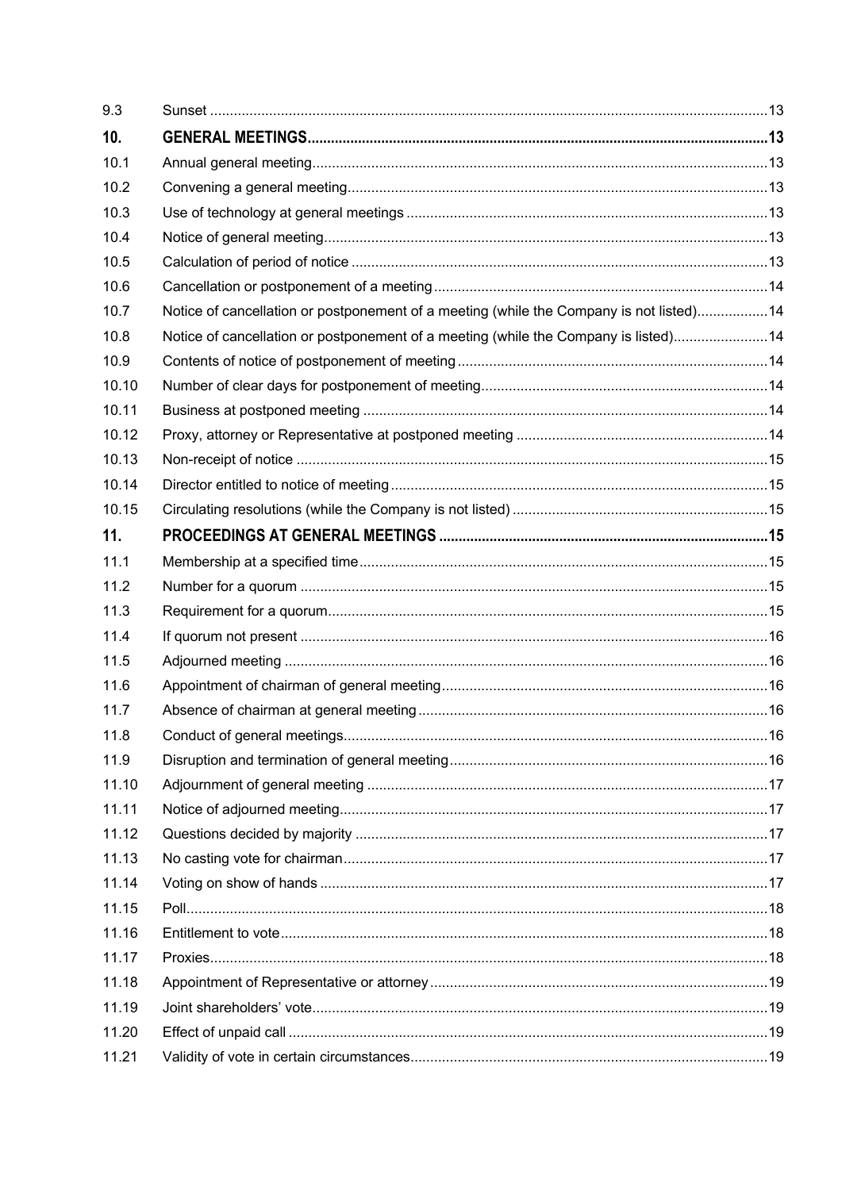| | | |
|---|---|---|
| 9.3 | Sunset | 13 |
| **10.** | **GENERAL MEETINGS** | **13** |
| 10.1 | Annual general meeting | 13 |
| 10.2 | Convening a general meeting | 13 |
| 10.3 | Use of technology at general meetings | 13 |
| 10.4 | Notice of general meeting | 13 |
| 10.5 | Calculation of period of notice | 13 |
| 10.6 | Cancellation or postponement of a meeting | 14 |
| 10.7 | Notice of cancellation or postponement of a meeting (while the Company is not listed) | 14 |
| 10.8 | Notice of cancellation or postponement of a meeting (while the Company is listed) | 14 |
| 10.9 | Contents of notice of postponement of meeting | 14 |
| 10.10 | Number of clear days for postponement of meeting | 14 |
| 10.11 | Business at postponed meeting | 14 |
| 10.12 | Proxy, attorney or Representative at postponed meeting | 14 |
| 10.13 | Non-receipt of notice | 15 |
| 10.14 | Director entitled to notice of meeting | 15 |
| 10.15 | Circulating resolutions (while the Company is not listed) | 15 |
| **11.** | **PROCEEDINGS AT GENERAL MEETINGS** | **15** |
| 11.1 | Membership at a specified time | 15 |
| 11.2 | Number for a quorum | 15 |
| 11.3 | Requirement for a quorum | 15 |
| 11.4 | If quorum not present | 16 |
| 11.5 | Adjourned meeting | 16 |
| 11.6 | Appointment of chairman of general meeting | 16 |
| 11.7 | Absence of chairman at general meeting | 16 |
| 11.8 | Conduct of general meetings | 16 |
| 11.9 | Disruption and termination of general meeting | 16 |
| 11.10 | Adjournment of general meeting | 17 |
| 11.11 | Notice of adjourned meeting | 17 |
| 11.12 | Questions decided by majority | 17 |
| 11.13 | No casting vote for chairman | 17 |
| 11.14 | Voting on show of hands | 17 |
| 11.15 | Poll | 18 |
| 11.16 | Entitlement to vote | 18 |
| 11.17 | Proxies | 18 |
| 11.18 | Appointment of Representative or attorney | 19 |
| 11.19 | Joint shareholders' vote | 19 |
| 11.20 | Effect of unpaid call | 19 |
| 11.21 | Validity of vote in certain circumstances | 19 |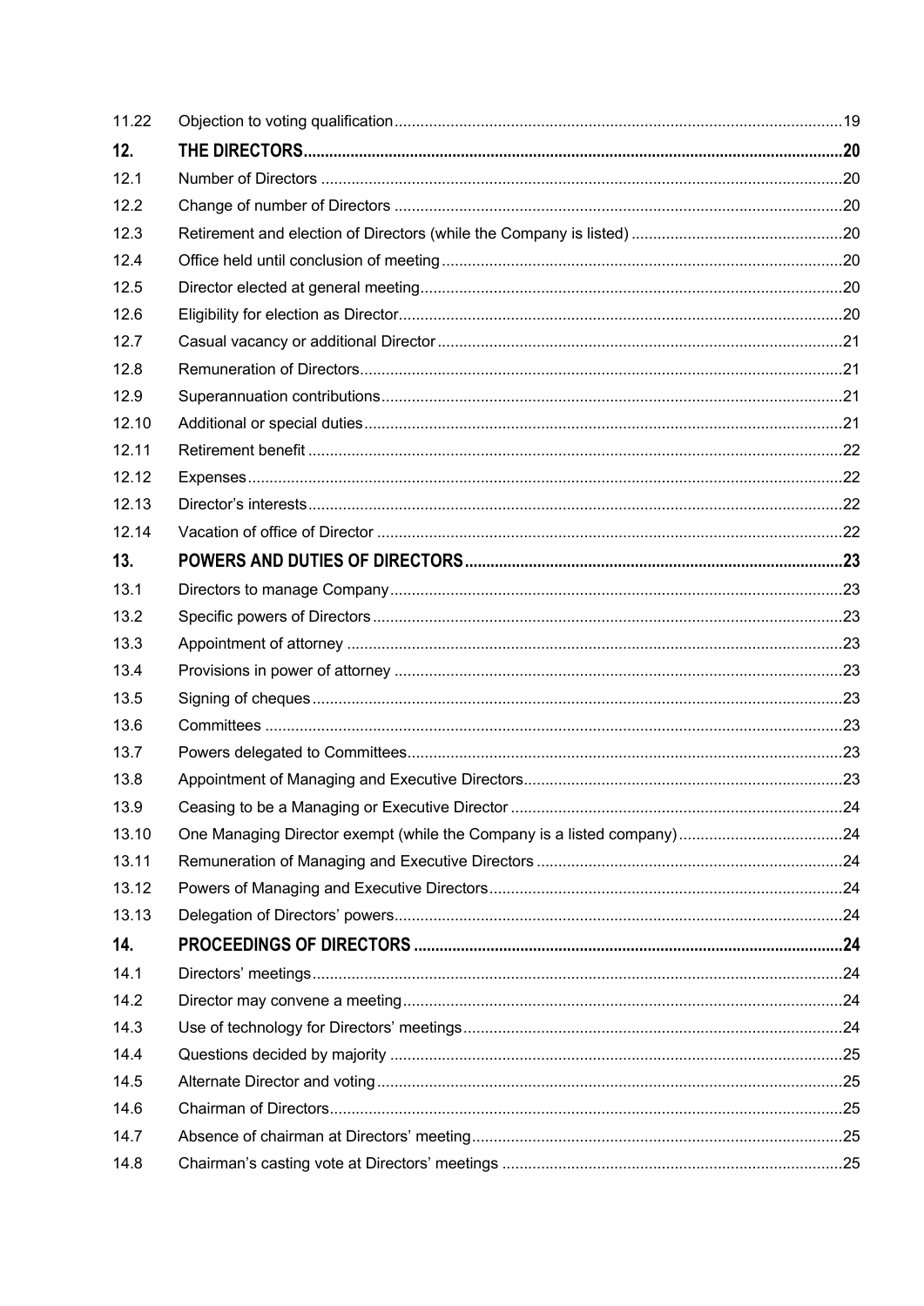| | | |
|---|---|---|
| 11.22 | Objection to voting qualification | 19 |
| **12.** | **THE DIRECTORS** | **20** |
| 12.1 | Number of Directors | 20 |
| 12.2 | Change of number of Directors | 20 |
| 12.3 | Retirement and election of Directors (while the Company is listed) | 20 |
| 12.4 | Office held until conclusion of meeting | 20 |
| 12.5 | Director elected at general meeting | 20 |
| 12.6 | Eligibility for election as Director | 20 |
| 12.7 | Casual vacancy or additional Director | 21 |
| 12.8 | Remuneration of Directors | 21 |
| 12.9 | Superannuation contributions | 21 |
| 12.10 | Additional or special duties | 21 |
| 12.11 | Retirement benefit | 22 |
| 12.12 | Expenses | 22 |
| 12.13 | Director's interests | 22 |
| 12.14 | Vacation of office of Director | 22 |
| **13.** | **POWERS AND DUTIES OF DIRECTORS** | **23** |
| 13.1 | Directors to manage Company | 23 |
| 13.2 | Specific powers of Directors | 23 |
| 13.3 | Appointment of attorney | 23 |
| 13.4 | Provisions in power of attorney | 23 |
| 13.5 | Signing of cheques | 23 |
| 13.6 | Committees | 23 |
| 13.7 | Powers delegated to Committees | 23 |
| 13.8 | Appointment of Managing and Executive Directors | 23 |
| 13.9 | Ceasing to be a Managing or Executive Director | 24 |
| 13.10 | One Managing Director exempt (while the Company is a listed company) | 24 |
| 13.11 | Remuneration of Managing and Executive Directors | 24 |
| 13.12 | Powers of Managing and Executive Directors | 24 |
| 13.13 | Delegation of Directors' powers | 24 |
| **14.** | **PROCEEDINGS OF DIRECTORS** | **24** |
| 14.1 | Directors' meetings | 24 |
| 14.2 | Director may convene a meeting | 24 |
| 14.3 | Use of technology for Directors' meetings | 24 |
| 14.4 | Questions decided by majority | 25 |
| 14.5 | Alternate Director and voting | 25 |
| 14.6 | Chairman of Directors | 25 |
| 14.7 | Absence of chairman at Directors' meeting | 25 |
| 14.8 | Chairman's casting vote at Directors' meetings | 25 |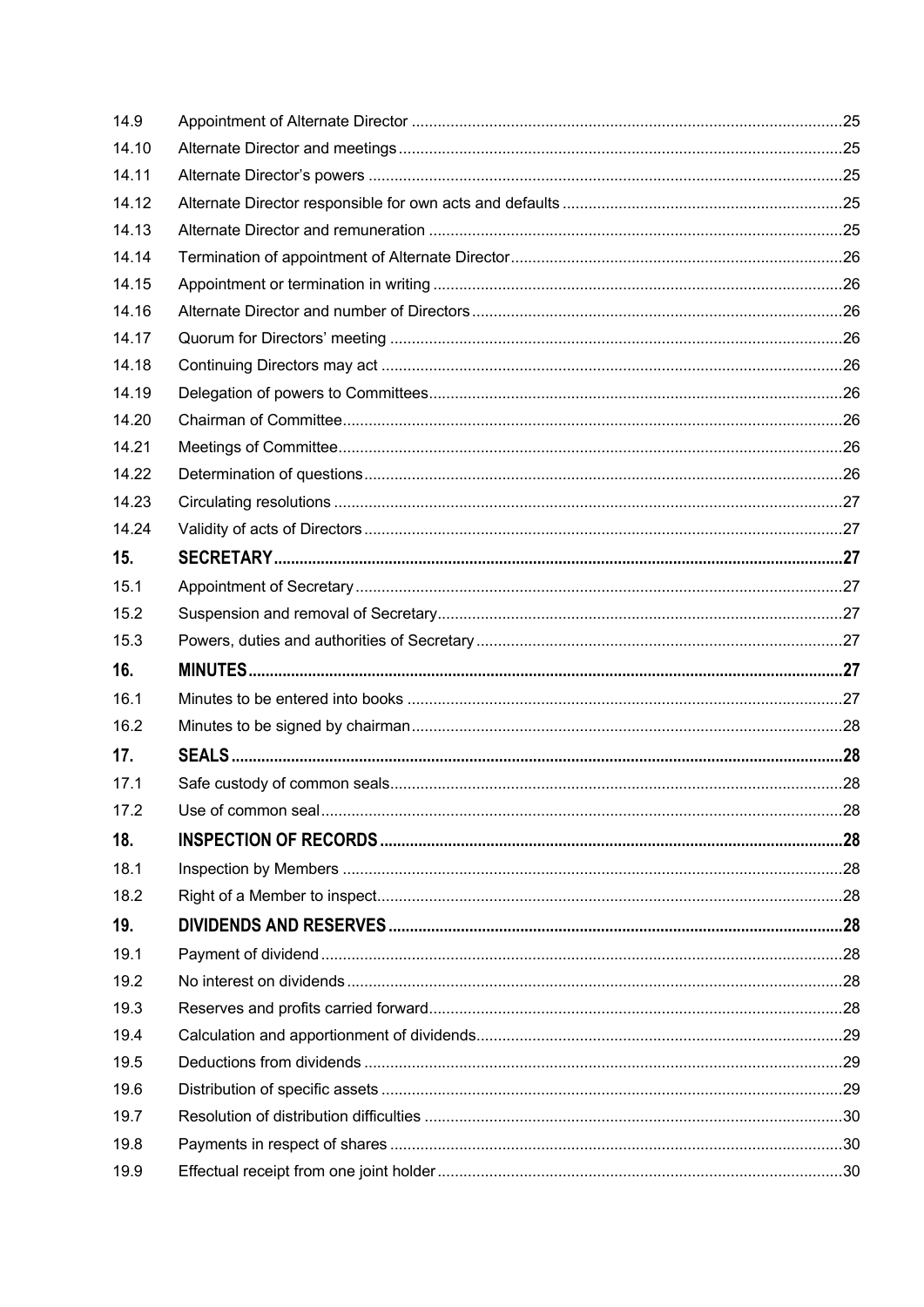| | | |
|---|---|---|
| 14.9 | Appointment of Alternate Director | 25 |
| 14.10 | Alternate Director and meetings | 25 |
| 14.11 | Alternate Director's powers | 25 |
| 14.12 | Alternate Director responsible for own acts and defaults | 25 |
| 14.13 | Alternate Director and remuneration | 25 |
| 14.14 | Termination of appointment of Alternate Director | 26 |
| 14.15 | Appointment or termination in writing | 26 |
| 14.16 | Alternate Director and number of Directors | 26 |
| 14.17 | Quorum for Directors' meeting | 26 |
| 14.18 | Continuing Directors may act | 26 |
| 14.19 | Delegation of powers to Committees | 26 |
| 14.20 | Chairman of Committee | 26 |
| 14.21 | Meetings of Committee | 26 |
| 14.22 | Determination of questions | 26 |
| 14.23 | Circulating resolutions | 27 |
| 14.24 | Validity of acts of Directors | 27 |
| **15.** | **SECRETARY** | **27** |
| 15.1 | Appointment of Secretary | 27 |
| 15.2 | Suspension and removal of Secretary | 27 |
| 15.3 | Powers, duties and authorities of Secretary | 27 |
| **16.** | **MINUTES** | **27** |
| 16.1 | Minutes to be entered into books | 27 |
| 16.2 | Minutes to be signed by chairman | 28 |
| **17.** | **SEALS** | **28** |
| 17.1 | Safe custody of common seals | 28 |
| 17.2 | Use of common seal | 28 |
| **18.** | **INSPECTION OF RECORDS** | **28** |
| 18.1 | Inspection by Members | 28 |
| 18.2 | Right of a Member to inspect | 28 |
| **19.** | **DIVIDENDS AND RESERVES** | **28** |
| 19.1 | Payment of dividend | 28 |
| 19.2 | No interest on dividends | 28 |
| 19.3 | Reserves and profits carried forward | 28 |
| 19.4 | Calculation and apportionment of dividends | 29 |
| 19.5 | Deductions from dividends | 29 |
| 19.6 | Distribution of specific assets | 29 |
| 19.7 | Resolution of distribution difficulties | 30 |
| 19.8 | Payments in respect of shares | 30 |
| 19.9 | Effectual receipt from one joint holder | 30 |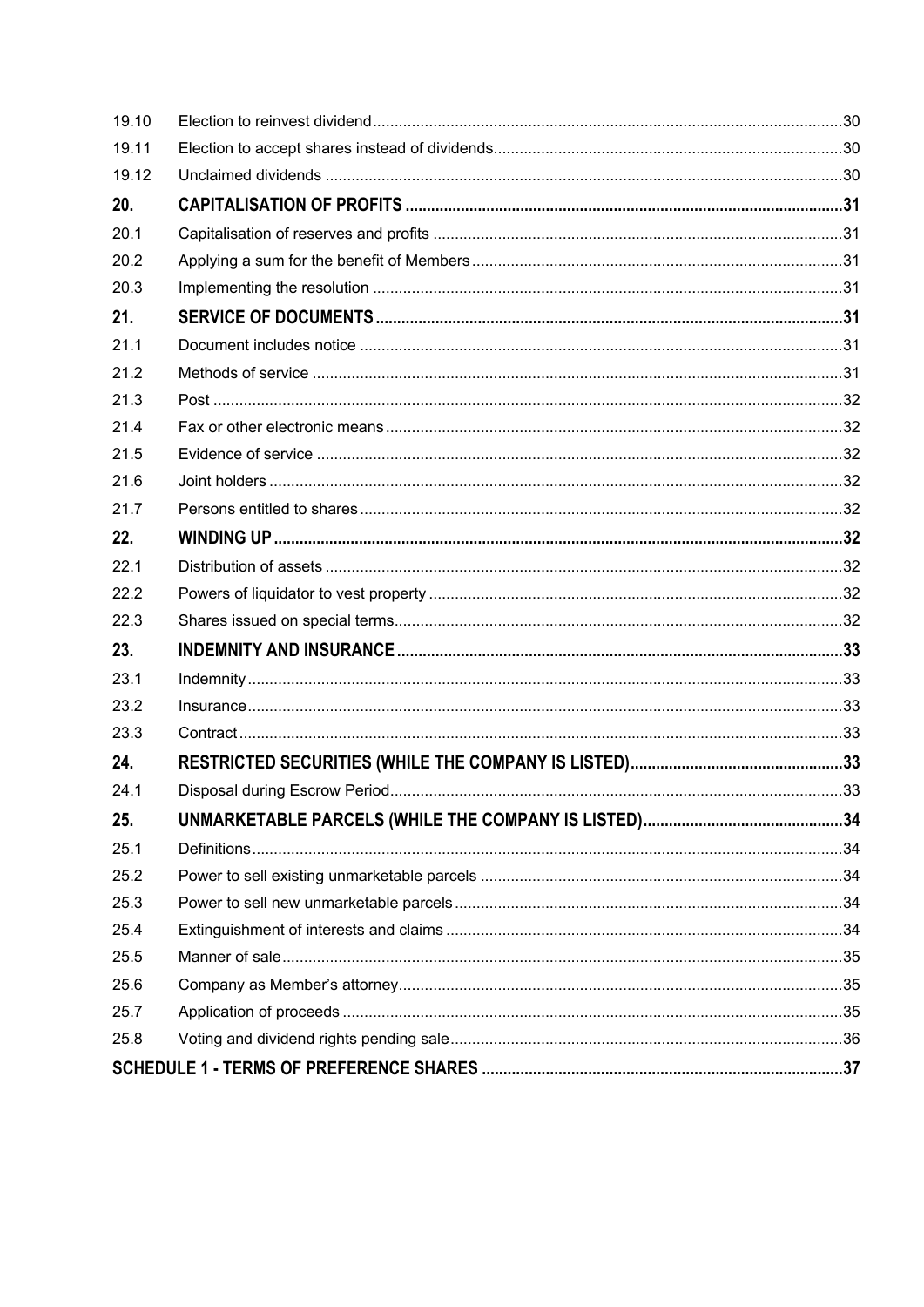| | | |
|---|---|---|
| 19.10 | Election to reinvest dividend | 30 |
| 19.11 | Election to accept shares instead of dividends | 30 |
| 19.12 | Unclaimed dividends | 30 |
| **20.** | **CAPITALISATION OF PROFITS** | **31** |
| 20.1 | Capitalisation of reserves and profits | 31 |
| 20.2 | Applying a sum for the benefit of Members | 31 |
| 20.3 | Implementing the resolution | 31 |
| **21.** | **SERVICE OF DOCUMENTS** | **31** |
| 21.1 | Document includes notice | 31 |
| 21.2 | Methods of service | 31 |
| 21.3 | Post | 32 |
| 21.4 | Fax or other electronic means | 32 |
| 21.5 | Evidence of service | 32 |
| 21.6 | Joint holders | 32 |
| 21.7 | Persons entitled to shares | 32 |
| **22.** | **WINDING UP** | **32** |
| 22.1 | Distribution of assets | 32 |
| 22.2 | Powers of liquidator to vest property | 32 |
| 22.3 | Shares issued on special terms | 32 |
| **23.** | **INDEMNITY AND INSURANCE** | **33** |
| 23.1 | Indemnity | 33 |
| 23.2 | Insurance | 33 |
| 23.3 | Contract | 33 |
| **24.** | **RESTRICTED SECURITIES (WHILE THE COMPANY IS LISTED)** | **33** |
| 24.1 | Disposal during Escrow Period | 33 |
| **25.** | **UNMARKETABLE PARCELS (WHILE THE COMPANY IS LISTED)** | **34** |
| 25.1 | Definitions | 34 |
| 25.2 | Power to sell existing unmarketable parcels | 34 |
| 25.3 | Power to sell new unmarketable parcels | 34 |
| 25.4 | Extinguishment of interests and claims | 34 |
| 25.5 | Manner of sale | 35 |
| 25.6 | Company as Member's attorney | 35 |
| 25.7 | Application of proceeds | 35 |
| 25.8 | Voting and dividend rights pending sale | 36 |
| **SCHEDULE 1 - TERMS OF PREFERENCE SHARES** | | **37** |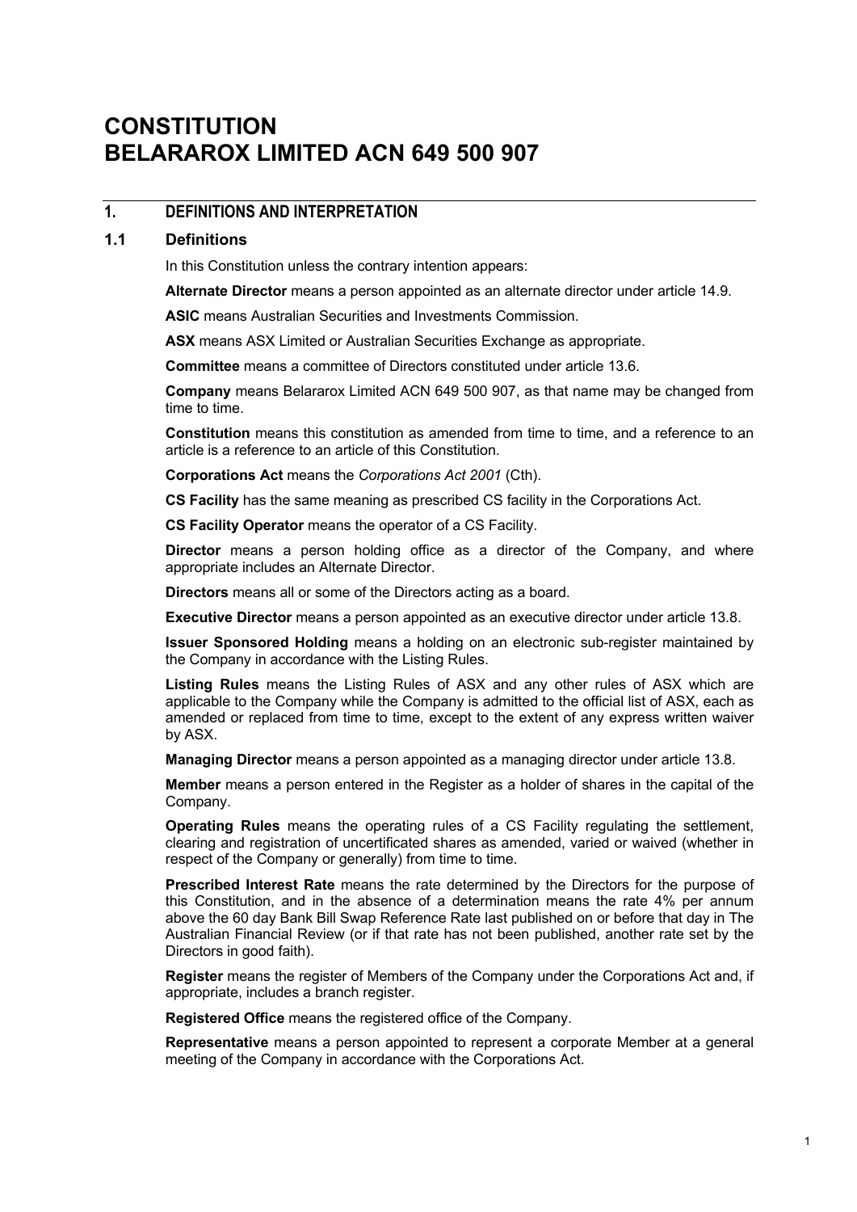# CONSTITUTION
# BELARAROX LIMITED ACN 649 500 907

## 1. DEFINITIONS AND INTERPRETATION

### 1.1 Definitions

In this Constitution unless the contrary intention appears:

**Alternate Director** means a person appointed as an alternate director under article 14.9.

**ASIC** means Australian Securities and Investments Commission.

**ASX** means ASX Limited or Australian Securities Exchange as appropriate.

**Committee** means a committee of Directors constituted under article 13.6.

**Company** means Belararox Limited ACN 649 500 907, as that name may be changed from time to time.

**Constitution** means this constitution as amended from time to time, and a reference to an article is a reference to an article of this Constitution.

**Corporations Act** means the *Corporations Act 2001* (Cth).

**CS Facility** has the same meaning as prescribed CS facility in the Corporations Act.

**CS Facility Operator** means the operator of a CS Facility.

**Director** means a person holding office as a director of the Company, and where appropriate includes an Alternate Director.

**Directors** means all or some of the Directors acting as a board.

**Executive Director** means a person appointed as an executive director under article 13.8.

**Issuer Sponsored Holding** means a holding on an electronic sub-register maintained by the Company in accordance with the Listing Rules.

**Listing Rules** means the Listing Rules of ASX and any other rules of ASX which are applicable to the Company while the Company is admitted to the official list of ASX, each as amended or replaced from time to time, except to the extent of any express written waiver by ASX.

**Managing Director** means a person appointed as a managing director under article 13.8.

**Member** means a person entered in the Register as a holder of shares in the capital of the Company.

**Operating Rules** means the operating rules of a CS Facility regulating the settlement, clearing and registration of uncertificated shares as amended, varied or waived (whether in respect of the Company or generally) from time to time.

**Prescribed Interest Rate** means the rate determined by the Directors for the purpose of this Constitution, and in the absence of a determination means the rate 4% per annum above the 60 day Bank Bill Swap Reference Rate last published on or before that day in The Australian Financial Review (or if that rate has not been published, another rate set by the Directors in good faith).

**Register** means the register of Members of the Company under the Corporations Act and, if appropriate, includes a branch register.

**Registered Office** means the registered office of the Company.

**Representative** means a person appointed to represent a corporate Member at a general meeting of the Company in accordance with the Corporations Act.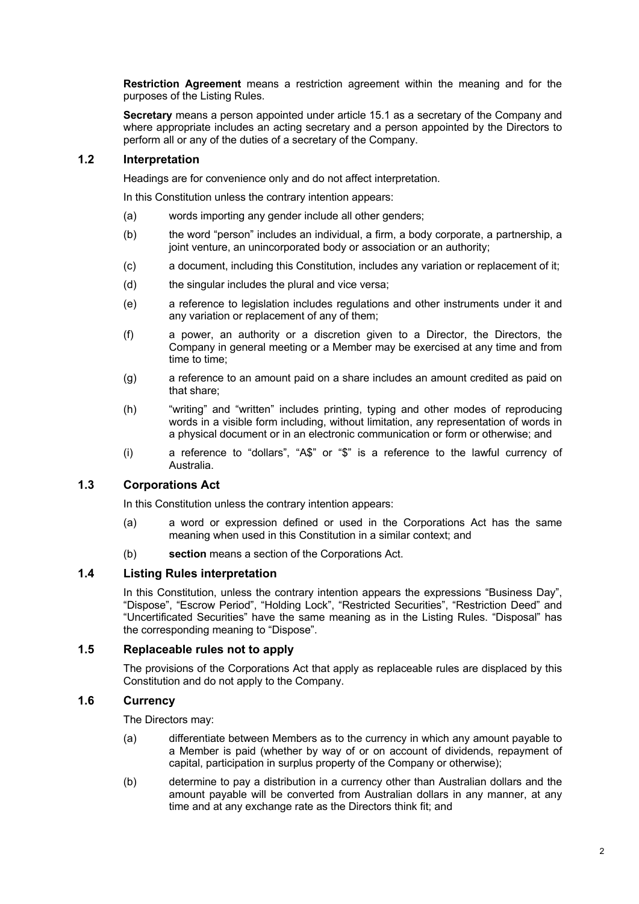**Restriction Agreement** means a restriction agreement within the meaning and for the purposes of the Listing Rules.

**Secretary** means a person appointed under article 15.1 as a secretary of the Company and where appropriate includes an acting secretary and a person appointed by the Directors to perform all or any of the duties of a secretary of the Company.

### 1.2 Interpretation

Headings are for convenience only and do not affect interpretation.

In this Constitution unless the contrary intention appears:

(a) words importing any gender include all other genders;

(b) the word "person" includes an individual, a firm, a body corporate, a partnership, a joint venture, an unincorporated body or association or an authority;

(c) a document, including this Constitution, includes any variation or replacement of it;

(d) the singular includes the plural and vice versa;

(e) a reference to legislation includes regulations and other instruments under it and any variation or replacement of any of them;

(f) a power, an authority or a discretion given to a Director, the Directors, the Company in general meeting or a Member may be exercised at any time and from time to time;

(g) a reference to an amount paid on a share includes an amount credited as paid on that share;

(h) "writing" and "written" includes printing, typing and other modes of reproducing words in a visible form including, without limitation, any representation of words in a physical document or in an electronic communication or form or otherwise; and

(i) a reference to "dollars", "A$" or "$" is a reference to the lawful currency of Australia.

### 1.3 Corporations Act

In this Constitution unless the contrary intention appears:

(a) a word or expression defined or used in the Corporations Act has the same meaning when used in this Constitution in a similar context; and

(b) **section** means a section of the Corporations Act.

### 1.4 Listing Rules interpretation

In this Constitution, unless the contrary intention appears the expressions "Business Day", "Dispose", "Escrow Period", "Holding Lock", "Restricted Securities", "Restriction Deed" and "Uncertificated Securities" have the same meaning as in the Listing Rules. "Disposal" has the corresponding meaning to "Dispose".

### 1.5 Replaceable rules not to apply

The provisions of the Corporations Act that apply as replaceable rules are displaced by this Constitution and do not apply to the Company.

### 1.6 Currency

The Directors may:

(a) differentiate between Members as to the currency in which any amount payable to a Member is paid (whether by way of or on account of dividends, repayment of capital, participation in surplus property of the Company or otherwise);

(b) determine to pay a distribution in a currency other than Australian dollars and the amount payable will be converted from Australian dollars in any manner, at any time and at any exchange rate as the Directors think fit; and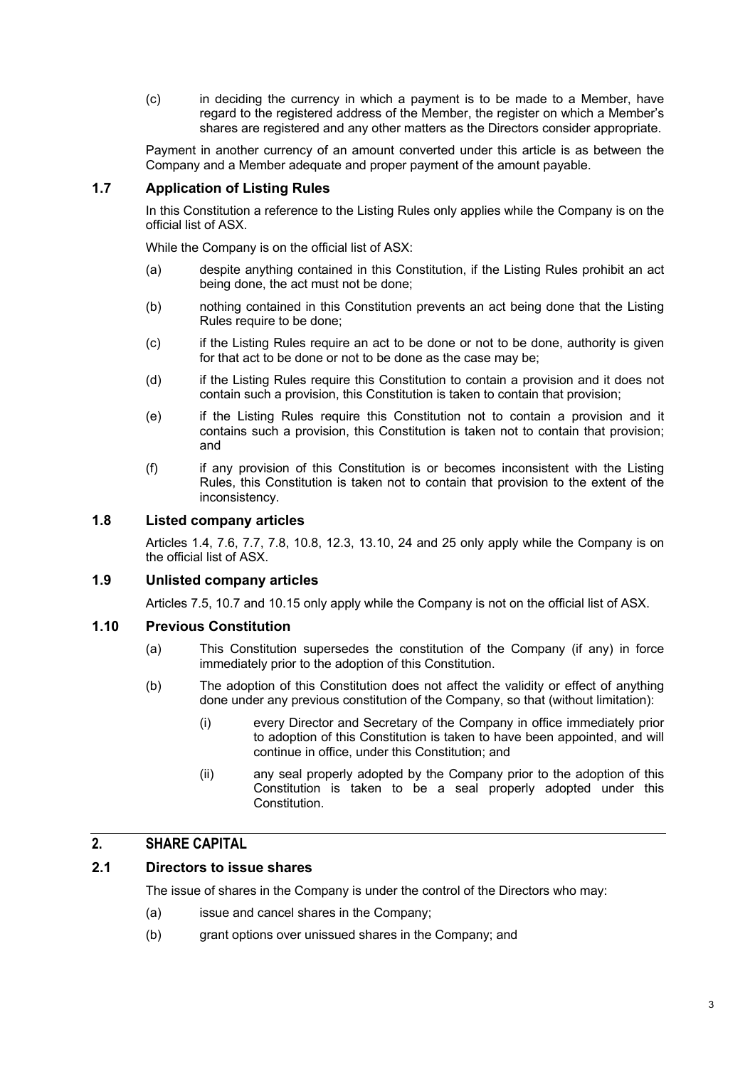(c) in deciding the currency in which a payment is to be made to a Member, have regard to the registered address of the Member, the register on which a Member's shares are registered and any other matters as the Directors consider appropriate.

Payment in another currency of an amount converted under this article is as between the Company and a Member adequate and proper payment of the amount payable.

### 1.7 Application of Listing Rules

In this Constitution a reference to the Listing Rules only applies while the Company is on the official list of ASX.

While the Company is on the official list of ASX:

(a) despite anything contained in this Constitution, if the Listing Rules prohibit an act being done, the act must not be done;

(b) nothing contained in this Constitution prevents an act being done that the Listing Rules require to be done;

(c) if the Listing Rules require an act to be done or not to be done, authority is given for that act to be done or not to be done as the case may be;

(d) if the Listing Rules require this Constitution to contain a provision and it does not contain such a provision, this Constitution is taken to contain that provision;

(e) if the Listing Rules require this Constitution not to contain a provision and it contains such a provision, this Constitution is taken not to contain that provision; and

(f) if any provision of this Constitution is or becomes inconsistent with the Listing Rules, this Constitution is taken not to contain that provision to the extent of the inconsistency.

### 1.8 Listed company articles

Articles 1.4, 7.6, 7.7, 7.8, 10.8, 12.3, 13.10, 24 and 25 only apply while the Company is on the official list of ASX.

### 1.9 Unlisted company articles

Articles 7.5, 10.7 and 10.15 only apply while the Company is not on the official list of ASX.

### 1.10 Previous Constitution

(a) This Constitution supersedes the constitution of the Company (if any) in force immediately prior to the adoption of this Constitution.

(b) The adoption of this Constitution does not affect the validity or effect of anything done under any previous constitution of the Company, so that (without limitation):

   (i) every Director and Secretary of the Company in office immediately prior to adoption of this Constitution is taken to have been appointed, and will continue in office, under this Constitution; and

   (ii) any seal properly adopted by the Company prior to the adoption of this Constitution is taken to be a seal properly adopted under this Constitution.

## 2. SHARE CAPITAL

### 2.1 Directors to issue shares

The issue of shares in the Company is under the control of the Directors who may:

(a) issue and cancel shares in the Company;

(b) grant options over unissued shares in the Company; and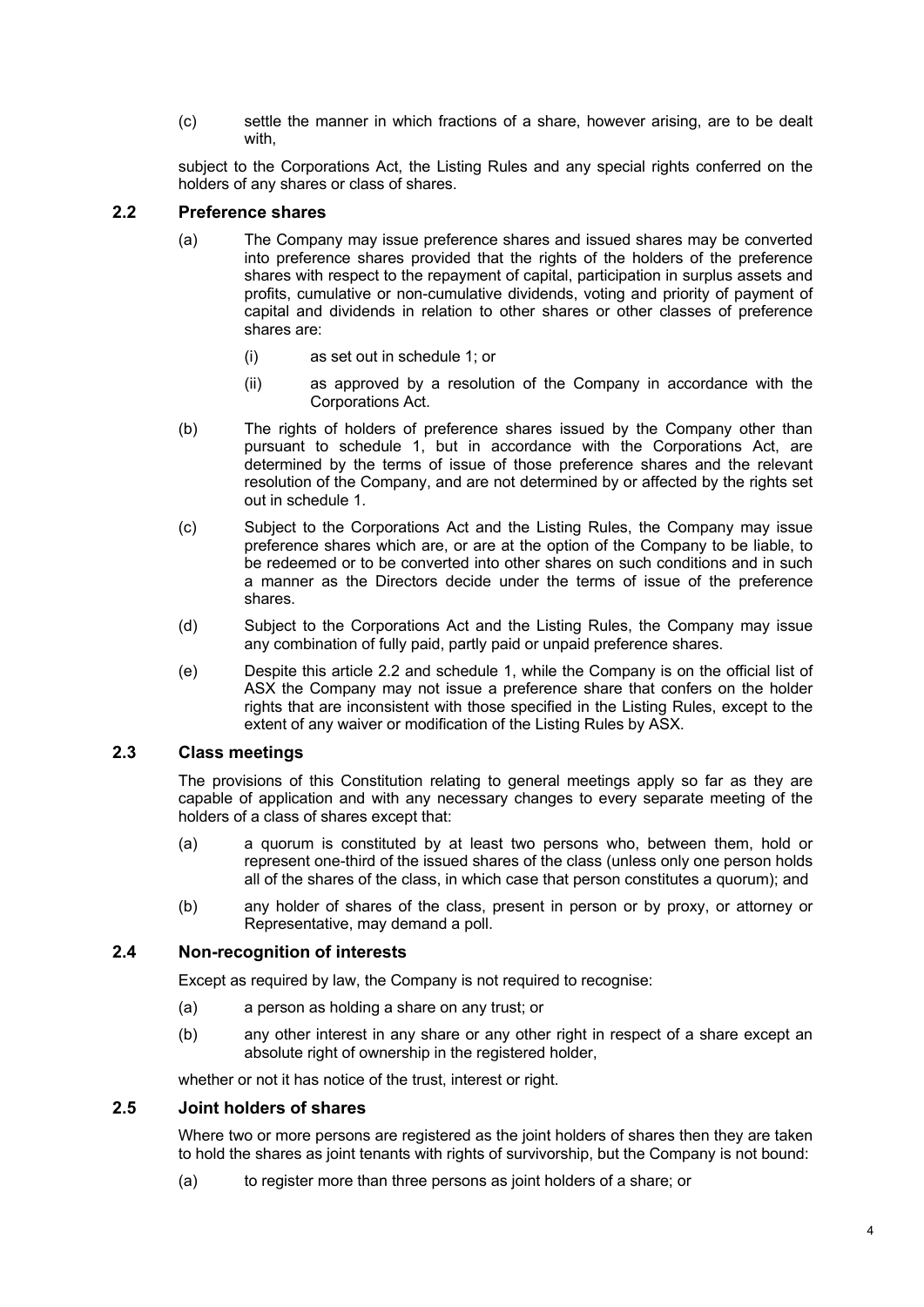(c) settle the manner in which fractions of a share, however arising, are to be dealt with,

subject to the Corporations Act, the Listing Rules and any special rights conferred on the holders of any shares or class of shares.

## 2.2 Preference shares

(a) The Company may issue preference shares and issued shares may be converted into preference shares provided that the rights of the holders of the preference shares with respect to the repayment of capital, participation in surplus assets and profits, cumulative or non-cumulative dividends, voting and priority of payment of capital and dividends in relation to other shares or other classes of preference shares are:

   (i) as set out in schedule 1; or

   (ii) as approved by a resolution of the Company in accordance with the Corporations Act.

(b) The rights of holders of preference shares issued by the Company other than pursuant to schedule 1, but in accordance with the Corporations Act, are determined by the terms of issue of those preference shares and the relevant resolution of the Company, and are not determined by or affected by the rights set out in schedule 1.

(c) Subject to the Corporations Act and the Listing Rules, the Company may issue preference shares which are, or are at the option of the Company to be liable, to be redeemed or to be converted into other shares on such conditions and in such a manner as the Directors decide under the terms of issue of the preference shares.

(d) Subject to the Corporations Act and the Listing Rules, the Company may issue any combination of fully paid, partly paid or unpaid preference shares.

(e) Despite this article 2.2 and schedule 1, while the Company is on the official list of ASX the Company may not issue a preference share that confers on the holder rights that are inconsistent with those specified in the Listing Rules, except to the extent of any waiver or modification of the Listing Rules by ASX.

## 2.3 Class meetings

The provisions of this Constitution relating to general meetings apply so far as they are capable of application and with any necessary changes to every separate meeting of the holders of a class of shares except that:

(a) a quorum is constituted by at least two persons who, between them, hold or represent one-third of the issued shares of the class (unless only one person holds all of the shares of the class, in which case that person constitutes a quorum); and

(b) any holder of shares of the class, present in person or by proxy, or attorney or Representative, may demand a poll.

## 2.4 Non-recognition of interests

Except as required by law, the Company is not required to recognise:

(a) a person as holding a share on any trust; or

(b) any other interest in any share or any other right in respect of a share except an absolute right of ownership in the registered holder,

whether or not it has notice of the trust, interest or right.

## 2.5 Joint holders of shares

Where two or more persons are registered as the joint holders of shares then they are taken to hold the shares as joint tenants with rights of survivorship, but the Company is not bound:

(a) to register more than three persons as joint holders of a share; or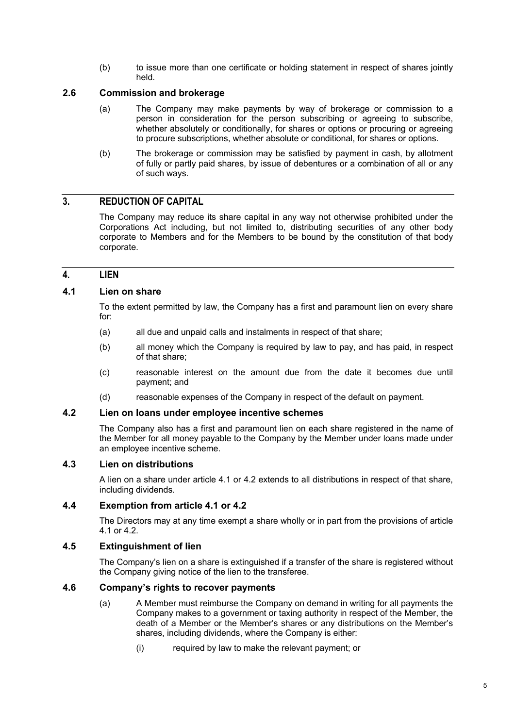(b) to issue more than one certificate or holding statement in respect of shares jointly held.

### 2.6 Commission and brokerage

(a) The Company may make payments by way of brokerage or commission to a person in consideration for the person subscribing or agreeing to subscribe, whether absolutely or conditionally, for shares or options or procuring or agreeing to procure subscriptions, whether absolute or conditional, for shares or options.

(b) The brokerage or commission may be satisfied by payment in cash, by allotment of fully or partly paid shares, by issue of debentures or a combination of all or any of such ways.

## 3. REDUCTION OF CAPITAL

The Company may reduce its share capital in any way not otherwise prohibited under the Corporations Act including, but not limited to, distributing securities of any other body corporate to Members and for the Members to be bound by the constitution of that body corporate.

## 4. LIEN

### 4.1 Lien on share

To the extent permitted by law, the Company has a first and paramount lien on every share for:

(a) all due and unpaid calls and instalments in respect of that share;

(b) all money which the Company is required by law to pay, and has paid, in respect of that share;

(c) reasonable interest on the amount due from the date it becomes due until payment; and

(d) reasonable expenses of the Company in respect of the default on payment.

### 4.2 Lien on loans under employee incentive schemes

The Company also has a first and paramount lien on each share registered in the name of the Member for all money payable to the Company by the Member under loans made under an employee incentive scheme.

### 4.3 Lien on distributions

A lien on a share under article 4.1 or 4.2 extends to all distributions in respect of that share, including dividends.

### 4.4 Exemption from article 4.1 or 4.2

The Directors may at any time exempt a share wholly or in part from the provisions of article 4.1 or 4.2.

### 4.5 Extinguishment of lien

The Company's lien on a share is extinguished if a transfer of the share is registered without the Company giving notice of the lien to the transferee.

### 4.6 Company's rights to recover payments

(a) A Member must reimburse the Company on demand in writing for all payments the Company makes to a government or taxing authority in respect of the Member, the death of a Member or the Member's shares or any distributions on the Member's shares, including dividends, where the Company is either:

(i) required by law to make the relevant payment; or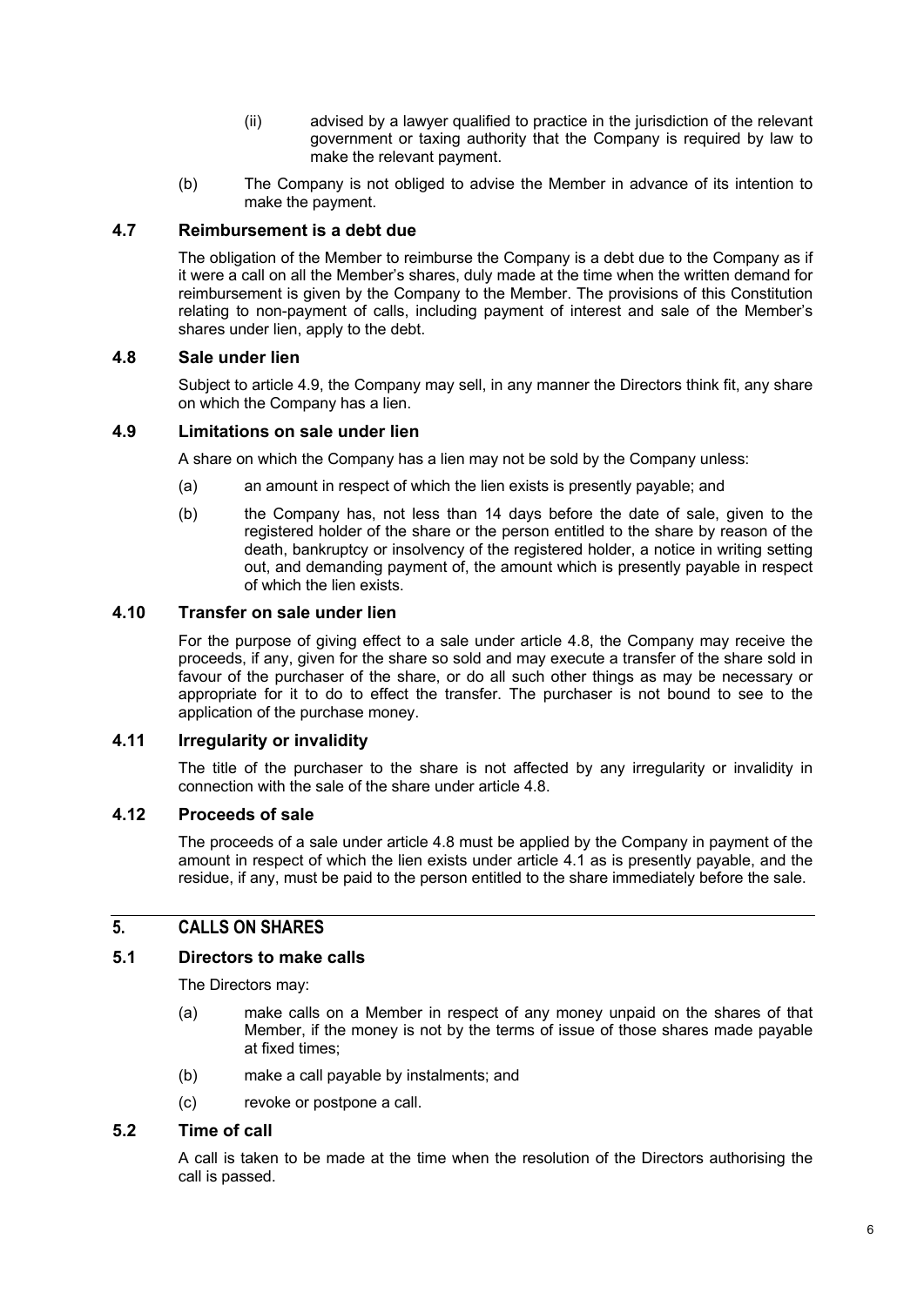(ii) advised by a lawyer qualified to practice in the jurisdiction of the relevant government or taxing authority that the Company is required by law to make the relevant payment.

(b) The Company is not obliged to advise the Member in advance of its intention to make the payment.

### 4.7 Reimbursement is a debt due

The obligation of the Member to reimburse the Company is a debt due to the Company as if it were a call on all the Member's shares, duly made at the time when the written demand for reimbursement is given by the Company to the Member. The provisions of this Constitution relating to non-payment of calls, including payment of interest and sale of the Member's shares under lien, apply to the debt.

### 4.8 Sale under lien

Subject to article 4.9, the Company may sell, in any manner the Directors think fit, any share on which the Company has a lien.

### 4.9 Limitations on sale under lien

A share on which the Company has a lien may not be sold by the Company unless:

(a) an amount in respect of which the lien exists is presently payable; and

(b) the Company has, not less than 14 days before the date of sale, given to the registered holder of the share or the person entitled to the share by reason of the death, bankruptcy or insolvency of the registered holder, a notice in writing setting out, and demanding payment of, the amount which is presently payable in respect of which the lien exists.

### 4.10 Transfer on sale under lien

For the purpose of giving effect to a sale under article 4.8, the Company may receive the proceeds, if any, given for the share so sold and may execute a transfer of the share sold in favour of the purchaser of the share, or do all such other things as may be necessary or appropriate for it to do to effect the transfer. The purchaser is not bound to see to the application of the purchase money.

### 4.11 Irregularity or invalidity

The title of the purchaser to the share is not affected by any irregularity or invalidity in connection with the sale of the share under article 4.8.

### 4.12 Proceeds of sale

The proceeds of a sale under article 4.8 must be applied by the Company in payment of the amount in respect of which the lien exists under article 4.1 as is presently payable, and the residue, if any, must be paid to the person entitled to the share immediately before the sale.

## 5. CALLS ON SHARES

### 5.1 Directors to make calls

The Directors may:

(a) make calls on a Member in respect of any money unpaid on the shares of that Member, if the money is not by the terms of issue of those shares made payable at fixed times;

(b) make a call payable by instalments; and

(c) revoke or postpone a call.

### 5.2 Time of call

A call is taken to be made at the time when the resolution of the Directors authorising the call is passed.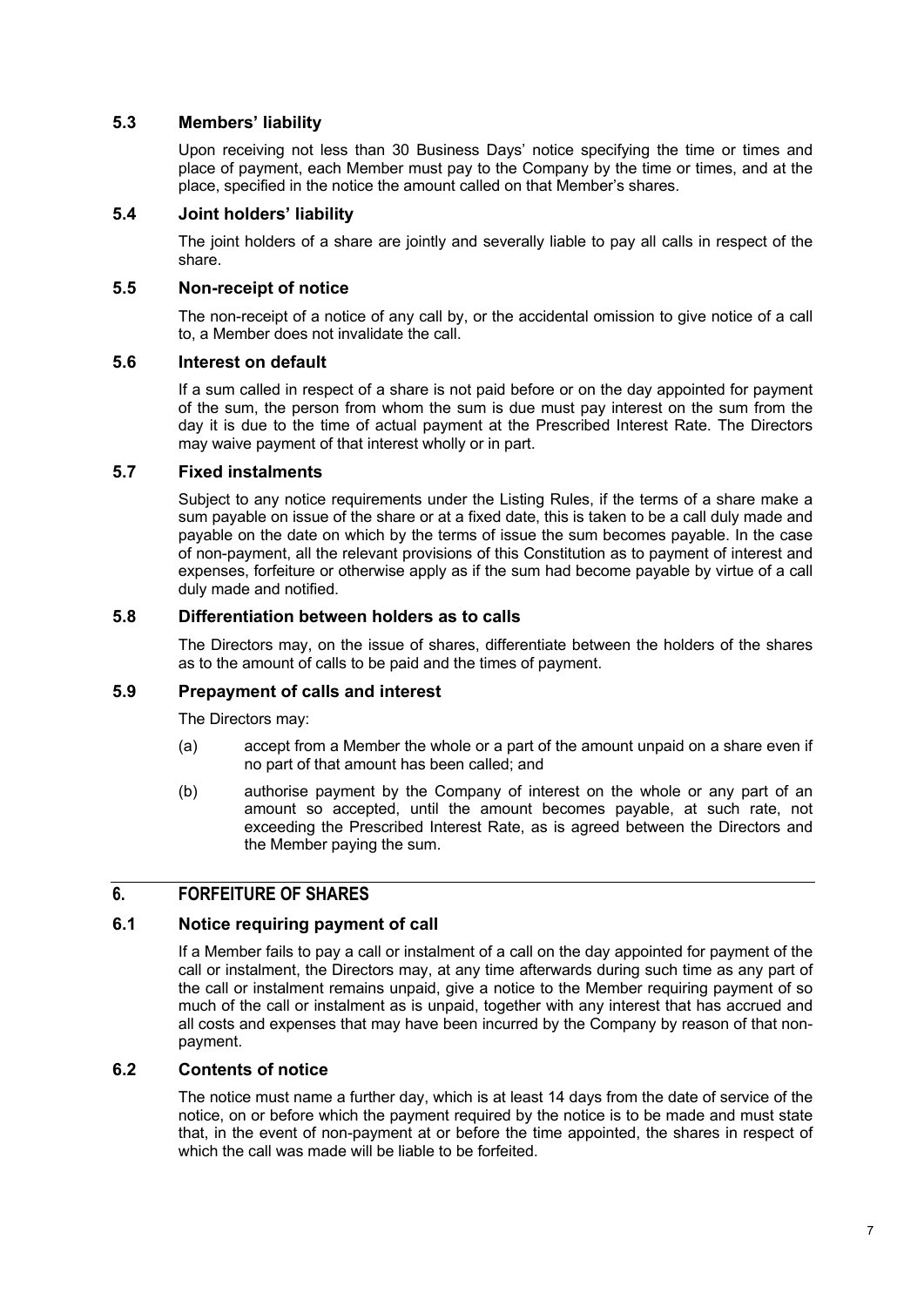### 5.3 Members' liability

Upon receiving not less than 30 Business Days' notice specifying the time or times and place of payment, each Member must pay to the Company by the time or times, and at the place, specified in the notice the amount called on that Member's shares.

### 5.4 Joint holders' liability

The joint holders of a share are jointly and severally liable to pay all calls in respect of the share.

### 5.5 Non-receipt of notice

The non-receipt of a notice of any call by, or the accidental omission to give notice of a call to, a Member does not invalidate the call.

### 5.6 Interest on default

If a sum called in respect of a share is not paid before or on the day appointed for payment of the sum, the person from whom the sum is due must pay interest on the sum from the day it is due to the time of actual payment at the Prescribed Interest Rate. The Directors may waive payment of that interest wholly or in part.

### 5.7 Fixed instalments

Subject to any notice requirements under the Listing Rules, if the terms of a share make a sum payable on issue of the share or at a fixed date, this is taken to be a call duly made and payable on the date on which by the terms of issue the sum becomes payable. In the case of non-payment, all the relevant provisions of this Constitution as to payment of interest and expenses, forfeiture or otherwise apply as if the sum had become payable by virtue of a call duly made and notified.

### 5.8 Differentiation between holders as to calls

The Directors may, on the issue of shares, differentiate between the holders of the shares as to the amount of calls to be paid and the times of payment.

### 5.9 Prepayment of calls and interest

The Directors may:

(a) accept from a Member the whole or a part of the amount unpaid on a share even if no part of that amount has been called; and

(b) authorise payment by the Company of interest on the whole or any part of an amount so accepted, until the amount becomes payable, at such rate, not exceeding the Prescribed Interest Rate, as is agreed between the Directors and the Member paying the sum.

## 6. FORFEITURE OF SHARES

### 6.1 Notice requiring payment of call

If a Member fails to pay a call or instalment of a call on the day appointed for payment of the call or instalment, the Directors may, at any time afterwards during such time as any part of the call or instalment remains unpaid, give a notice to the Member requiring payment of so much of the call or instalment as is unpaid, together with any interest that has accrued and all costs and expenses that may have been incurred by the Company by reason of that non-payment.

### 6.2 Contents of notice

The notice must name a further day, which is at least 14 days from the date of service of the notice, on or before which the payment required by the notice is to be made and must state that, in the event of non-payment at or before the time appointed, the shares in respect of which the call was made will be liable to be forfeited.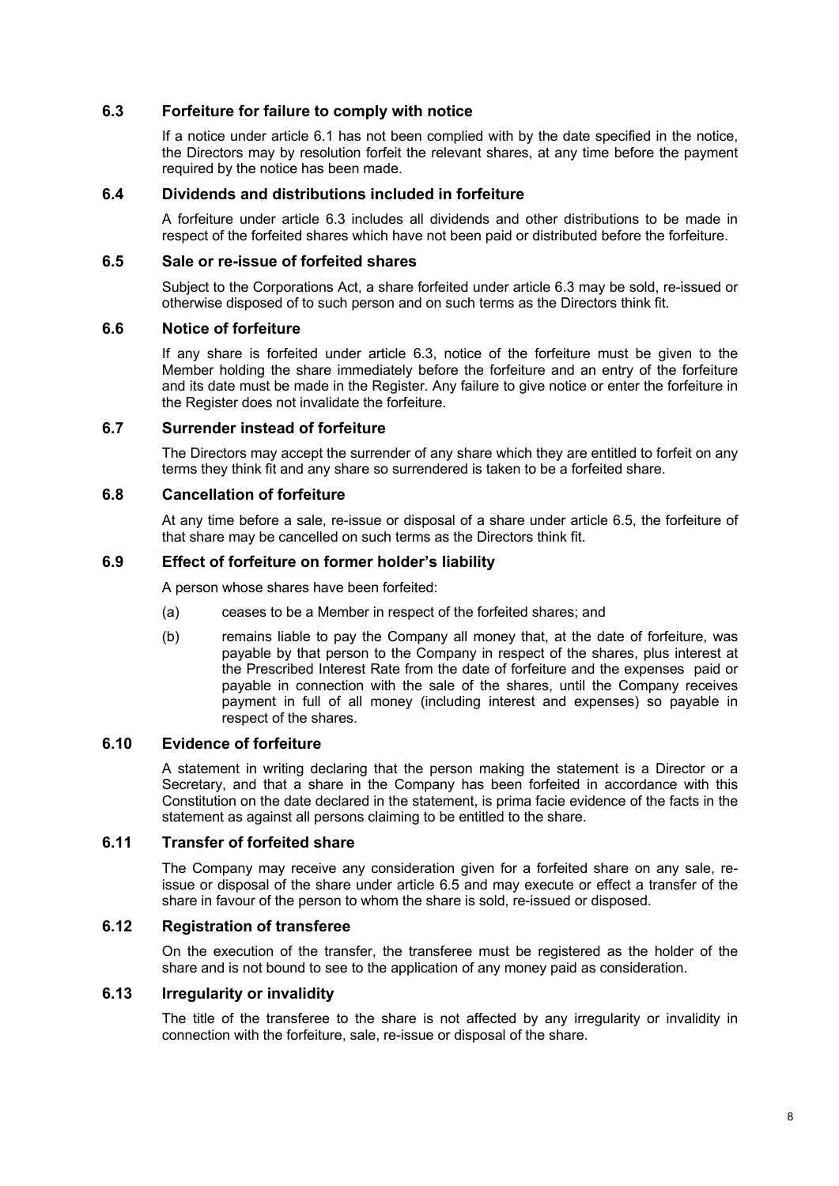### 6.3 Forfeiture for failure to comply with notice

If a notice under article 6.1 has not been complied with by the date specified in the notice, the Directors may by resolution forfeit the relevant shares, at any time before the payment required by the notice has been made.

### 6.4 Dividends and distributions included in forfeiture

A forfeiture under article 6.3 includes all dividends and other distributions to be made in respect of the forfeited shares which have not been paid or distributed before the forfeiture.

### 6.5 Sale or re-issue of forfeited shares

Subject to the Corporations Act, a share forfeited under article 6.3 may be sold, re-issued or otherwise disposed of to such person and on such terms as the Directors think fit.

### 6.6 Notice of forfeiture

If any share is forfeited under article 6.3, notice of the forfeiture must be given to the Member holding the share immediately before the forfeiture and an entry of the forfeiture and its date must be made in the Register. Any failure to give notice or enter the forfeiture in the Register does not invalidate the forfeiture.

### 6.7 Surrender instead of forfeiture

The Directors may accept the surrender of any share which they are entitled to forfeit on any terms they think fit and any share so surrendered is taken to be a forfeited share.

### 6.8 Cancellation of forfeiture

At any time before a sale, re-issue or disposal of a share under article 6.5, the forfeiture of that share may be cancelled on such terms as the Directors think fit.

### 6.9 Effect of forfeiture on former holder's liability

A person whose shares have been forfeited:

(a) ceases to be a Member in respect of the forfeited shares; and

(b) remains liable to pay the Company all money that, at the date of forfeiture, was payable by that person to the Company in respect of the shares, plus interest at the Prescribed Interest Rate from the date of forfeiture and the expenses paid or payable in connection with the sale of the shares, until the Company receives payment in full of all money (including interest and expenses) so payable in respect of the shares.

### 6.10 Evidence of forfeiture

A statement in writing declaring that the person making the statement is a Director or a Secretary, and that a share in the Company has been forfeited in accordance with this Constitution on the date declared in the statement, is prima facie evidence of the facts in the statement as against all persons claiming to be entitled to the share.

### 6.11 Transfer of forfeited share

The Company may receive any consideration given for a forfeited share on any sale, re-issue or disposal of the share under article 6.5 and may execute or effect a transfer of the share in favour of the person to whom the share is sold, re-issued or disposed.

### 6.12 Registration of transferee

On the execution of the transfer, the transferee must be registered as the holder of the share and is not bound to see to the application of any money paid as consideration.

### 6.13 Irregularity or invalidity

The title of the transferee to the share is not affected by any irregularity or invalidity in connection with the forfeiture, sale, re-issue or disposal of the share.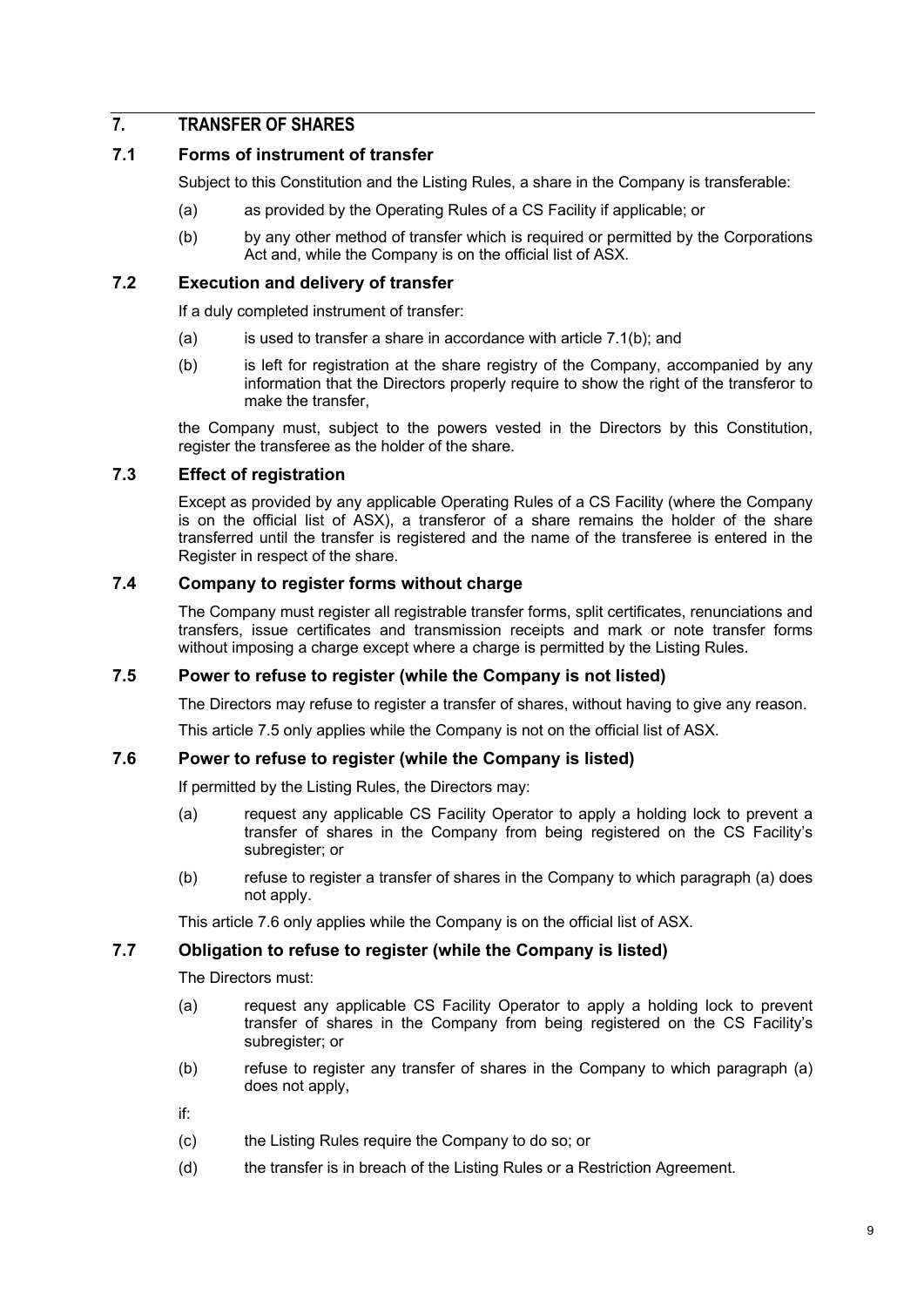## 7. TRANSFER OF SHARES

### 7.1 Forms of instrument of transfer

Subject to this Constitution and the Listing Rules, a share in the Company is transferable:

(a) as provided by the Operating Rules of a CS Facility if applicable; or

(b) by any other method of transfer which is required or permitted by the Corporations Act and, while the Company is on the official list of ASX.

### 7.2 Execution and delivery of transfer

If a duly completed instrument of transfer:

(a) is used to transfer a share in accordance with article 7.1(b); and

(b) is left for registration at the share registry of the Company, accompanied by any information that the Directors properly require to show the right of the transferor to make the transfer,

the Company must, subject to the powers vested in the Directors by this Constitution, register the transferee as the holder of the share.

### 7.3 Effect of registration

Except as provided by any applicable Operating Rules of a CS Facility (where the Company is on the official list of ASX), a transferor of a share remains the holder of the share transferred until the transfer is registered and the name of the transferee is entered in the Register in respect of the share.

### 7.4 Company to register forms without charge

The Company must register all registrable transfer forms, split certificates, renunciations and transfers, issue certificates and transmission receipts and mark or note transfer forms without imposing a charge except where a charge is permitted by the Listing Rules.

### 7.5 Power to refuse to register (while the Company is not listed)

The Directors may refuse to register a transfer of shares, without having to give any reason.

This article 7.5 only applies while the Company is not on the official list of ASX.

### 7.6 Power to refuse to register (while the Company is listed)

If permitted by the Listing Rules, the Directors may:

(a) request any applicable CS Facility Operator to apply a holding lock to prevent a transfer of shares in the Company from being registered on the CS Facility's subregister; or

(b) refuse to register a transfer of shares in the Company to which paragraph (a) does not apply.

This article 7.6 only applies while the Company is on the official list of ASX.

### 7.7 Obligation to refuse to register (while the Company is listed)

The Directors must:

(a) request any applicable CS Facility Operator to apply a holding lock to prevent transfer of shares in the Company from being registered on the CS Facility's subregister; or

(b) refuse to register any transfer of shares in the Company to which paragraph (a) does not apply,

if:

(c) the Listing Rules require the Company to do so; or

(d) the transfer is in breach of the Listing Rules or a Restriction Agreement.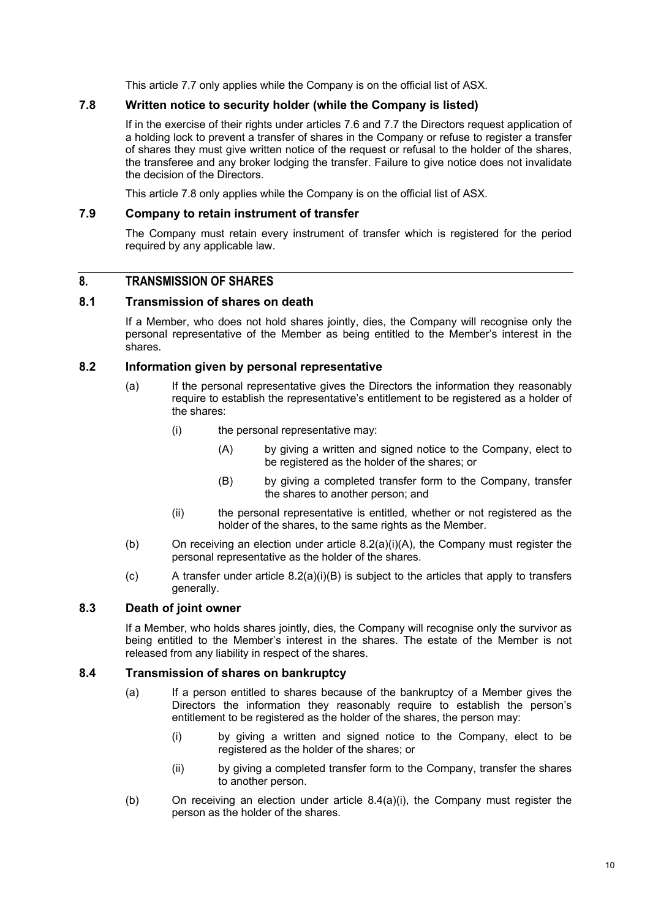This article 7.7 only applies while the Company is on the official list of ASX.

### 7.8 Written notice to security holder (while the Company is listed)

If in the exercise of their rights under articles 7.6 and 7.7 the Directors request application of a holding lock to prevent a transfer of shares in the Company or refuse to register a transfer of shares they must give written notice of the request or refusal to the holder of the shares, the transferee and any broker lodging the transfer. Failure to give notice does not invalidate the decision of the Directors.

This article 7.8 only applies while the Company is on the official list of ASX.

### 7.9 Company to retain instrument of transfer

The Company must retain every instrument of transfer which is registered for the period required by any applicable law.

## 8. TRANSMISSION OF SHARES

### 8.1 Transmission of shares on death

If a Member, who does not hold shares jointly, dies, the Company will recognise only the personal representative of the Member as being entitled to the Member's interest in the shares.

### 8.2 Information given by personal representative

(a) If the personal representative gives the Directors the information they reasonably require to establish the representative's entitlement to be registered as a holder of the shares:

  (i) the personal representative may:

    (A) by giving a written and signed notice to the Company, elect to be registered as the holder of the shares; or

    (B) by giving a completed transfer form to the Company, transfer the shares to another person; and

  (ii) the personal representative is entitled, whether or not registered as the holder of the shares, to the same rights as the Member.

(b) On receiving an election under article 8.2(a)(i)(A), the Company must register the personal representative as the holder of the shares.

(c) A transfer under article 8.2(a)(i)(B) is subject to the articles that apply to transfers generally.

### 8.3 Death of joint owner

If a Member, who holds shares jointly, dies, the Company will recognise only the survivor as being entitled to the Member's interest in the shares. The estate of the Member is not released from any liability in respect of the shares.

### 8.4 Transmission of shares on bankruptcy

(a) If a person entitled to shares because of the bankruptcy of a Member gives the Directors the information they reasonably require to establish the person's entitlement to be registered as the holder of the shares, the person may:

  (i) by giving a written and signed notice to the Company, elect to be registered as the holder of the shares; or

  (ii) by giving a completed transfer form to the Company, transfer the shares to another person.

(b) On receiving an election under article 8.4(a)(i), the Company must register the person as the holder of the shares.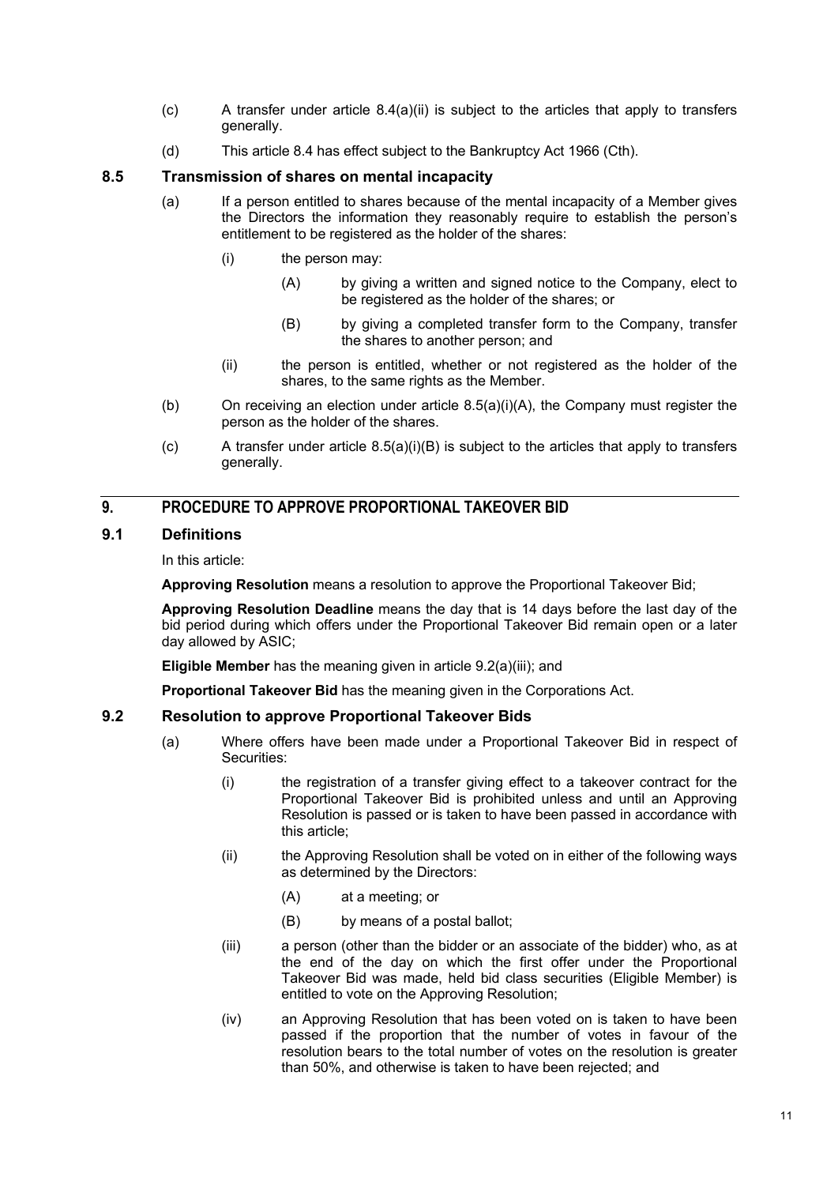(c) A transfer under article 8.4(a)(ii) is subject to the articles that apply to transfers generally.

(d) This article 8.4 has effect subject to the Bankruptcy Act 1966 (Cth).

### 8.5 Transmission of shares on mental incapacity

(a) If a person entitled to shares because of the mental incapacity of a Member gives the Directors the information they reasonably require to establish the person's entitlement to be registered as the holder of the shares:

  (i) the person may:

    (A) by giving a written and signed notice to the Company, elect to be registered as the holder of the shares; or

    (B) by giving a completed transfer form to the Company, transfer the shares to another person; and

  (ii) the person is entitled, whether or not registered as the holder of the shares, to the same rights as the Member.

(b) On receiving an election under article 8.5(a)(i)(A), the Company must register the person as the holder of the shares.

(c) A transfer under article 8.5(a)(i)(B) is subject to the articles that apply to transfers generally.

## 9. PROCEDURE TO APPROVE PROPORTIONAL TAKEOVER BID

### 9.1 Definitions

In this article:

**Approving Resolution** means a resolution to approve the Proportional Takeover Bid;

**Approving Resolution Deadline** means the day that is 14 days before the last day of the bid period during which offers under the Proportional Takeover Bid remain open or a later day allowed by ASIC;

**Eligible Member** has the meaning given in article 9.2(a)(iii); and

**Proportional Takeover Bid** has the meaning given in the Corporations Act.

### 9.2 Resolution to approve Proportional Takeover Bids

(a) Where offers have been made under a Proportional Takeover Bid in respect of Securities:

  (i) the registration of a transfer giving effect to a takeover contract for the Proportional Takeover Bid is prohibited unless and until an Approving Resolution is passed or is taken to have been passed in accordance with this article;

  (ii) the Approving Resolution shall be voted on in either of the following ways as determined by the Directors:

    (A) at a meeting; or

    (B) by means of a postal ballot;

  (iii) a person (other than the bidder or an associate of the bidder) who, as at the end of the day on which the first offer under the Proportional Takeover Bid was made, held bid class securities (Eligible Member) is entitled to vote on the Approving Resolution;

  (iv) an Approving Resolution that has been voted on is taken to have been passed if the proportion that the number of votes in favour of the resolution bears to the total number of votes on the resolution is greater than 50%, and otherwise is taken to have been rejected; and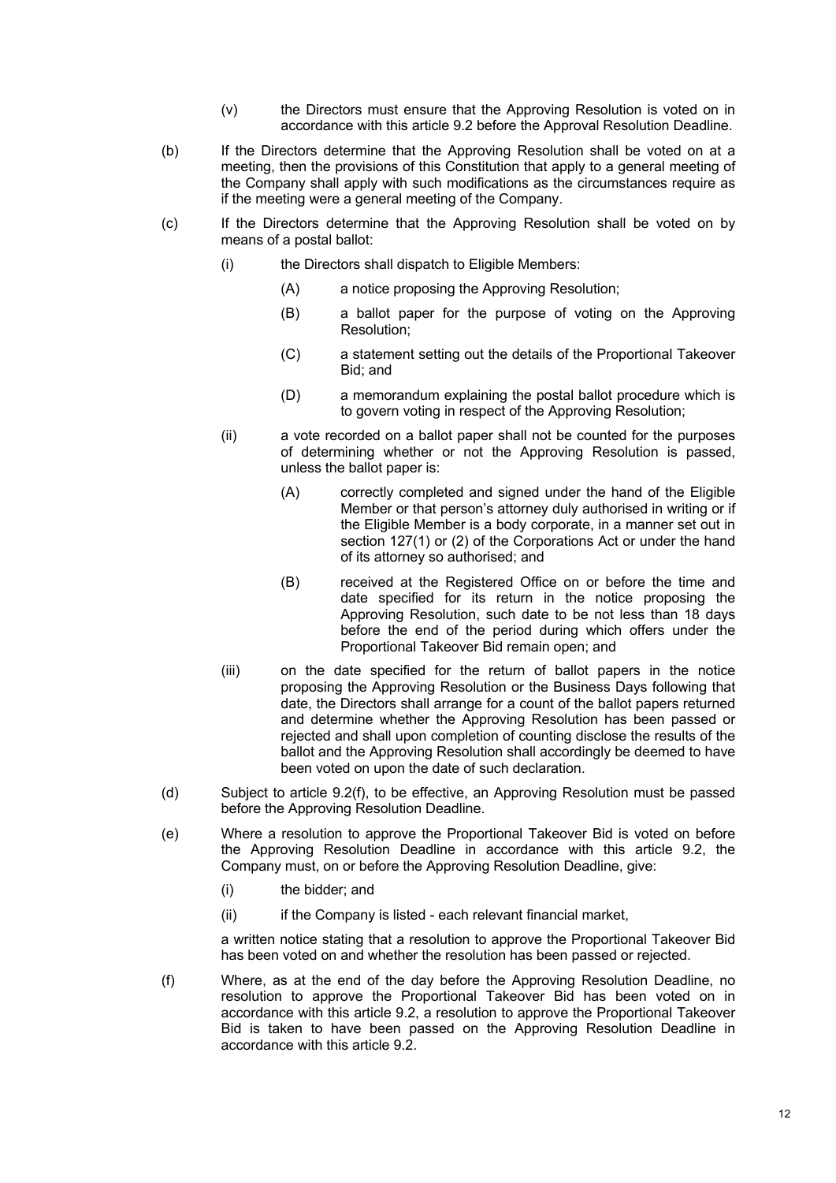- (v) the Directors must ensure that the Approving Resolution is voted on in accordance with this article 9.2 before the Approval Resolution Deadline.

(b) If the Directors determine that the Approving Resolution shall be voted on at a meeting, then the provisions of this Constitution that apply to a general meeting of the Company shall apply with such modifications as the circumstances require as if the meeting were a general meeting of the Company.

(c) If the Directors determine that the Approving Resolution shall be voted on by means of a postal ballot:

- (i) the Directors shall dispatch to Eligible Members:
  - (A) a notice proposing the Approving Resolution;
  - (B) a ballot paper for the purpose of voting on the Approving Resolution;
  - (C) a statement setting out the details of the Proportional Takeover Bid; and
  - (D) a memorandum explaining the postal ballot procedure which is to govern voting in respect of the Approving Resolution;
- (ii) a vote recorded on a ballot paper shall not be counted for the purposes of determining whether or not the Approving Resolution is passed, unless the ballot paper is:
  - (A) correctly completed and signed under the hand of the Eligible Member or that person's attorney duly authorised in writing or if the Eligible Member is a body corporate, in a manner set out in section 127(1) or (2) of the Corporations Act or under the hand of its attorney so authorised; and
  - (B) received at the Registered Office on or before the time and date specified for its return in the notice proposing the Approving Resolution, such date to be not less than 18 days before the end of the period during which offers under the Proportional Takeover Bid remain open; and
- (iii) on the date specified for the return of ballot papers in the notice proposing the Approving Resolution or the Business Days following that date, the Directors shall arrange for a count of the ballot papers returned and determine whether the Approving Resolution has been passed or rejected and shall upon completion of counting disclose the results of the ballot and the Approving Resolution shall accordingly be deemed to have been voted on upon the date of such declaration.

(d) Subject to article 9.2(f), to be effective, an Approving Resolution must be passed before the Approving Resolution Deadline.

(e) Where a resolution to approve the Proportional Takeover Bid is voted on before the Approving Resolution Deadline in accordance with this article 9.2, the Company must, on or before the Approving Resolution Deadline, give:

- (i) the bidder; and
- (ii) if the Company is listed - each relevant financial market,

a written notice stating that a resolution to approve the Proportional Takeover Bid has been voted on and whether the resolution has been passed or rejected.

(f) Where, as at the end of the day before the Approving Resolution Deadline, no resolution to approve the Proportional Takeover Bid has been voted on in accordance with this article 9.2, a resolution to approve the Proportional Takeover Bid is taken to have been passed on the Approving Resolution Deadline in accordance with this article 9.2.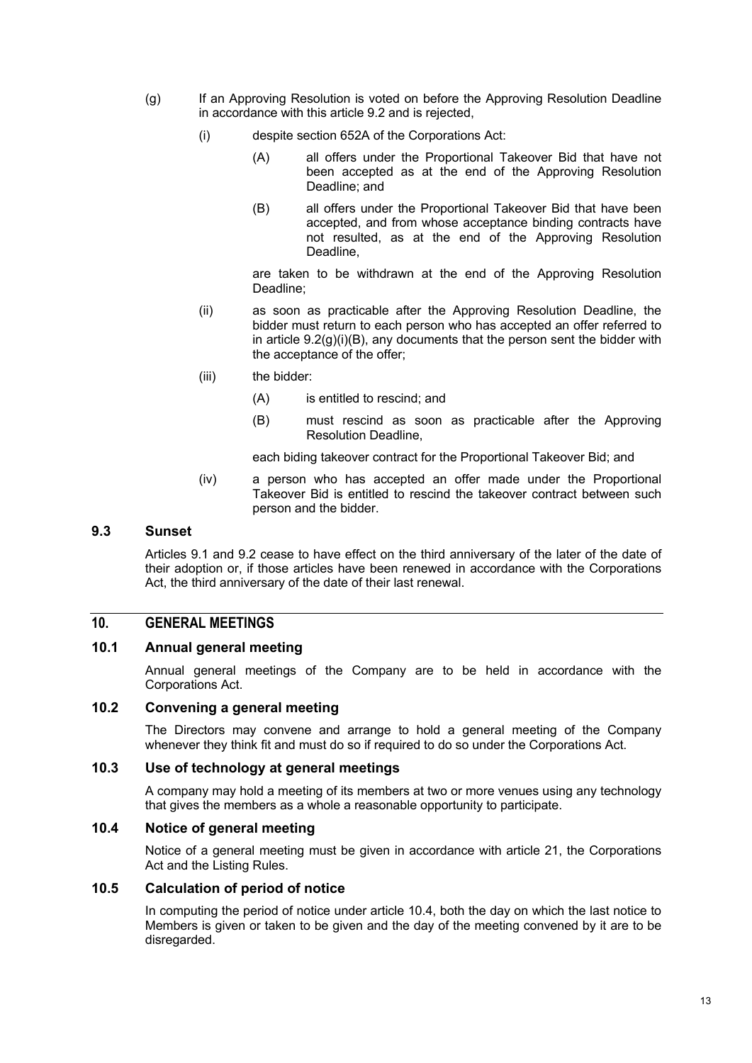(g) If an Approving Resolution is voted on before the Approving Resolution Deadline in accordance with this article 9.2 and is rejected,

 (i) despite section 652A of the Corporations Act:

  (A) all offers under the Proportional Takeover Bid that have not been accepted as at the end of the Approving Resolution Deadline; and

  (B) all offers under the Proportional Takeover Bid that have been accepted, and from whose acceptance binding contracts have not resulted, as at the end of the Approving Resolution Deadline,

 are taken to be withdrawn at the end of the Approving Resolution Deadline;

 (ii) as soon as practicable after the Approving Resolution Deadline, the bidder must return to each person who has accepted an offer referred to in article 9.2(g)(i)(B), any documents that the person sent the bidder with the acceptance of the offer;

 (iii) the bidder:

  (A) is entitled to rescind; and

  (B) must rescind as soon as practicable after the Approving Resolution Deadline,

 each biding takeover contract for the Proportional Takeover Bid; and

 (iv) a person who has accepted an offer made under the Proportional Takeover Bid is entitled to rescind the takeover contract between such person and the bidder.

### 9.3 Sunset

Articles 9.1 and 9.2 cease to have effect on the third anniversary of the later of the date of their adoption or, if those articles have been renewed in accordance with the Corporations Act, the third anniversary of the date of their last renewal.

## 10. GENERAL MEETINGS

### 10.1 Annual general meeting

Annual general meetings of the Company are to be held in accordance with the Corporations Act.

### 10.2 Convening a general meeting

The Directors may convene and arrange to hold a general meeting of the Company whenever they think fit and must do so if required to do so under the Corporations Act.

### 10.3 Use of technology at general meetings

A company may hold a meeting of its members at two or more venues using any technology that gives the members as a whole a reasonable opportunity to participate.

### 10.4 Notice of general meeting

Notice of a general meeting must be given in accordance with article 21, the Corporations Act and the Listing Rules.

### 10.5 Calculation of period of notice

In computing the period of notice under article 10.4, both the day on which the last notice to Members is given or taken to be given and the day of the meeting convened by it are to be disregarded.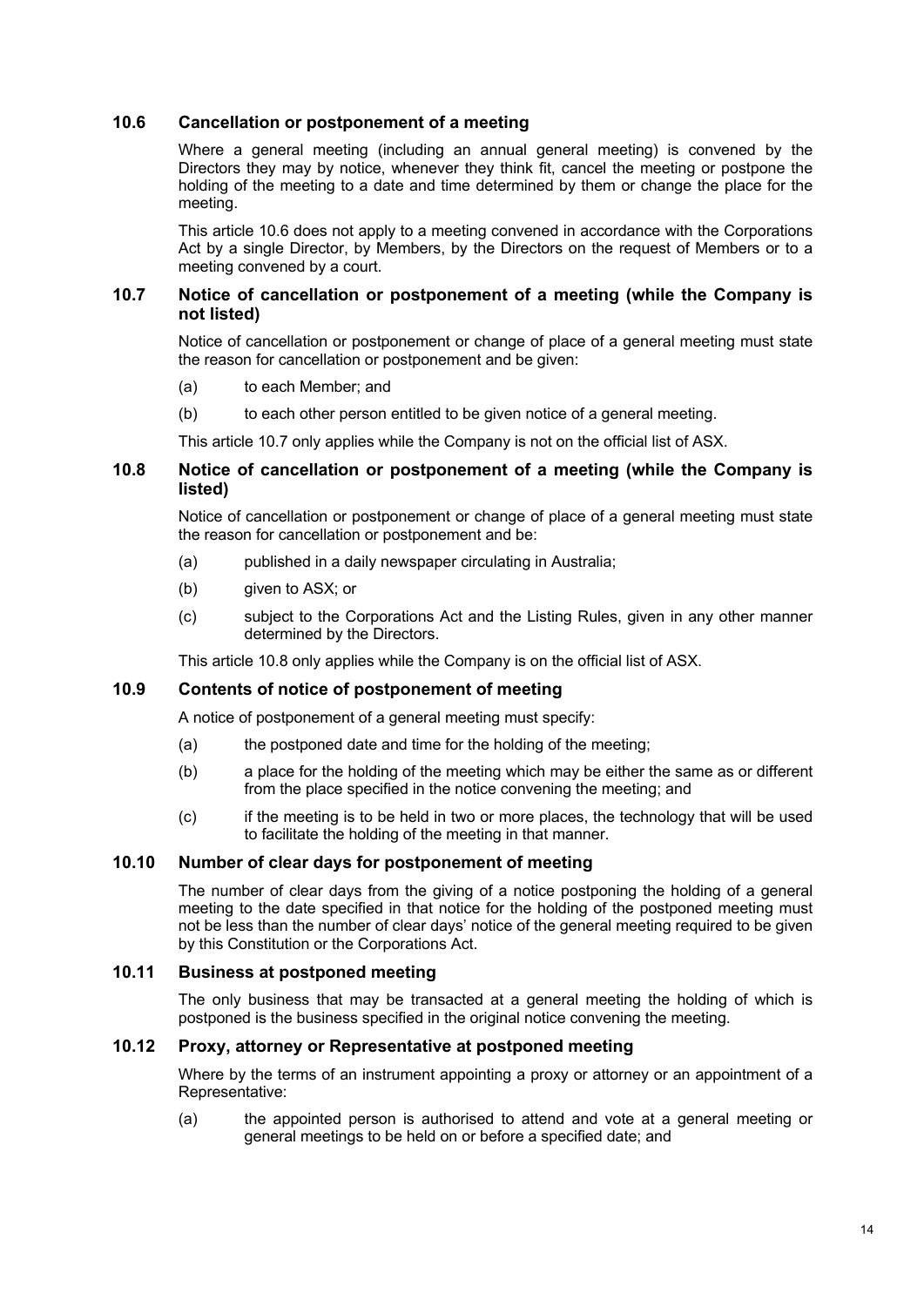### 10.6 Cancellation or postponement of a meeting

Where a general meeting (including an annual general meeting) is convened by the Directors they may by notice, whenever they think fit, cancel the meeting or postpone the holding of the meeting to a date and time determined by them or change the place for the meeting.

This article 10.6 does not apply to a meeting convened in accordance with the Corporations Act by a single Director, by Members, by the Directors on the request of Members or to a meeting convened by a court.

### 10.7 Notice of cancellation or postponement of a meeting (while the Company is not listed)

Notice of cancellation or postponement or change of place of a general meeting must state the reason for cancellation or postponement and be given:

(a) to each Member; and

(b) to each other person entitled to be given notice of a general meeting.

This article 10.7 only applies while the Company is not on the official list of ASX.

### 10.8 Notice of cancellation or postponement of a meeting (while the Company is listed)

Notice of cancellation or postponement or change of place of a general meeting must state the reason for cancellation or postponement and be:

(a) published in a daily newspaper circulating in Australia;

(b) given to ASX; or

(c) subject to the Corporations Act and the Listing Rules, given in any other manner determined by the Directors.

This article 10.8 only applies while the Company is on the official list of ASX.

### 10.9 Contents of notice of postponement of meeting

A notice of postponement of a general meeting must specify:

(a) the postponed date and time for the holding of the meeting;

(b) a place for the holding of the meeting which may be either the same as or different from the place specified in the notice convening the meeting; and

(c) if the meeting is to be held in two or more places, the technology that will be used to facilitate the holding of the meeting in that manner.

### 10.10 Number of clear days for postponement of meeting

The number of clear days from the giving of a notice postponing the holding of a general meeting to the date specified in that notice for the holding of the postponed meeting must not be less than the number of clear days' notice of the general meeting required to be given by this Constitution or the Corporations Act.

### 10.11 Business at postponed meeting

The only business that may be transacted at a general meeting the holding of which is postponed is the business specified in the original notice convening the meeting.

### 10.12 Proxy, attorney or Representative at postponed meeting

Where by the terms of an instrument appointing a proxy or attorney or an appointment of a Representative:

(a) the appointed person is authorised to attend and vote at a general meeting or general meetings to be held on or before a specified date; and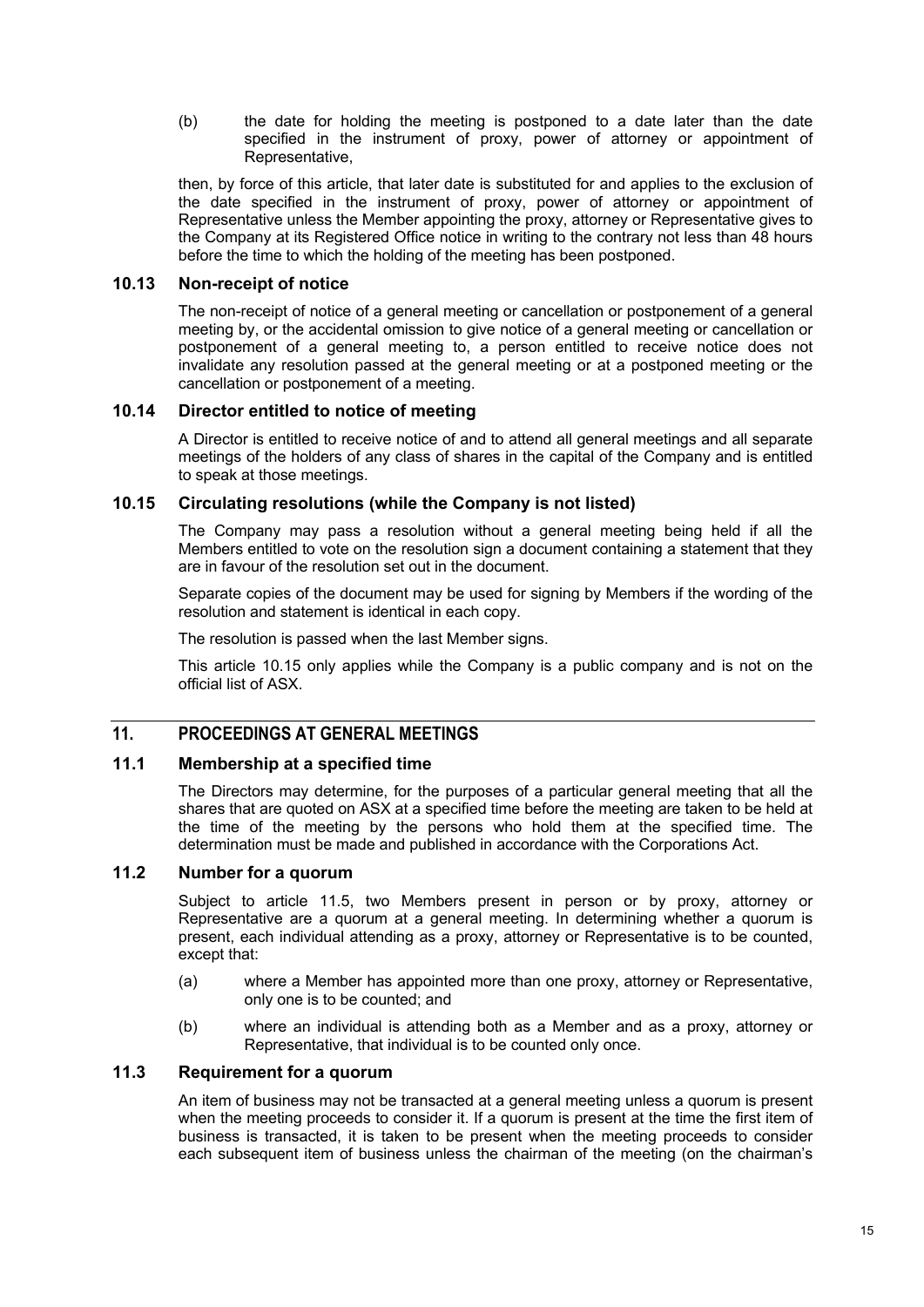(b) the date for holding the meeting is postponed to a date later than the date specified in the instrument of proxy, power of attorney or appointment of Representative,

then, by force of this article, that later date is substituted for and applies to the exclusion of the date specified in the instrument of proxy, power of attorney or appointment of Representative unless the Member appointing the proxy, attorney or Representative gives to the Company at its Registered Office notice in writing to the contrary not less than 48 hours before the time to which the holding of the meeting has been postponed.

### 10.13 Non-receipt of notice

The non-receipt of notice of a general meeting or cancellation or postponement of a general meeting by, or the accidental omission to give notice of a general meeting or cancellation or postponement of a general meeting to, a person entitled to receive notice does not invalidate any resolution passed at the general meeting or at a postponed meeting or the cancellation or postponement of a meeting.

### 10.14 Director entitled to notice of meeting

A Director is entitled to receive notice of and to attend all general meetings and all separate meetings of the holders of any class of shares in the capital of the Company and is entitled to speak at those meetings.

### 10.15 Circulating resolutions (while the Company is not listed)

The Company may pass a resolution without a general meeting being held if all the Members entitled to vote on the resolution sign a document containing a statement that they are in favour of the resolution set out in the document.

Separate copies of the document may be used for signing by Members if the wording of the resolution and statement is identical in each copy.

The resolution is passed when the last Member signs.

This article 10.15 only applies while the Company is a public company and is not on the official list of ASX.

## 11. PROCEEDINGS AT GENERAL MEETINGS

### 11.1 Membership at a specified time

The Directors may determine, for the purposes of a particular general meeting that all the shares that are quoted on ASX at a specified time before the meeting are taken to be held at the time of the meeting by the persons who hold them at the specified time. The determination must be made and published in accordance with the Corporations Act.

### 11.2 Number for a quorum

Subject to article 11.5, two Members present in person or by proxy, attorney or Representative are a quorum at a general meeting. In determining whether a quorum is present, each individual attending as a proxy, attorney or Representative is to be counted, except that:

(a) where a Member has appointed more than one proxy, attorney or Representative, only one is to be counted; and

(b) where an individual is attending both as a Member and as a proxy, attorney or Representative, that individual is to be counted only once.

### 11.3 Requirement for a quorum

An item of business may not be transacted at a general meeting unless a quorum is present when the meeting proceeds to consider it. If a quorum is present at the time the first item of business is transacted, it is taken to be present when the meeting proceeds to consider each subsequent item of business unless the chairman of the meeting (on the chairman's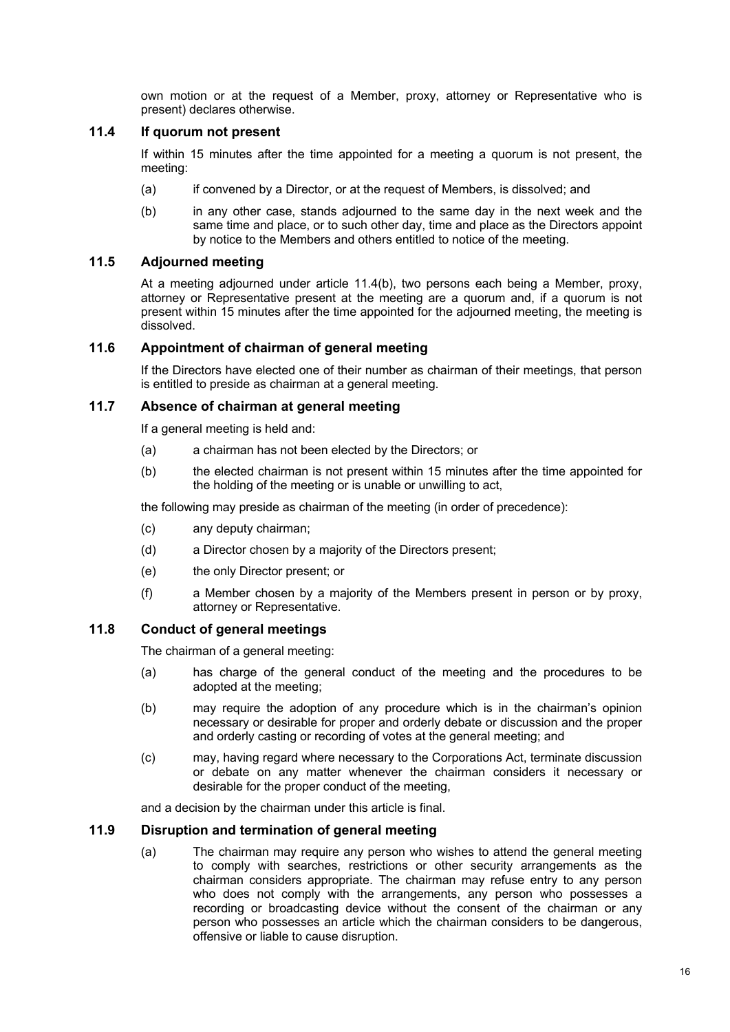own motion or at the request of a Member, proxy, attorney or Representative who is present) declares otherwise.

### 11.4 If quorum not present

If within 15 minutes after the time appointed for a meeting a quorum is not present, the meeting:

(a) if convened by a Director, or at the request of Members, is dissolved; and

(b) in any other case, stands adjourned to the same day in the next week and the same time and place, or to such other day, time and place as the Directors appoint by notice to the Members and others entitled to notice of the meeting.

### 11.5 Adjourned meeting

At a meeting adjourned under article 11.4(b), two persons each being a Member, proxy, attorney or Representative present at the meeting are a quorum and, if a quorum is not present within 15 minutes after the time appointed for the adjourned meeting, the meeting is dissolved.

### 11.6 Appointment of chairman of general meeting

If the Directors have elected one of their number as chairman of their meetings, that person is entitled to preside as chairman at a general meeting.

### 11.7 Absence of chairman at general meeting

If a general meeting is held and:

(a) a chairman has not been elected by the Directors; or

(b) the elected chairman is not present within 15 minutes after the time appointed for the holding of the meeting or is unable or unwilling to act,

the following may preside as chairman of the meeting (in order of precedence):

(c) any deputy chairman;

(d) a Director chosen by a majority of the Directors present;

(e) the only Director present; or

(f) a Member chosen by a majority of the Members present in person or by proxy, attorney or Representative.

### 11.8 Conduct of general meetings

The chairman of a general meeting:

(a) has charge of the general conduct of the meeting and the procedures to be adopted at the meeting;

(b) may require the adoption of any procedure which is in the chairman's opinion necessary or desirable for proper and orderly debate or discussion and the proper and orderly casting or recording of votes at the general meeting; and

(c) may, having regard where necessary to the Corporations Act, terminate discussion or debate on any matter whenever the chairman considers it necessary or desirable for the proper conduct of the meeting,

and a decision by the chairman under this article is final.

### 11.9 Disruption and termination of general meeting

(a) The chairman may require any person who wishes to attend the general meeting to comply with searches, restrictions or other security arrangements as the chairman considers appropriate. The chairman may refuse entry to any person who does not comply with the arrangements, any person who possesses a recording or broadcasting device without the consent of the chairman or any person who possesses an article which the chairman considers to be dangerous, offensive or liable to cause disruption.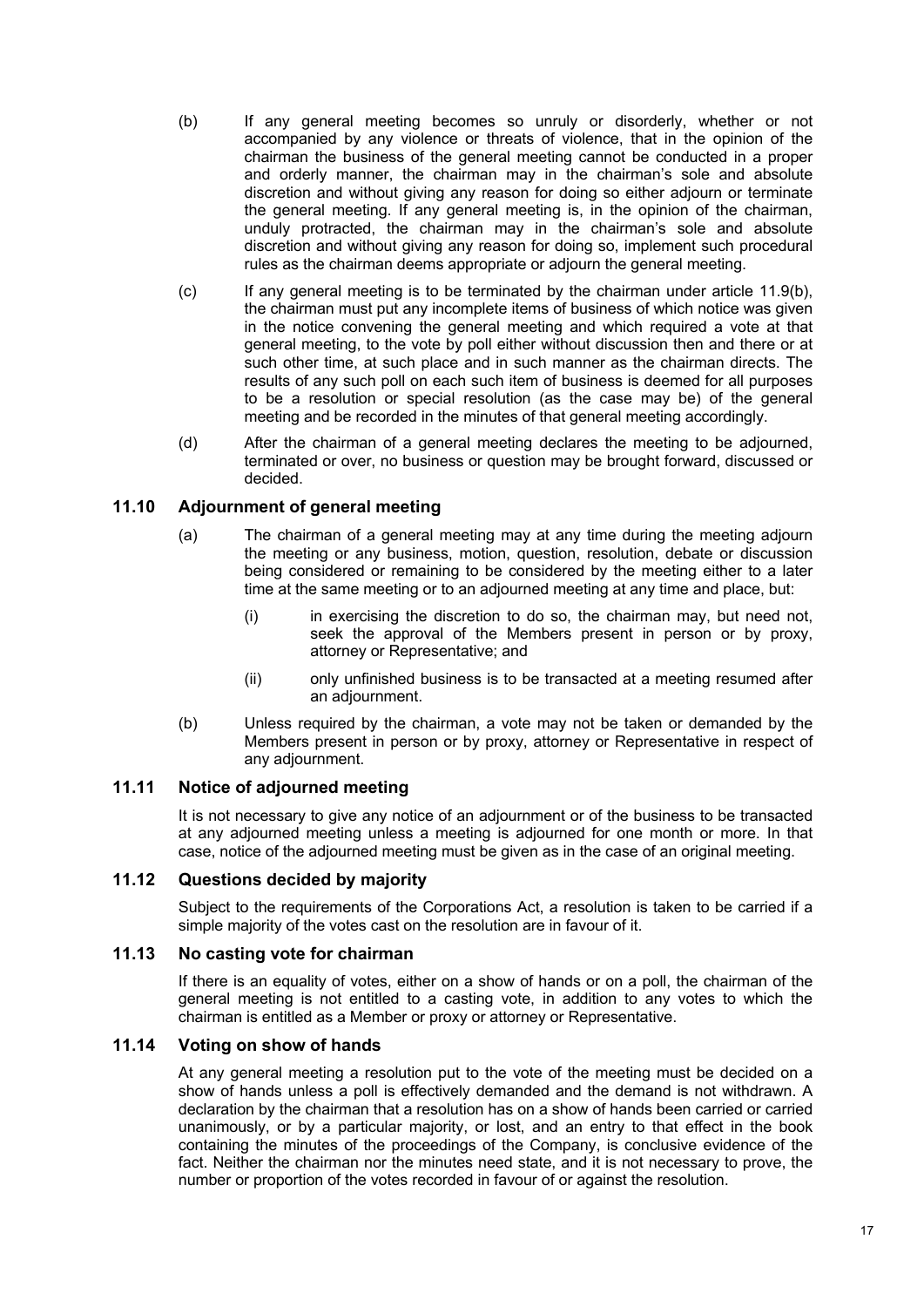(b) If any general meeting becomes so unruly or disorderly, whether or not accompanied by any violence or threats of violence, that in the opinion of the chairman the business of the general meeting cannot be conducted in a proper and orderly manner, the chairman may in the chairman's sole and absolute discretion and without giving any reason for doing so either adjourn or terminate the general meeting. If any general meeting is, in the opinion of the chairman, unduly protracted, the chairman may in the chairman's sole and absolute discretion and without giving any reason for doing so, implement such procedural rules as the chairman deems appropriate or adjourn the general meeting.

(c) If any general meeting is to be terminated by the chairman under article 11.9(b), the chairman must put any incomplete items of business of which notice was given in the notice convening the general meeting and which required a vote at that general meeting, to the vote by poll either without discussion then and there or at such other time, at such place and in such manner as the chairman directs. The results of any such poll on each such item of business is deemed for all purposes to be a resolution or special resolution (as the case may be) of the general meeting and be recorded in the minutes of that general meeting accordingly.

(d) After the chairman of a general meeting declares the meeting to be adjourned, terminated or over, no business or question may be brought forward, discussed or decided.

### 11.10 Adjournment of general meeting

(a) The chairman of a general meeting may at any time during the meeting adjourn the meeting or any business, motion, question, resolution, debate or discussion being considered or remaining to be considered by the meeting either to a later time at the same meeting or to an adjourned meeting at any time and place, but:

(i) in exercising the discretion to do so, the chairman may, but need not, seek the approval of the Members present in person or by proxy, attorney or Representative; and

(ii) only unfinished business is to be transacted at a meeting resumed after an adjournment.

(b) Unless required by the chairman, a vote may not be taken or demanded by the Members present in person or by proxy, attorney or Representative in respect of any adjournment.

### 11.11 Notice of adjourned meeting

It is not necessary to give any notice of an adjournment or of the business to be transacted at any adjourned meeting unless a meeting is adjourned for one month or more. In that case, notice of the adjourned meeting must be given as in the case of an original meeting.

### 11.12 Questions decided by majority

Subject to the requirements of the Corporations Act, a resolution is taken to be carried if a simple majority of the votes cast on the resolution are in favour of it.

### 11.13 No casting vote for chairman

If there is an equality of votes, either on a show of hands or on a poll, the chairman of the general meeting is not entitled to a casting vote, in addition to any votes to which the chairman is entitled as a Member or proxy or attorney or Representative.

### 11.14 Voting on show of hands

At any general meeting a resolution put to the vote of the meeting must be decided on a show of hands unless a poll is effectively demanded and the demand is not withdrawn. A declaration by the chairman that a resolution has on a show of hands been carried or carried unanimously, or by a particular majority, or lost, and an entry to that effect in the book containing the minutes of the proceedings of the Company, is conclusive evidence of the fact. Neither the chairman nor the minutes need state, and it is not necessary to prove, the number or proportion of the votes recorded in favour of or against the resolution.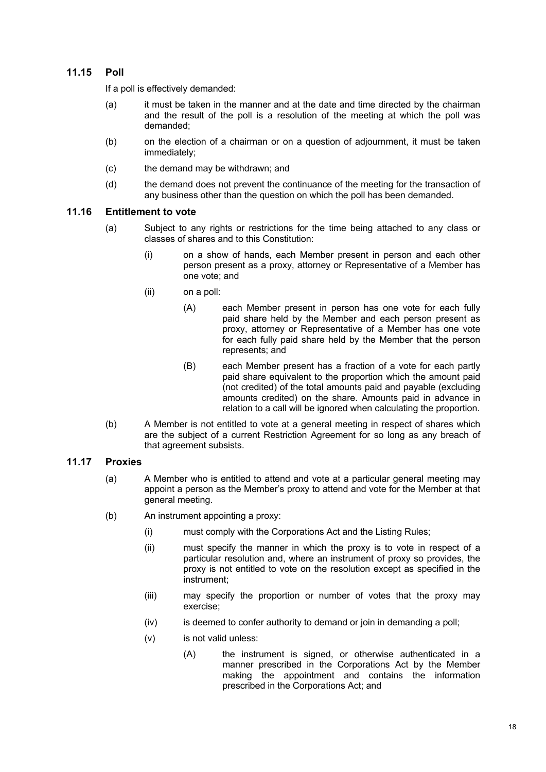### 11.15 Poll

If a poll is effectively demanded:

(a) it must be taken in the manner and at the date and time directed by the chairman and the result of the poll is a resolution of the meeting at which the poll was demanded;

(b) on the election of a chairman or on a question of adjournment, it must be taken immediately;

(c) the demand may be withdrawn; and

(d) the demand does not prevent the continuance of the meeting for the transaction of any business other than the question on which the poll has been demanded.

### 11.16 Entitlement to vote

(a) Subject to any rights or restrictions for the time being attached to any class or classes of shares and to this Constitution:

   (i) on a show of hands, each Member present in person and each other person present as a proxy, attorney or Representative of a Member has one vote; and

   (ii) on a poll:

      (A) each Member present in person has one vote for each fully paid share held by the Member and each person present as proxy, attorney or Representative of a Member has one vote for each fully paid share held by the Member that the person represents; and

      (B) each Member present has a fraction of a vote for each partly paid share equivalent to the proportion which the amount paid (not credited) of the total amounts paid and payable (excluding amounts credited) on the share. Amounts paid in advance in relation to a call will be ignored when calculating the proportion.

(b) A Member is not entitled to vote at a general meeting in respect of shares which are the subject of a current Restriction Agreement for so long as any breach of that agreement subsists.

### 11.17 Proxies

(a) A Member who is entitled to attend and vote at a particular general meeting may appoint a person as the Member's proxy to attend and vote for the Member at that general meeting.

(b) An instrument appointing a proxy:

   (i) must comply with the Corporations Act and the Listing Rules;

   (ii) must specify the manner in which the proxy is to vote in respect of a particular resolution and, where an instrument of proxy so provides, the proxy is not entitled to vote on the resolution except as specified in the instrument;

   (iii) may specify the proportion or number of votes that the proxy may exercise;

   (iv) is deemed to confer authority to demand or join in demanding a poll;

   (v) is not valid unless:

      (A) the instrument is signed, or otherwise authenticated in a manner prescribed in the Corporations Act by the Member making the appointment and contains the information prescribed in the Corporations Act; and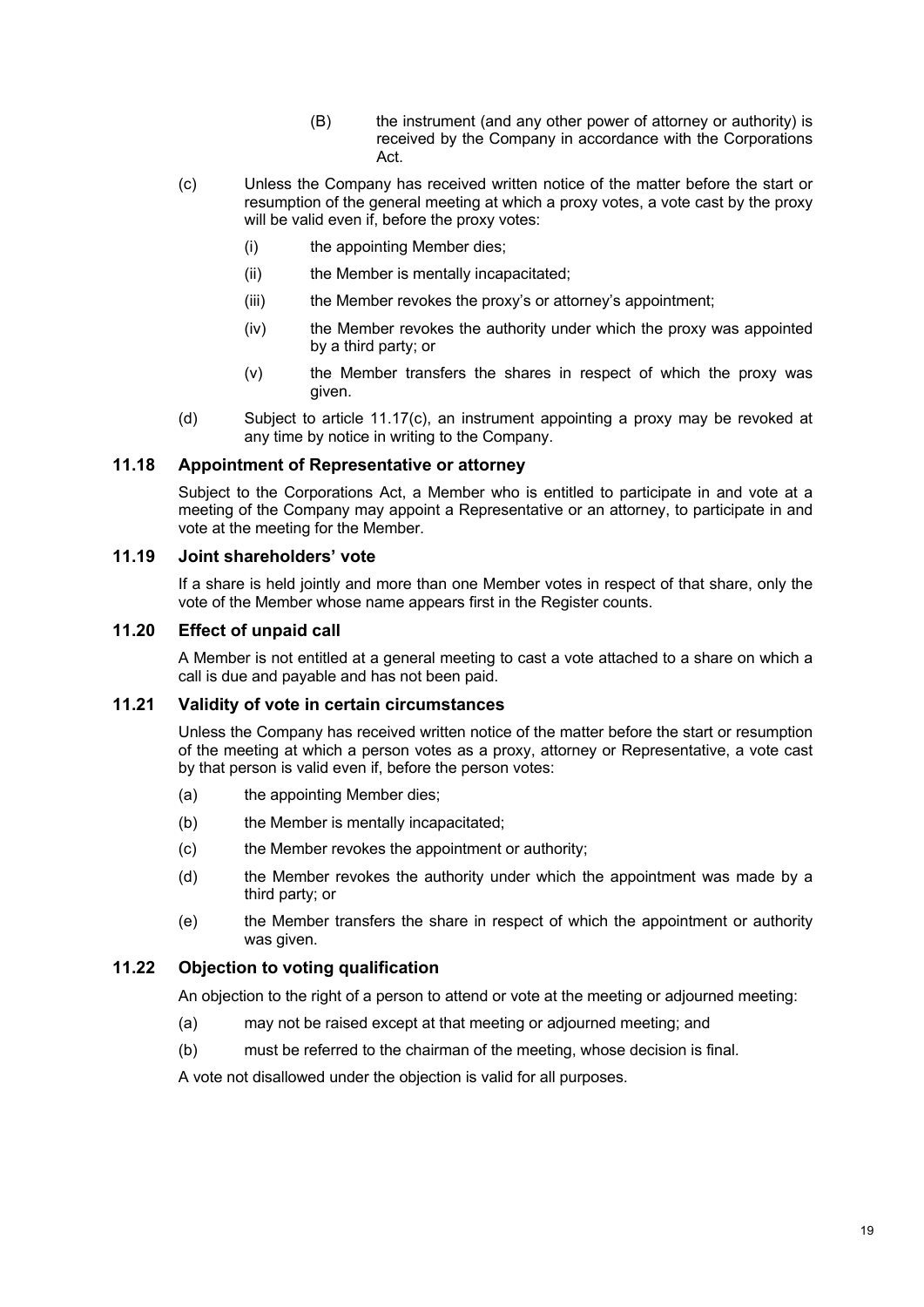(B) the instrument (and any other power of attorney or authority) is received by the Company in accordance with the Corporations Act.

(c) Unless the Company has received written notice of the matter before the start or resumption of the general meeting at which a proxy votes, a vote cast by the proxy will be valid even if, before the proxy votes:

(i) the appointing Member dies;

(ii) the Member is mentally incapacitated;

(iii) the Member revokes the proxy's or attorney's appointment;

(iv) the Member revokes the authority under which the proxy was appointed by a third party; or

(v) the Member transfers the shares in respect of which the proxy was given.

(d) Subject to article 11.17(c), an instrument appointing a proxy may be revoked at any time by notice in writing to the Company.

### 11.18 Appointment of Representative or attorney

Subject to the Corporations Act, a Member who is entitled to participate in and vote at a meeting of the Company may appoint a Representative or an attorney, to participate in and vote at the meeting for the Member.

### 11.19 Joint shareholders' vote

If a share is held jointly and more than one Member votes in respect of that share, only the vote of the Member whose name appears first in the Register counts.

### 11.20 Effect of unpaid call

A Member is not entitled at a general meeting to cast a vote attached to a share on which a call is due and payable and has not been paid.

### 11.21 Validity of vote in certain circumstances

Unless the Company has received written notice of the matter before the start or resumption of the meeting at which a person votes as a proxy, attorney or Representative, a vote cast by that person is valid even if, before the person votes:

(a) the appointing Member dies;

(b) the Member is mentally incapacitated;

(c) the Member revokes the appointment or authority;

(d) the Member revokes the authority under which the appointment was made by a third party; or

(e) the Member transfers the share in respect of which the appointment or authority was given.

### 11.22 Objection to voting qualification

An objection to the right of a person to attend or vote at the meeting or adjourned meeting:

(a) may not be raised except at that meeting or adjourned meeting; and

(b) must be referred to the chairman of the meeting, whose decision is final.

A vote not disallowed under the objection is valid for all purposes.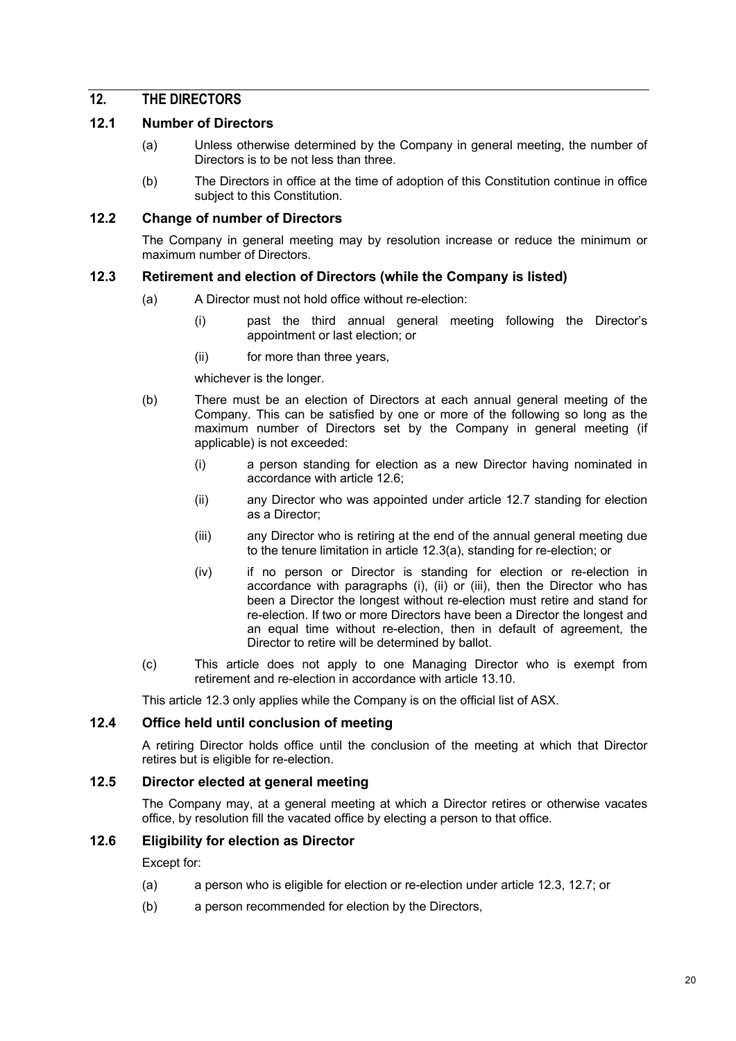## 12. THE DIRECTORS

### 12.1 Number of Directors

(a) Unless otherwise determined by the Company in general meeting, the number of Directors is to be not less than three.

(b) The Directors in office at the time of adoption of this Constitution continue in office subject to this Constitution.

### 12.2 Change of number of Directors

The Company in general meeting may by resolution increase or reduce the minimum or maximum number of Directors.

### 12.3 Retirement and election of Directors (while the Company is listed)

(a) A Director must not hold office without re-election:

(i) past the third annual general meeting following the Director's appointment or last election; or

(ii) for more than three years,

whichever is the longer.

(b) There must be an election of Directors at each annual general meeting of the Company. This can be satisfied by one or more of the following so long as the maximum number of Directors set by the Company in general meeting (if applicable) is not exceeded:

(i) a person standing for election as a new Director having nominated in accordance with article 12.6;

(ii) any Director who was appointed under article 12.7 standing for election as a Director;

(iii) any Director who is retiring at the end of the annual general meeting due to the tenure limitation in article 12.3(a), standing for re-election; or

(iv) if no person or Director is standing for election or re-election in accordance with paragraphs (i), (ii) or (iii), then the Director who has been a Director the longest without re-election must retire and stand for re-election. If two or more Directors have been a Director the longest and an equal time without re-election, then in default of agreement, the Director to retire will be determined by ballot.

(c) This article does not apply to one Managing Director who is exempt from retirement and re-election in accordance with article 13.10.

This article 12.3 only applies while the Company is on the official list of ASX.

### 12.4 Office held until conclusion of meeting

A retiring Director holds office until the conclusion of the meeting at which that Director retires but is eligible for re-election.

### 12.5 Director elected at general meeting

The Company may, at a general meeting at which a Director retires or otherwise vacates office, by resolution fill the vacated office by electing a person to that office.

### 12.6 Eligibility for election as Director

Except for:

(a) a person who is eligible for election or re-election under article 12.3, 12.7; or

(b) a person recommended for election by the Directors,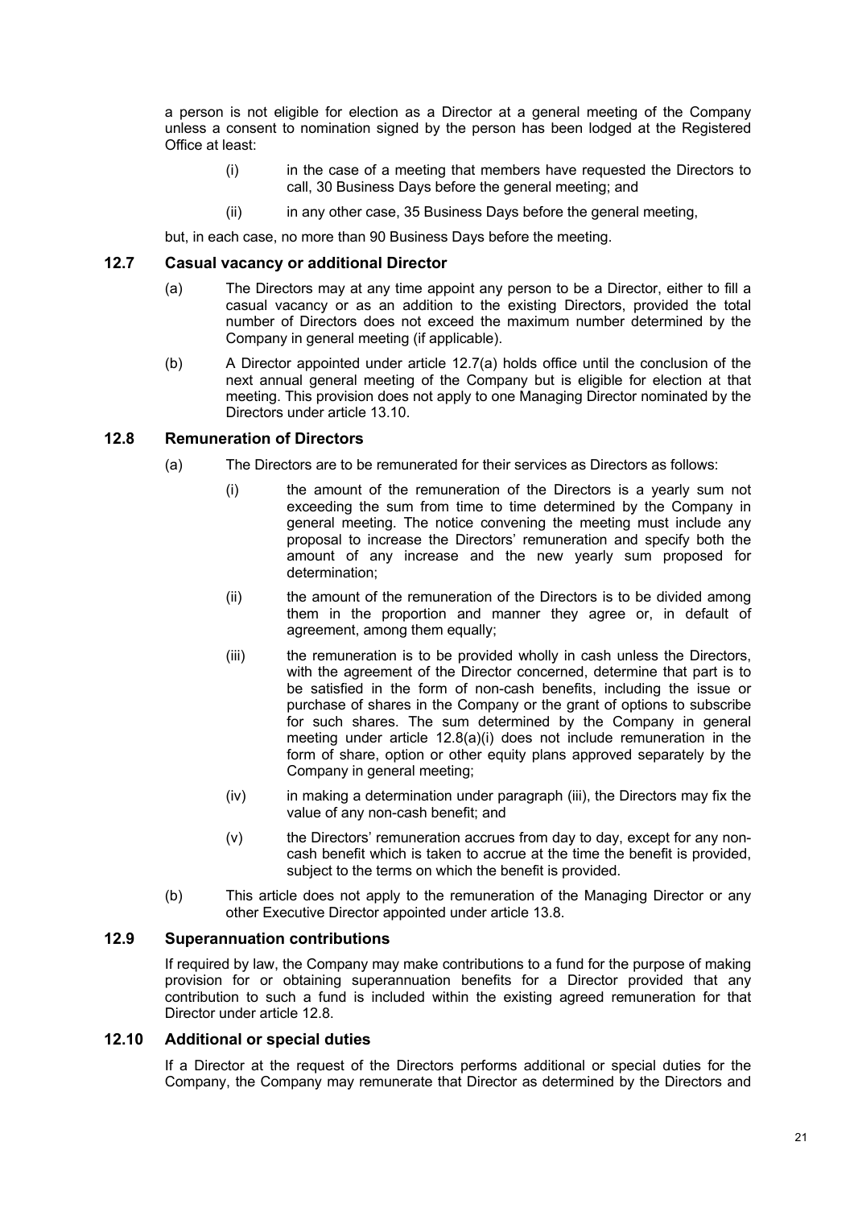a person is not eligible for election as a Director at a general meeting of the Company unless a consent to nomination signed by the person has been lodged at the Registered Office at least:

(i) in the case of a meeting that members have requested the Directors to call, 30 Business Days before the general meeting; and

(ii) in any other case, 35 Business Days before the general meeting,

but, in each case, no more than 90 Business Days before the meeting.

### 12.7 Casual vacancy or additional Director

(a) The Directors may at any time appoint any person to be a Director, either to fill a casual vacancy or as an addition to the existing Directors, provided the total number of Directors does not exceed the maximum number determined by the Company in general meeting (if applicable).

(b) A Director appointed under article 12.7(a) holds office until the conclusion of the next annual general meeting of the Company but is eligible for election at that meeting. This provision does not apply to one Managing Director nominated by the Directors under article 13.10.

### 12.8 Remuneration of Directors

(a) The Directors are to be remunerated for their services as Directors as follows:

(i) the amount of the remuneration of the Directors is a yearly sum not exceeding the sum from time to time determined by the Company in general meeting. The notice convening the meeting must include any proposal to increase the Directors' remuneration and specify both the amount of any increase and the new yearly sum proposed for determination;

(ii) the amount of the remuneration of the Directors is to be divided among them in the proportion and manner they agree or, in default of agreement, among them equally;

(iii) the remuneration is to be provided wholly in cash unless the Directors, with the agreement of the Director concerned, determine that part is to be satisfied in the form of non-cash benefits, including the issue or purchase of shares in the Company or the grant of options to subscribe for such shares. The sum determined by the Company in general meeting under article 12.8(a)(i) does not include remuneration in the form of share, option or other equity plans approved separately by the Company in general meeting;

(iv) in making a determination under paragraph (iii), the Directors may fix the value of any non-cash benefit; and

(v) the Directors' remuneration accrues from day to day, except for any non-cash benefit which is taken to accrue at the time the benefit is provided, subject to the terms on which the benefit is provided.

(b) This article does not apply to the remuneration of the Managing Director or any other Executive Director appointed under article 13.8.

### 12.9 Superannuation contributions

If required by law, the Company may make contributions to a fund for the purpose of making provision for or obtaining superannuation benefits for a Director provided that any contribution to such a fund is included within the existing agreed remuneration for that Director under article 12.8.

### 12.10 Additional or special duties

If a Director at the request of the Directors performs additional or special duties for the Company, the Company may remunerate that Director as determined by the Directors and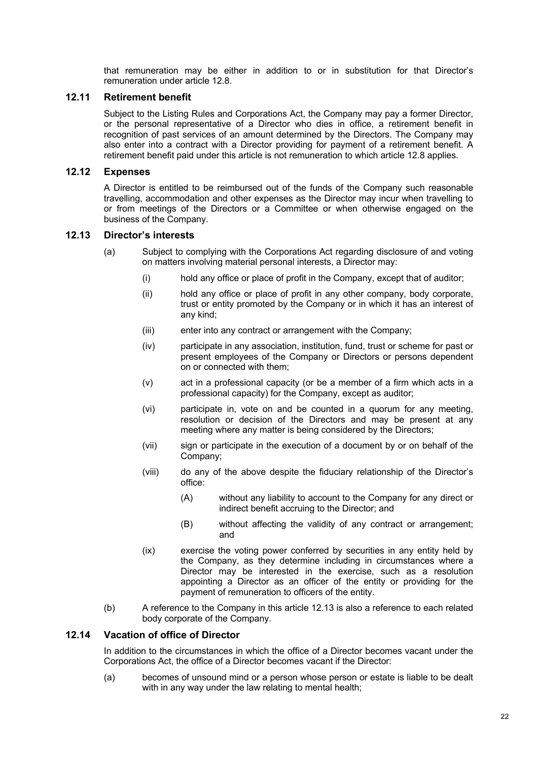that remuneration may be either in addition to or in substitution for that Director's remuneration under article 12.8.

### 12.11 Retirement benefit

Subject to the Listing Rules and Corporations Act, the Company may pay a former Director, or the personal representative of a Director who dies in office, a retirement benefit in recognition of past services of an amount determined by the Directors. The Company may also enter into a contract with a Director providing for payment of a retirement benefit. A retirement benefit paid under this article is not remuneration to which article 12.8 applies.

### 12.12 Expenses

A Director is entitled to be reimbursed out of the funds of the Company such reasonable travelling, accommodation and other expenses as the Director may incur when travelling to or from meetings of the Directors or a Committee or when otherwise engaged on the business of the Company.

### 12.13 Director's interests

(a) Subject to complying with the Corporations Act regarding disclosure of and voting on matters involving material personal interests, a Director may:

  (i) hold any office or place of profit in the Company, except that of auditor;

  (ii) hold any office or place of profit in any other company, body corporate, trust or entity promoted by the Company or in which it has an interest of any kind;

  (iii) enter into any contract or arrangement with the Company;

  (iv) participate in any association, institution, fund, trust or scheme for past or present employees of the Company or Directors or persons dependent on or connected with them;

  (v) act in a professional capacity (or be a member of a firm which acts in a professional capacity) for the Company, except as auditor;

  (vi) participate in, vote on and be counted in a quorum for any meeting, resolution or decision of the Directors and may be present at any meeting where any matter is being considered by the Directors;

  (vii) sign or participate in the execution of a document by or on behalf of the Company;

  (viii) do any of the above despite the fiduciary relationship of the Director's office:

    (A) without any liability to account to the Company for any direct or indirect benefit accruing to the Director; and

    (B) without affecting the validity of any contract or arrangement; and

  (ix) exercise the voting power conferred by securities in any entity held by the Company, as they determine including in circumstances where a Director may be interested in the exercise, such as a resolution appointing a Director as an officer of the entity or providing for the payment of remuneration to officers of the entity.

(b) A reference to the Company in this article 12.13 is also a reference to each related body corporate of the Company.

### 12.14 Vacation of office of Director

In addition to the circumstances in which the office of a Director becomes vacant under the Corporations Act, the office of a Director becomes vacant if the Director:

(a) becomes of unsound mind or a person whose person or estate is liable to be dealt with in any way under the law relating to mental health;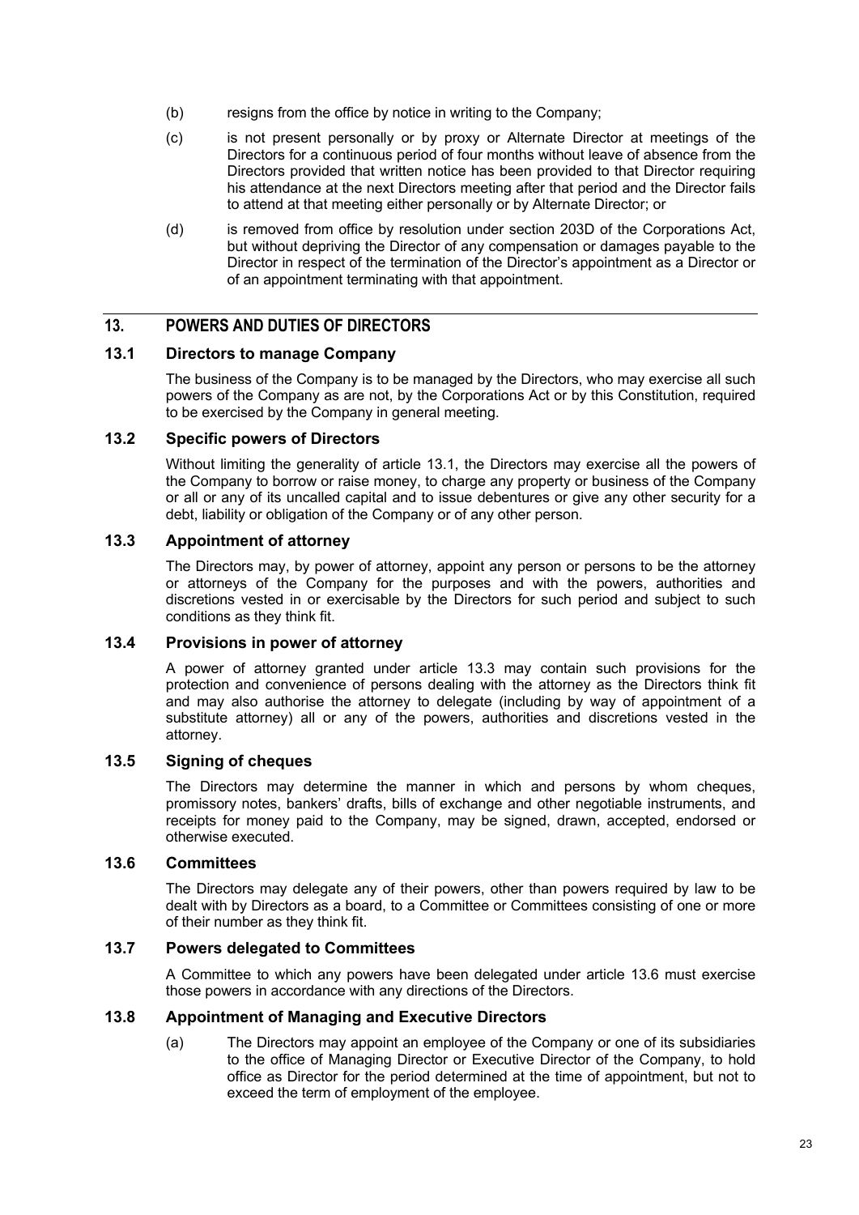(b) resigns from the office by notice in writing to the Company;

(c) is not present personally or by proxy or Alternate Director at meetings of the Directors for a continuous period of four months without leave of absence from the Directors provided that written notice has been provided to that Director requiring his attendance at the next Directors meeting after that period and the Director fails to attend at that meeting either personally or by Alternate Director; or

(d) is removed from office by resolution under section 203D of the Corporations Act, but without depriving the Director of any compensation or damages payable to the Director in respect of the termination of the Director's appointment as a Director or of an appointment terminating with that appointment.

## 13. POWERS AND DUTIES OF DIRECTORS

### 13.1 Directors to manage Company

The business of the Company is to be managed by the Directors, who may exercise all such powers of the Company as are not, by the Corporations Act or by this Constitution, required to be exercised by the Company in general meeting.

### 13.2 Specific powers of Directors

Without limiting the generality of article 13.1, the Directors may exercise all the powers of the Company to borrow or raise money, to charge any property or business of the Company or all or any of its uncalled capital and to issue debentures or give any other security for a debt, liability or obligation of the Company or of any other person.

### 13.3 Appointment of attorney

The Directors may, by power of attorney, appoint any person or persons to be the attorney or attorneys of the Company for the purposes and with the powers, authorities and discretions vested in or exercisable by the Directors for such period and subject to such conditions as they think fit.

### 13.4 Provisions in power of attorney

A power of attorney granted under article 13.3 may contain such provisions for the protection and convenience of persons dealing with the attorney as the Directors think fit and may also authorise the attorney to delegate (including by way of appointment of a substitute attorney) all or any of the powers, authorities and discretions vested in the attorney.

### 13.5 Signing of cheques

The Directors may determine the manner in which and persons by whom cheques, promissory notes, bankers' drafts, bills of exchange and other negotiable instruments, and receipts for money paid to the Company, may be signed, drawn, accepted, endorsed or otherwise executed.

### 13.6 Committees

The Directors may delegate any of their powers, other than powers required by law to be dealt with by Directors as a board, to a Committee or Committees consisting of one or more of their number as they think fit.

### 13.7 Powers delegated to Committees

A Committee to which any powers have been delegated under article 13.6 must exercise those powers in accordance with any directions of the Directors.

### 13.8 Appointment of Managing and Executive Directors

(a) The Directors may appoint an employee of the Company or one of its subsidiaries to the office of Managing Director or Executive Director of the Company, to hold office as Director for the period determined at the time of appointment, but not to exceed the term of employment of the employee.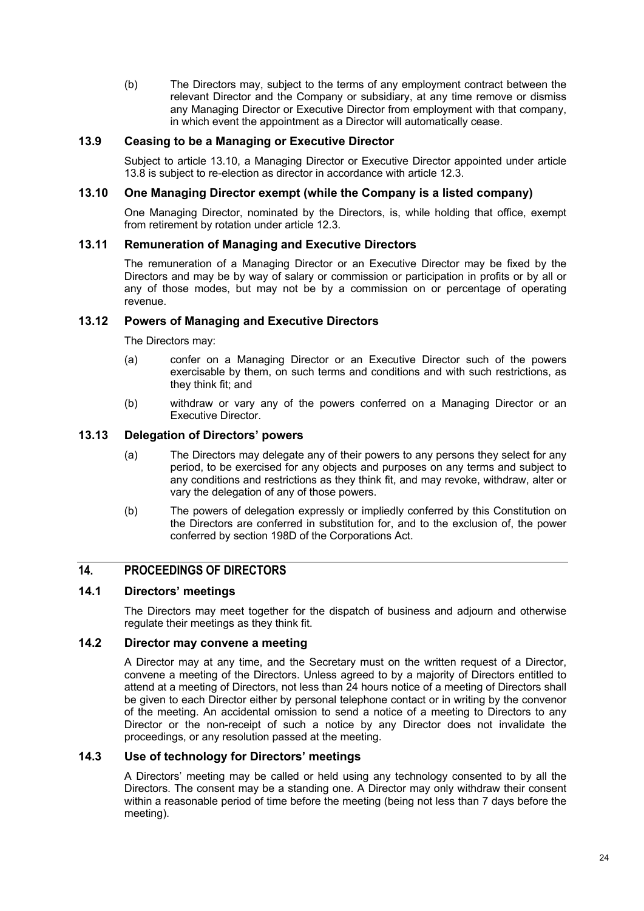(b) The Directors may, subject to the terms of any employment contract between the relevant Director and the Company or subsidiary, at any time remove or dismiss any Managing Director or Executive Director from employment with that company, in which event the appointment as a Director will automatically cease.

### 13.9 Ceasing to be a Managing or Executive Director

Subject to article 13.10, a Managing Director or Executive Director appointed under article 13.8 is subject to re-election as director in accordance with article 12.3.

### 13.10 One Managing Director exempt (while the Company is a listed company)

One Managing Director, nominated by the Directors, is, while holding that office, exempt from retirement by rotation under article 12.3.

### 13.11 Remuneration of Managing and Executive Directors

The remuneration of a Managing Director or an Executive Director may be fixed by the Directors and may be by way of salary or commission or participation in profits or by all or any of those modes, but may not be by a commission on or percentage of operating revenue.

### 13.12 Powers of Managing and Executive Directors

The Directors may:

(a) confer on a Managing Director or an Executive Director such of the powers exercisable by them, on such terms and conditions and with such restrictions, as they think fit; and

(b) withdraw or vary any of the powers conferred on a Managing Director or an Executive Director.

### 13.13 Delegation of Directors' powers

(a) The Directors may delegate any of their powers to any persons they select for any period, to be exercised for any objects and purposes on any terms and subject to any conditions and restrictions as they think fit, and may revoke, withdraw, alter or vary the delegation of any of those powers.

(b) The powers of delegation expressly or impliedly conferred by this Constitution on the Directors are conferred in substitution for, and to the exclusion of, the power conferred by section 198D of the Corporations Act.

## 14. PROCEEDINGS OF DIRECTORS

### 14.1 Directors' meetings

The Directors may meet together for the dispatch of business and adjourn and otherwise regulate their meetings as they think fit.

### 14.2 Director may convene a meeting

A Director may at any time, and the Secretary must on the written request of a Director, convene a meeting of the Directors. Unless agreed to by a majority of Directors entitled to attend at a meeting of Directors, not less than 24 hours notice of a meeting of Directors shall be given to each Director either by personal telephone contact or in writing by the convenor of the meeting. An accidental omission to send a notice of a meeting to Directors to any Director or the non-receipt of such a notice by any Director does not invalidate the proceedings, or any resolution passed at the meeting.

### 14.3 Use of technology for Directors' meetings

A Directors' meeting may be called or held using any technology consented to by all the Directors. The consent may be a standing one. A Director may only withdraw their consent within a reasonable period of time before the meeting (being not less than 7 days before the meeting).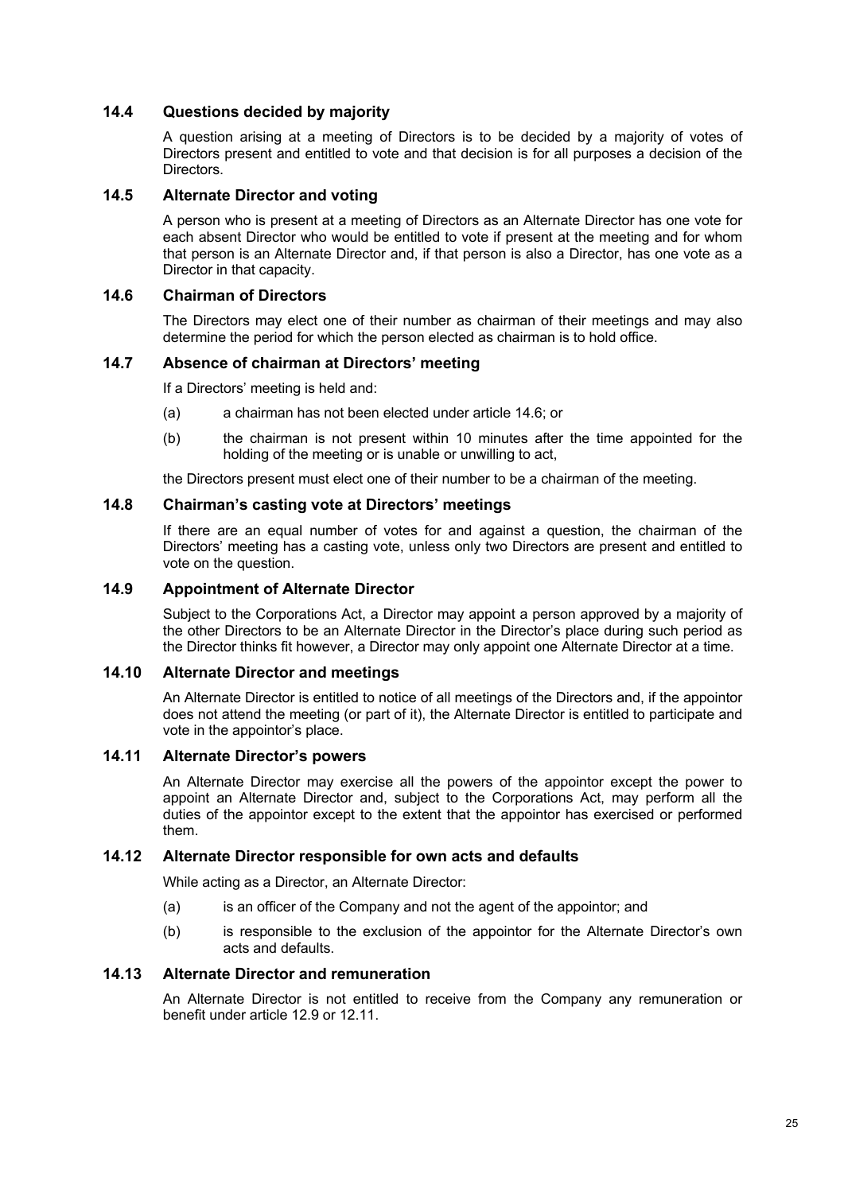### 14.4 Questions decided by majority

A question arising at a meeting of Directors is to be decided by a majority of votes of Directors present and entitled to vote and that decision is for all purposes a decision of the Directors.

### 14.5 Alternate Director and voting

A person who is present at a meeting of Directors as an Alternate Director has one vote for each absent Director who would be entitled to vote if present at the meeting and for whom that person is an Alternate Director and, if that person is also a Director, has one vote as a Director in that capacity.

### 14.6 Chairman of Directors

The Directors may elect one of their number as chairman of their meetings and may also determine the period for which the person elected as chairman is to hold office.

### 14.7 Absence of chairman at Directors' meeting

If a Directors' meeting is held and:

(a) a chairman has not been elected under article 14.6; or

(b) the chairman is not present within 10 minutes after the time appointed for the holding of the meeting or is unable or unwilling to act,

the Directors present must elect one of their number to be a chairman of the meeting.

### 14.8 Chairman's casting vote at Directors' meetings

If there are an equal number of votes for and against a question, the chairman of the Directors' meeting has a casting vote, unless only two Directors are present and entitled to vote on the question.

### 14.9 Appointment of Alternate Director

Subject to the Corporations Act, a Director may appoint a person approved by a majority of the other Directors to be an Alternate Director in the Director's place during such period as the Director thinks fit however, a Director may only appoint one Alternate Director at a time.

### 14.10 Alternate Director and meetings

An Alternate Director is entitled to notice of all meetings of the Directors and, if the appointor does not attend the meeting (or part of it), the Alternate Director is entitled to participate and vote in the appointor's place.

### 14.11 Alternate Director's powers

An Alternate Director may exercise all the powers of the appointor except the power to appoint an Alternate Director and, subject to the Corporations Act, may perform all the duties of the appointor except to the extent that the appointor has exercised or performed them.

### 14.12 Alternate Director responsible for own acts and defaults

While acting as a Director, an Alternate Director:

(a) is an officer of the Company and not the agent of the appointor; and

(b) is responsible to the exclusion of the appointor for the Alternate Director's own acts and defaults.

### 14.13 Alternate Director and remuneration

An Alternate Director is not entitled to receive from the Company any remuneration or benefit under article 12.9 or 12.11.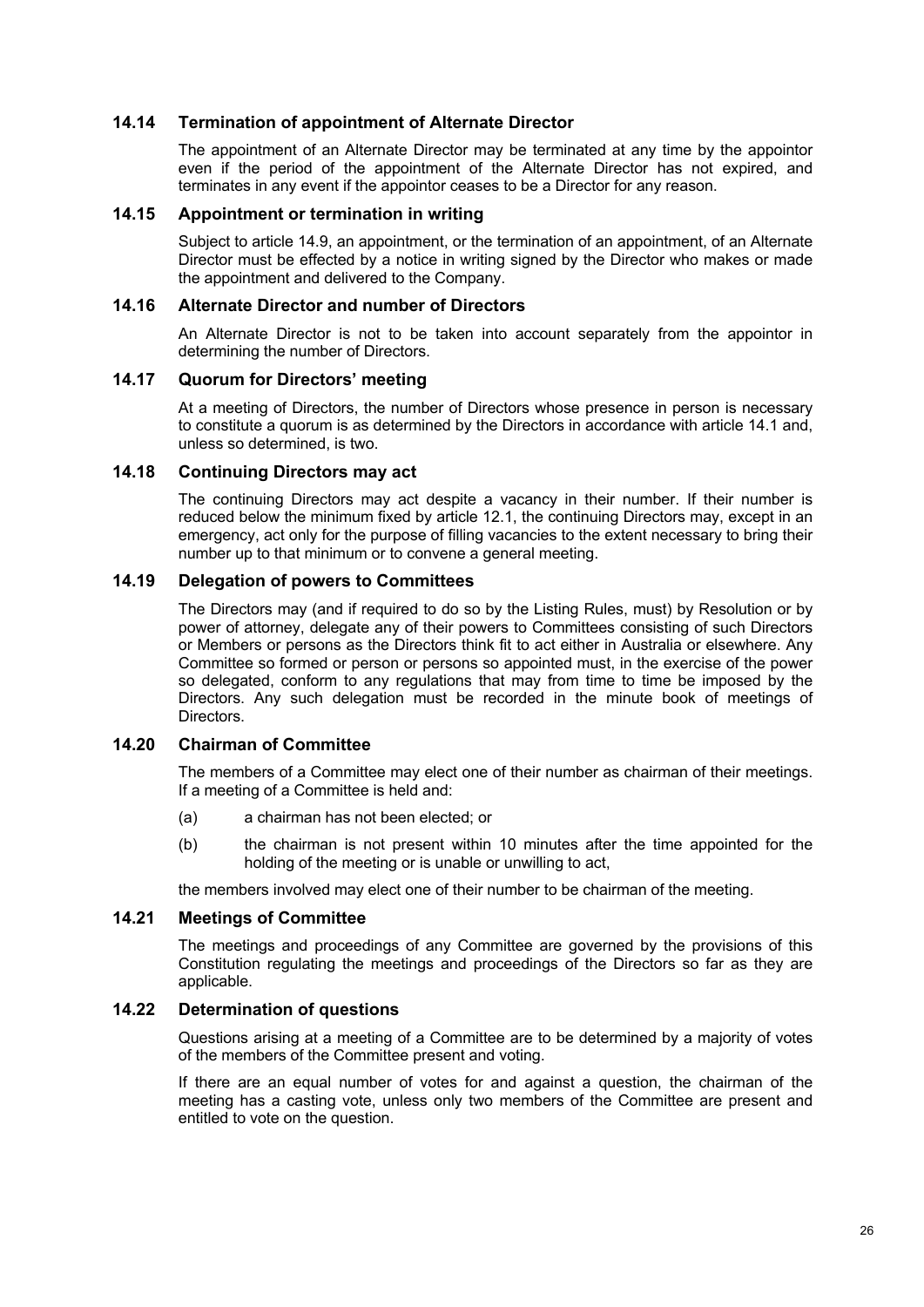### 14.14 Termination of appointment of Alternate Director

The appointment of an Alternate Director may be terminated at any time by the appointor even if the period of the appointment of the Alternate Director has not expired, and terminates in any event if the appointor ceases to be a Director for any reason.

### 14.15 Appointment or termination in writing

Subject to article 14.9, an appointment, or the termination of an appointment, of an Alternate Director must be effected by a notice in writing signed by the Director who makes or made the appointment and delivered to the Company.

### 14.16 Alternate Director and number of Directors

An Alternate Director is not to be taken into account separately from the appointor in determining the number of Directors.

### 14.17 Quorum for Directors' meeting

At a meeting of Directors, the number of Directors whose presence in person is necessary to constitute a quorum is as determined by the Directors in accordance with article 14.1 and, unless so determined, is two.

### 14.18 Continuing Directors may act

The continuing Directors may act despite a vacancy in their number. If their number is reduced below the minimum fixed by article 12.1, the continuing Directors may, except in an emergency, act only for the purpose of filling vacancies to the extent necessary to bring their number up to that minimum or to convene a general meeting.

### 14.19 Delegation of powers to Committees

The Directors may (and if required to do so by the Listing Rules, must) by Resolution or by power of attorney, delegate any of their powers to Committees consisting of such Directors or Members or persons as the Directors think fit to act either in Australia or elsewhere. Any Committee so formed or person or persons so appointed must, in the exercise of the power so delegated, conform to any regulations that may from time to time be imposed by the Directors. Any such delegation must be recorded in the minute book of meetings of Directors.

### 14.20 Chairman of Committee

The members of a Committee may elect one of their number as chairman of their meetings. If a meeting of a Committee is held and:

(a) a chairman has not been elected; or

(b) the chairman is not present within 10 minutes after the time appointed for the holding of the meeting or is unable or unwilling to act,

the members involved may elect one of their number to be chairman of the meeting.

### 14.21 Meetings of Committee

The meetings and proceedings of any Committee are governed by the provisions of this Constitution regulating the meetings and proceedings of the Directors so far as they are applicable.

### 14.22 Determination of questions

Questions arising at a meeting of a Committee are to be determined by a majority of votes of the members of the Committee present and voting.

If there are an equal number of votes for and against a question, the chairman of the meeting has a casting vote, unless only two members of the Committee are present and entitled to vote on the question.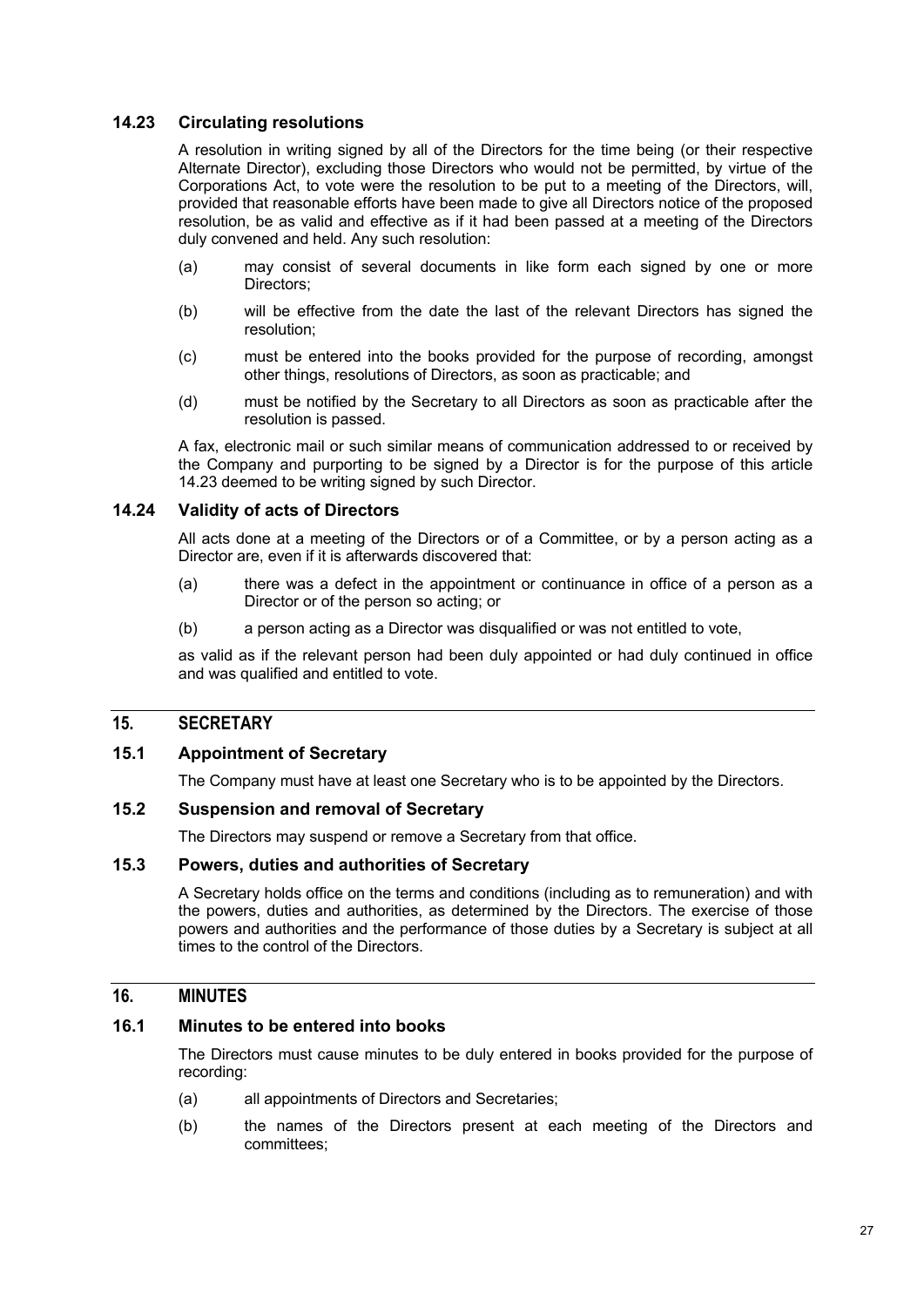### 14.23 Circulating resolutions

A resolution in writing signed by all of the Directors for the time being (or their respective Alternate Director), excluding those Directors who would not be permitted, by virtue of the Corporations Act, to vote were the resolution to be put to a meeting of the Directors, will, provided that reasonable efforts have been made to give all Directors notice of the proposed resolution, be as valid and effective as if it had been passed at a meeting of the Directors duly convened and held. Any such resolution:

(a) may consist of several documents in like form each signed by one or more Directors;

(b) will be effective from the date the last of the relevant Directors has signed the resolution;

(c) must be entered into the books provided for the purpose of recording, amongst other things, resolutions of Directors, as soon as practicable; and

(d) must be notified by the Secretary to all Directors as soon as practicable after the resolution is passed.

A fax, electronic mail or such similar means of communication addressed to or received by the Company and purporting to be signed by a Director is for the purpose of this article 14.23 deemed to be writing signed by such Director.

### 14.24 Validity of acts of Directors

All acts done at a meeting of the Directors or of a Committee, or by a person acting as a Director are, even if it is afterwards discovered that:

(a) there was a defect in the appointment or continuance in office of a person as a Director or of the person so acting; or

(b) a person acting as a Director was disqualified or was not entitled to vote,

as valid as if the relevant person had been duly appointed or had duly continued in office and was qualified and entitled to vote.

## 15. SECRETARY

### 15.1 Appointment of Secretary

The Company must have at least one Secretary who is to be appointed by the Directors.

### 15.2 Suspension and removal of Secretary

The Directors may suspend or remove a Secretary from that office.

### 15.3 Powers, duties and authorities of Secretary

A Secretary holds office on the terms and conditions (including as to remuneration) and with the powers, duties and authorities, as determined by the Directors. The exercise of those powers and authorities and the performance of those duties by a Secretary is subject at all times to the control of the Directors.

## 16. MINUTES

### 16.1 Minutes to be entered into books

The Directors must cause minutes to be duly entered in books provided for the purpose of recording:

(a) all appointments of Directors and Secretaries;

(b) the names of the Directors present at each meeting of the Directors and committees;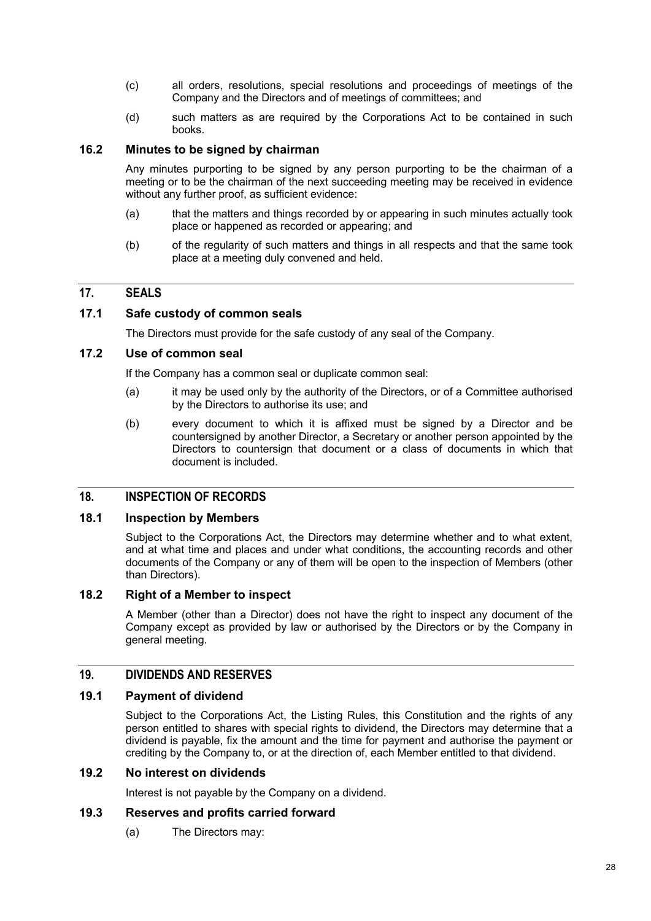(c) all orders, resolutions, special resolutions and proceedings of meetings of the Company and the Directors and of meetings of committees; and

(d) such matters as are required by the Corporations Act to be contained in such books.

### 16.2 Minutes to be signed by chairman

Any minutes purporting to be signed by any person purporting to be the chairman of a meeting or to be the chairman of the next succeeding meeting may be received in evidence without any further proof, as sufficient evidence:

(a) that the matters and things recorded by or appearing in such minutes actually took place or happened as recorded or appearing; and

(b) of the regularity of such matters and things in all respects and that the same took place at a meeting duly convened and held.

## 17. SEALS

### 17.1 Safe custody of common seals

The Directors must provide for the safe custody of any seal of the Company.

### 17.2 Use of common seal

If the Company has a common seal or duplicate common seal:

(a) it may be used only by the authority of the Directors, or of a Committee authorised by the Directors to authorise its use; and

(b) every document to which it is affixed must be signed by a Director and be countersigned by another Director, a Secretary or another person appointed by the Directors to countersign that document or a class of documents in which that document is included.

## 18. INSPECTION OF RECORDS

### 18.1 Inspection by Members

Subject to the Corporations Act, the Directors may determine whether and to what extent, and at what time and places and under what conditions, the accounting records and other documents of the Company or any of them will be open to the inspection of Members (other than Directors).

### 18.2 Right of a Member to inspect

A Member (other than a Director) does not have the right to inspect any document of the Company except as provided by law or authorised by the Directors or by the Company in general meeting.

## 19. DIVIDENDS AND RESERVES

### 19.1 Payment of dividend

Subject to the Corporations Act, the Listing Rules, this Constitution and the rights of any person entitled to shares with special rights to dividend, the Directors may determine that a dividend is payable, fix the amount and the time for payment and authorise the payment or crediting by the Company to, or at the direction of, each Member entitled to that dividend.

### 19.2 No interest on dividends

Interest is not payable by the Company on a dividend.

### 19.3 Reserves and profits carried forward

(a) The Directors may: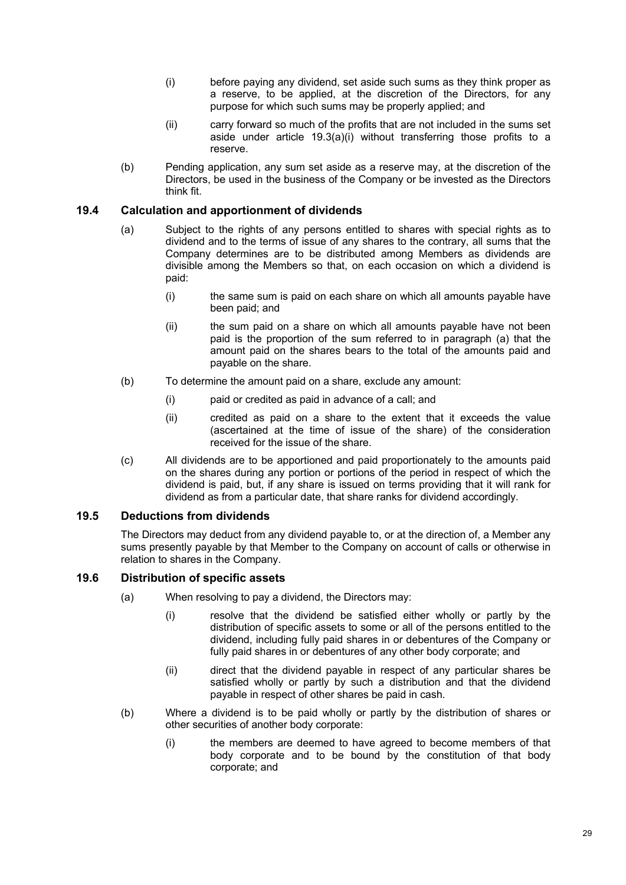(i) before paying any dividend, set aside such sums as they think proper as a reserve, to be applied, at the discretion of the Directors, for any purpose for which such sums may be properly applied; and

(ii) carry forward so much of the profits that are not included in the sums set aside under article 19.3(a)(i) without transferring those profits to a reserve.

(b) Pending application, any sum set aside as a reserve may, at the discretion of the Directors, be used in the business of the Company or be invested as the Directors think fit.

### 19.4 Calculation and apportionment of dividends

(a) Subject to the rights of any persons entitled to shares with special rights as to dividend and to the terms of issue of any shares to the contrary, all sums that the Company determines are to be distributed among Members as dividends are divisible among the Members so that, on each occasion on which a dividend is paid:

(i) the same sum is paid on each share on which all amounts payable have been paid; and

(ii) the sum paid on a share on which all amounts payable have not been paid is the proportion of the sum referred to in paragraph (a) that the amount paid on the shares bears to the total of the amounts paid and payable on the share.

(b) To determine the amount paid on a share, exclude any amount:

(i) paid or credited as paid in advance of a call; and

(ii) credited as paid on a share to the extent that it exceeds the value (ascertained at the time of issue of the share) of the consideration received for the issue of the share.

(c) All dividends are to be apportioned and paid proportionately to the amounts paid on the shares during any portion or portions of the period in respect of which the dividend is paid, but, if any share is issued on terms providing that it will rank for dividend as from a particular date, that share ranks for dividend accordingly.

### 19.5 Deductions from dividends

The Directors may deduct from any dividend payable to, or at the direction of, a Member any sums presently payable by that Member to the Company on account of calls or otherwise in relation to shares in the Company.

### 19.6 Distribution of specific assets

(a) When resolving to pay a dividend, the Directors may:

(i) resolve that the dividend be satisfied either wholly or partly by the distribution of specific assets to some or all of the persons entitled to the dividend, including fully paid shares in or debentures of the Company or fully paid shares in or debentures of any other body corporate; and

(ii) direct that the dividend payable in respect of any particular shares be satisfied wholly or partly by such a distribution and that the dividend payable in respect of other shares be paid in cash.

(b) Where a dividend is to be paid wholly or partly by the distribution of shares or other securities of another body corporate:

(i) the members are deemed to have agreed to become members of that body corporate and to be bound by the constitution of that body corporate; and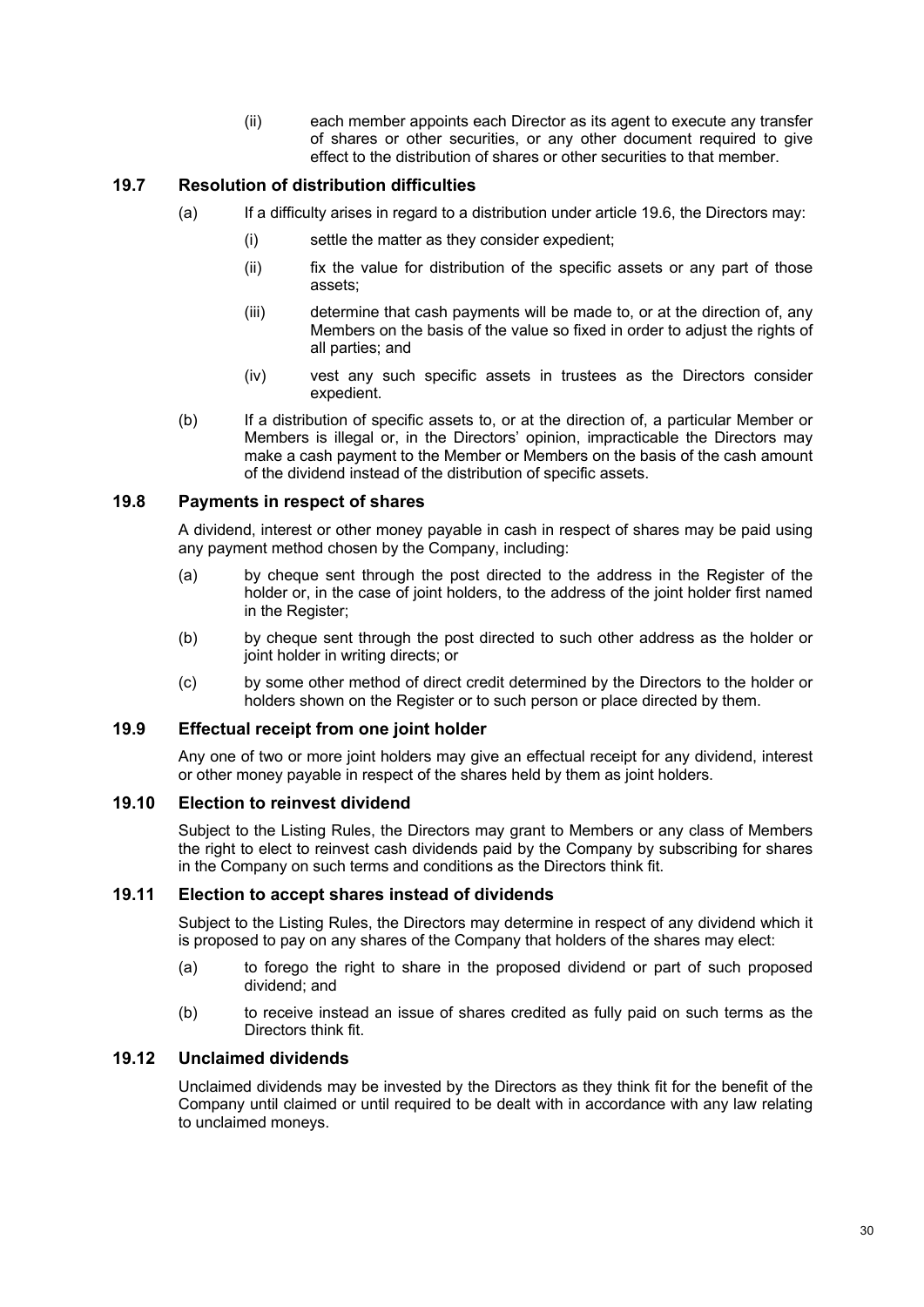(ii) each member appoints each Director as its agent to execute any transfer of shares or other securities, or any other document required to give effect to the distribution of shares or other securities to that member.

### 19.7 Resolution of distribution difficulties

(a) If a difficulty arises in regard to a distribution under article 19.6, the Directors may:

(i) settle the matter as they consider expedient;

(ii) fix the value for distribution of the specific assets or any part of those assets;

(iii) determine that cash payments will be made to, or at the direction of, any Members on the basis of the value so fixed in order to adjust the rights of all parties; and

(iv) vest any such specific assets in trustees as the Directors consider expedient.

(b) If a distribution of specific assets to, or at the direction of, a particular Member or Members is illegal or, in the Directors' opinion, impracticable the Directors may make a cash payment to the Member or Members on the basis of the cash amount of the dividend instead of the distribution of specific assets.

### 19.8 Payments in respect of shares

A dividend, interest or other money payable in cash in respect of shares may be paid using any payment method chosen by the Company, including:

(a) by cheque sent through the post directed to the address in the Register of the holder or, in the case of joint holders, to the address of the joint holder first named in the Register;

(b) by cheque sent through the post directed to such other address as the holder or joint holder in writing directs; or

(c) by some other method of direct credit determined by the Directors to the holder or holders shown on the Register or to such person or place directed by them.

### 19.9 Effectual receipt from one joint holder

Any one of two or more joint holders may give an effectual receipt for any dividend, interest or other money payable in respect of the shares held by them as joint holders.

### 19.10 Election to reinvest dividend

Subject to the Listing Rules, the Directors may grant to Members or any class of Members the right to elect to reinvest cash dividends paid by the Company by subscribing for shares in the Company on such terms and conditions as the Directors think fit.

### 19.11 Election to accept shares instead of dividends

Subject to the Listing Rules, the Directors may determine in respect of any dividend which it is proposed to pay on any shares of the Company that holders of the shares may elect:

(a) to forego the right to share in the proposed dividend or part of such proposed dividend; and

(b) to receive instead an issue of shares credited as fully paid on such terms as the Directors think fit.

### 19.12 Unclaimed dividends

Unclaimed dividends may be invested by the Directors as they think fit for the benefit of the Company until claimed or until required to be dealt with in accordance with any law relating to unclaimed moneys.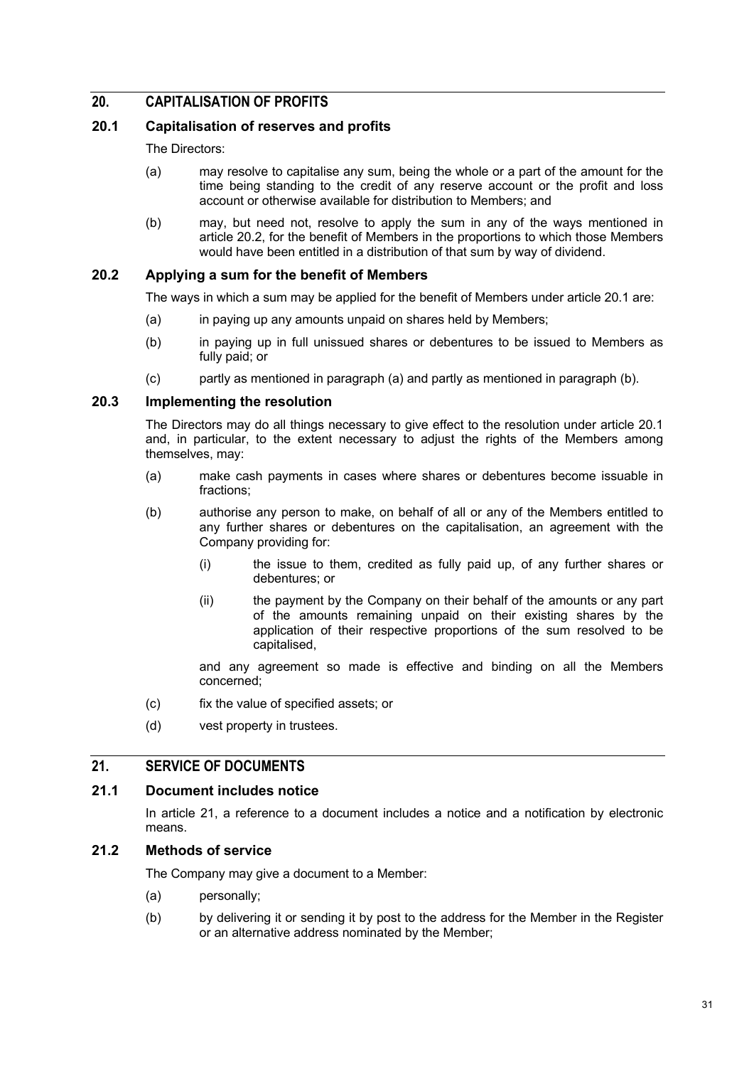## 20. CAPITALISATION OF PROFITS

### 20.1 Capitalisation of reserves and profits

The Directors:

(a) may resolve to capitalise any sum, being the whole or a part of the amount for the time being standing to the credit of any reserve account or the profit and loss account or otherwise available for distribution to Members; and

(b) may, but need not, resolve to apply the sum in any of the ways mentioned in article 20.2, for the benefit of Members in the proportions to which those Members would have been entitled in a distribution of that sum by way of dividend.

### 20.2 Applying a sum for the benefit of Members

The ways in which a sum may be applied for the benefit of Members under article 20.1 are:

(a) in paying up any amounts unpaid on shares held by Members;

(b) in paying up in full unissued shares or debentures to be issued to Members as fully paid; or

(c) partly as mentioned in paragraph (a) and partly as mentioned in paragraph (b).

### 20.3 Implementing the resolution

The Directors may do all things necessary to give effect to the resolution under article 20.1 and, in particular, to the extent necessary to adjust the rights of the Members among themselves, may:

(a) make cash payments in cases where shares or debentures become issuable in fractions;

(b) authorise any person to make, on behalf of all or any of the Members entitled to any further shares or debentures on the capitalisation, an agreement with the Company providing for:

   (i) the issue to them, credited as fully paid up, of any further shares or debentures; or

   (ii) the payment by the Company on their behalf of the amounts or any part of the amounts remaining unpaid on their existing shares by the application of their respective proportions of the sum resolved to be capitalised,

   and any agreement so made is effective and binding on all the Members concerned;

(c) fix the value of specified assets; or

(d) vest property in trustees.

## 21. SERVICE OF DOCUMENTS

### 21.1 Document includes notice

In article 21, a reference to a document includes a notice and a notification by electronic means.

### 21.2 Methods of service

The Company may give a document to a Member:

(a) personally;

(b) by delivering it or sending it by post to the address for the Member in the Register or an alternative address nominated by the Member;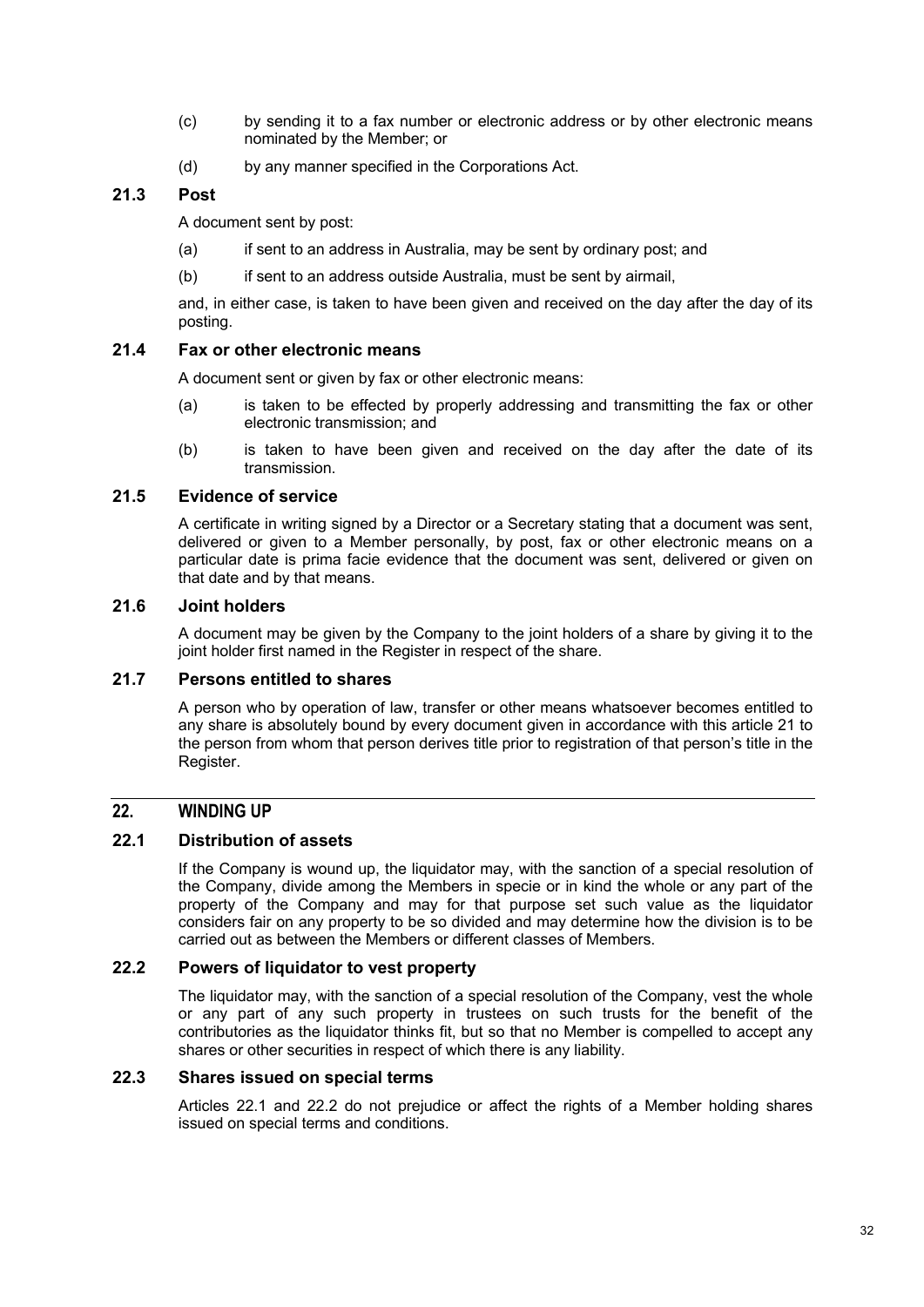(c) by sending it to a fax number or electronic address or by other electronic means nominated by the Member; or

(d) by any manner specified in the Corporations Act.

### 21.3 Post

A document sent by post:

(a) if sent to an address in Australia, may be sent by ordinary post; and

(b) if sent to an address outside Australia, must be sent by airmail,

and, in either case, is taken to have been given and received on the day after the day of its posting.

### 21.4 Fax or other electronic means

A document sent or given by fax or other electronic means:

(a) is taken to be effected by properly addressing and transmitting the fax or other electronic transmission; and

(b) is taken to have been given and received on the day after the date of its transmission.

### 21.5 Evidence of service

A certificate in writing signed by a Director or a Secretary stating that a document was sent, delivered or given to a Member personally, by post, fax or other electronic means on a particular date is prima facie evidence that the document was sent, delivered or given on that date and by that means.

### 21.6 Joint holders

A document may be given by the Company to the joint holders of a share by giving it to the joint holder first named in the Register in respect of the share.

### 21.7 Persons entitled to shares

A person who by operation of law, transfer or other means whatsoever becomes entitled to any share is absolutely bound by every document given in accordance with this article 21 to the person from whom that person derives title prior to registration of that person's title in the Register.

## 22. WINDING UP

### 22.1 Distribution of assets

If the Company is wound up, the liquidator may, with the sanction of a special resolution of the Company, divide among the Members in specie or in kind the whole or any part of the property of the Company and may for that purpose set such value as the liquidator considers fair on any property to be so divided and may determine how the division is to be carried out as between the Members or different classes of Members.

### 22.2 Powers of liquidator to vest property

The liquidator may, with the sanction of a special resolution of the Company, vest the whole or any part of any such property in trustees on such trusts for the benefit of the contributories as the liquidator thinks fit, but so that no Member is compelled to accept any shares or other securities in respect of which there is any liability.

### 22.3 Shares issued on special terms

Articles 22.1 and 22.2 do not prejudice or affect the rights of a Member holding shares issued on special terms and conditions.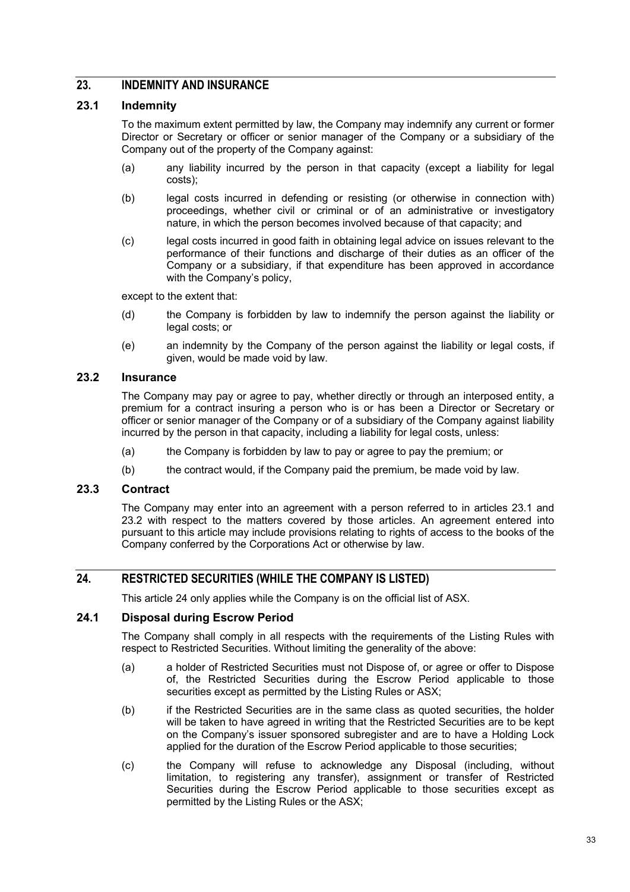## 23. INDEMNITY AND INSURANCE

### 23.1 Indemnity

To the maximum extent permitted by law, the Company may indemnify any current or former Director or Secretary or officer or senior manager of the Company or a subsidiary of the Company out of the property of the Company against:

(a) any liability incurred by the person in that capacity (except a liability for legal costs);

(b) legal costs incurred in defending or resisting (or otherwise in connection with) proceedings, whether civil or criminal or of an administrative or investigatory nature, in which the person becomes involved because of that capacity; and

(c) legal costs incurred in good faith in obtaining legal advice on issues relevant to the performance of their functions and discharge of their duties as an officer of the Company or a subsidiary, if that expenditure has been approved in accordance with the Company's policy,

except to the extent that:

(d) the Company is forbidden by law to indemnify the person against the liability or legal costs; or

(e) an indemnity by the Company of the person against the liability or legal costs, if given, would be made void by law.

### 23.2 Insurance

The Company may pay or agree to pay, whether directly or through an interposed entity, a premium for a contract insuring a person who is or has been a Director or Secretary or officer or senior manager of the Company or of a subsidiary of the Company against liability incurred by the person in that capacity, including a liability for legal costs, unless:

(a) the Company is forbidden by law to pay or agree to pay the premium; or

(b) the contract would, if the Company paid the premium, be made void by law.

### 23.3 Contract

The Company may enter into an agreement with a person referred to in articles 23.1 and 23.2 with respect to the matters covered by those articles. An agreement entered into pursuant to this article may include provisions relating to rights of access to the books of the Company conferred by the Corporations Act or otherwise by law.

## 24. RESTRICTED SECURITIES (WHILE THE COMPANY IS LISTED)

This article 24 only applies while the Company is on the official list of ASX.

### 24.1 Disposal during Escrow Period

The Company shall comply in all respects with the requirements of the Listing Rules with respect to Restricted Securities. Without limiting the generality of the above:

(a) a holder of Restricted Securities must not Dispose of, or agree or offer to Dispose of, the Restricted Securities during the Escrow Period applicable to those securities except as permitted by the Listing Rules or ASX;

(b) if the Restricted Securities are in the same class as quoted securities, the holder will be taken to have agreed in writing that the Restricted Securities are to be kept on the Company's issuer sponsored subregister and are to have a Holding Lock applied for the duration of the Escrow Period applicable to those securities;

(c) the Company will refuse to acknowledge any Disposal (including, without limitation, to registering any transfer), assignment or transfer of Restricted Securities during the Escrow Period applicable to those securities except as permitted by the Listing Rules or the ASX;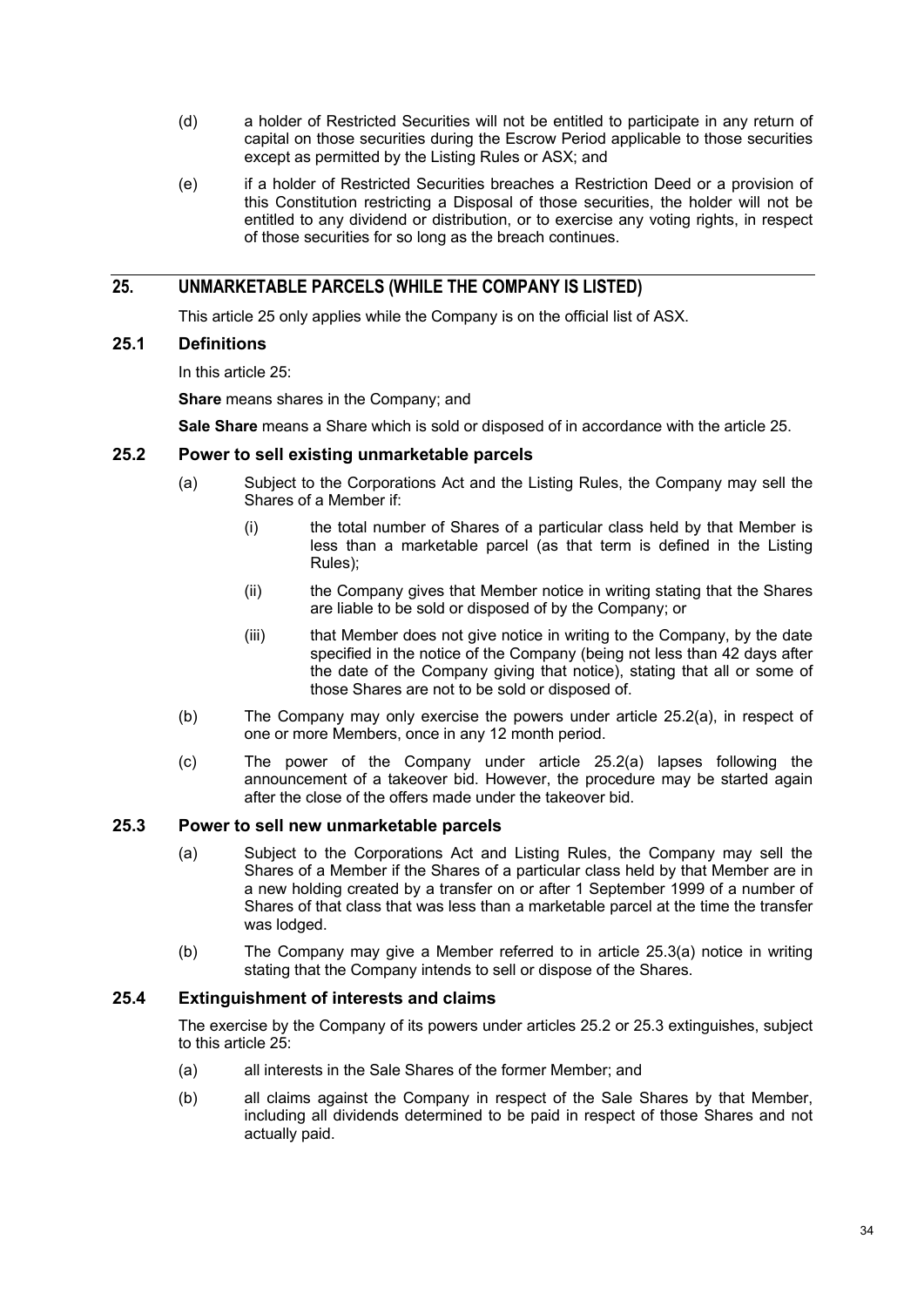(d) a holder of Restricted Securities will not be entitled to participate in any return of capital on those securities during the Escrow Period applicable to those securities except as permitted by the Listing Rules or ASX; and

(e) if a holder of Restricted Securities breaches a Restriction Deed or a provision of this Constitution restricting a Disposal of those securities, the holder will not be entitled to any dividend or distribution, or to exercise any voting rights, in respect of those securities for so long as the breach continues.

## 25. UNMARKETABLE PARCELS (WHILE THE COMPANY IS LISTED)

This article 25 only applies while the Company is on the official list of ASX.

### 25.1 Definitions

In this article 25:

**Share** means shares in the Company; and

**Sale Share** means a Share which is sold or disposed of in accordance with the article 25.

### 25.2 Power to sell existing unmarketable parcels

(a) Subject to the Corporations Act and the Listing Rules, the Company may sell the Shares of a Member if:

(i) the total number of Shares of a particular class held by that Member is less than a marketable parcel (as that term is defined in the Listing Rules);

(ii) the Company gives that Member notice in writing stating that the Shares are liable to be sold or disposed of by the Company; or

(iii) that Member does not give notice in writing to the Company, by the date specified in the notice of the Company (being not less than 42 days after the date of the Company giving that notice), stating that all or some of those Shares are not to be sold or disposed of.

(b) The Company may only exercise the powers under article 25.2(a), in respect of one or more Members, once in any 12 month period.

(c) The power of the Company under article 25.2(a) lapses following the announcement of a takeover bid. However, the procedure may be started again after the close of the offers made under the takeover bid.

### 25.3 Power to sell new unmarketable parcels

(a) Subject to the Corporations Act and Listing Rules, the Company may sell the Shares of a Member if the Shares of a particular class held by that Member are in a new holding created by a transfer on or after 1 September 1999 of a number of Shares of that class that was less than a marketable parcel at the time the transfer was lodged.

(b) The Company may give a Member referred to in article 25.3(a) notice in writing stating that the Company intends to sell or dispose of the Shares.

### 25.4 Extinguishment of interests and claims

The exercise by the Company of its powers under articles 25.2 or 25.3 extinguishes, subject to this article 25:

(a) all interests in the Sale Shares of the former Member; and

(b) all claims against the Company in respect of the Sale Shares by that Member, including all dividends determined to be paid in respect of those Shares and not actually paid.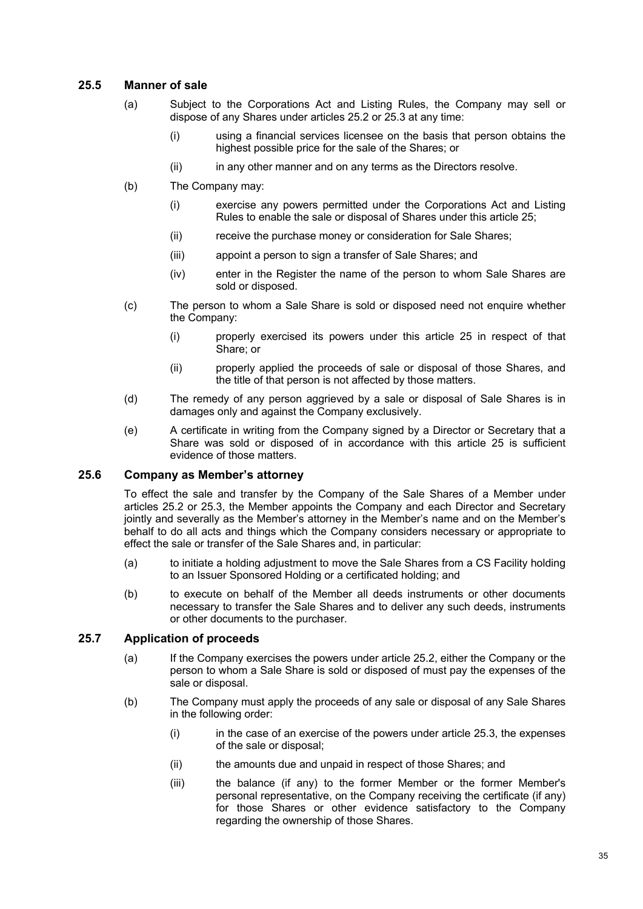### 25.5 Manner of sale

(a) Subject to the Corporations Act and Listing Rules, the Company may sell or dispose of any Shares under articles 25.2 or 25.3 at any time:

   (i) using a financial services licensee on the basis that person obtains the highest possible price for the sale of the Shares; or

   (ii) in any other manner and on any terms as the Directors resolve.

(b) The Company may:

   (i) exercise any powers permitted under the Corporations Act and Listing Rules to enable the sale or disposal of Shares under this article 25;

   (ii) receive the purchase money or consideration for Sale Shares;

   (iii) appoint a person to sign a transfer of Sale Shares; and

   (iv) enter in the Register the name of the person to whom Sale Shares are sold or disposed.

(c) The person to whom a Sale Share is sold or disposed need not enquire whether the Company:

   (i) properly exercised its powers under this article 25 in respect of that Share; or

   (ii) properly applied the proceeds of sale or disposal of those Shares, and the title of that person is not affected by those matters.

(d) The remedy of any person aggrieved by a sale or disposal of Sale Shares is in damages only and against the Company exclusively.

(e) A certificate in writing from the Company signed by a Director or Secretary that a Share was sold or disposed of in accordance with this article 25 is sufficient evidence of those matters.

### 25.6 Company as Member's attorney

To effect the sale and transfer by the Company of the Sale Shares of a Member under articles 25.2 or 25.3, the Member appoints the Company and each Director and Secretary jointly and severally as the Member's attorney in the Member's name and on the Member's behalf to do all acts and things which the Company considers necessary or appropriate to effect the sale or transfer of the Sale Shares and, in particular:

(a) to initiate a holding adjustment to move the Sale Shares from a CS Facility holding to an Issuer Sponsored Holding or a certificated holding; and

(b) to execute on behalf of the Member all deeds instruments or other documents necessary to transfer the Sale Shares and to deliver any such deeds, instruments or other documents to the purchaser.

### 25.7 Application of proceeds

(a) If the Company exercises the powers under article 25.2, either the Company or the person to whom a Sale Share is sold or disposed of must pay the expenses of the sale or disposal.

(b) The Company must apply the proceeds of any sale or disposal of any Sale Shares in the following order:

   (i) in the case of an exercise of the powers under article 25.3, the expenses of the sale or disposal;

   (ii) the amounts due and unpaid in respect of those Shares; and

   (iii) the balance (if any) to the former Member or the former Member's personal representative, on the Company receiving the certificate (if any) for those Shares or other evidence satisfactory to the Company regarding the ownership of those Shares.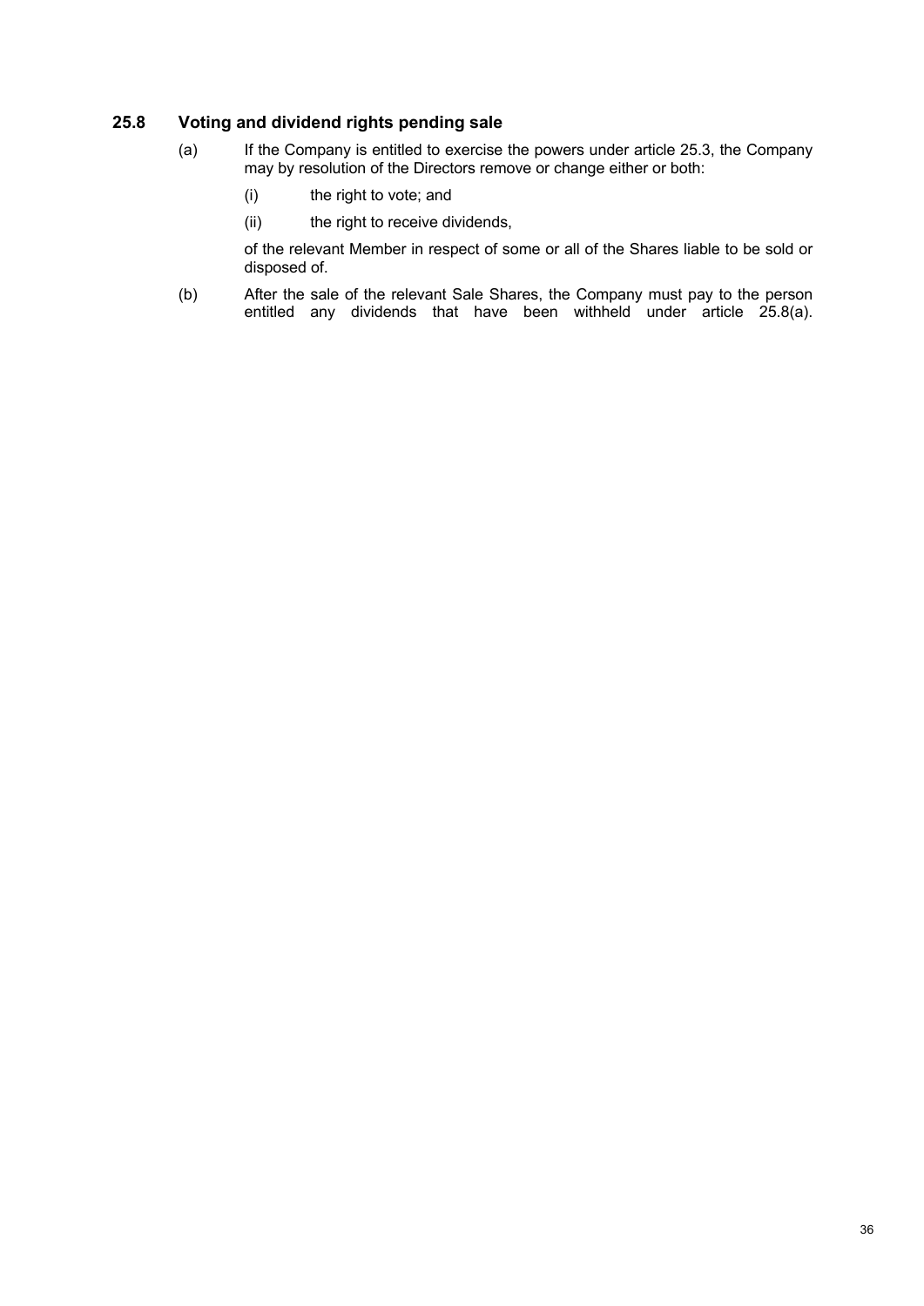### 25.8 Voting and dividend rights pending sale

(a) If the Company is entitled to exercise the powers under article 25.3, the Company may by resolution of the Directors remove or change either or both:

(i) the right to vote; and

(ii) the right to receive dividends,

of the relevant Member in respect of some or all of the Shares liable to be sold or disposed of.

(b) After the sale of the relevant Sale Shares, the Company must pay to the person entitled any dividends that have been withheld under article 25.8(a).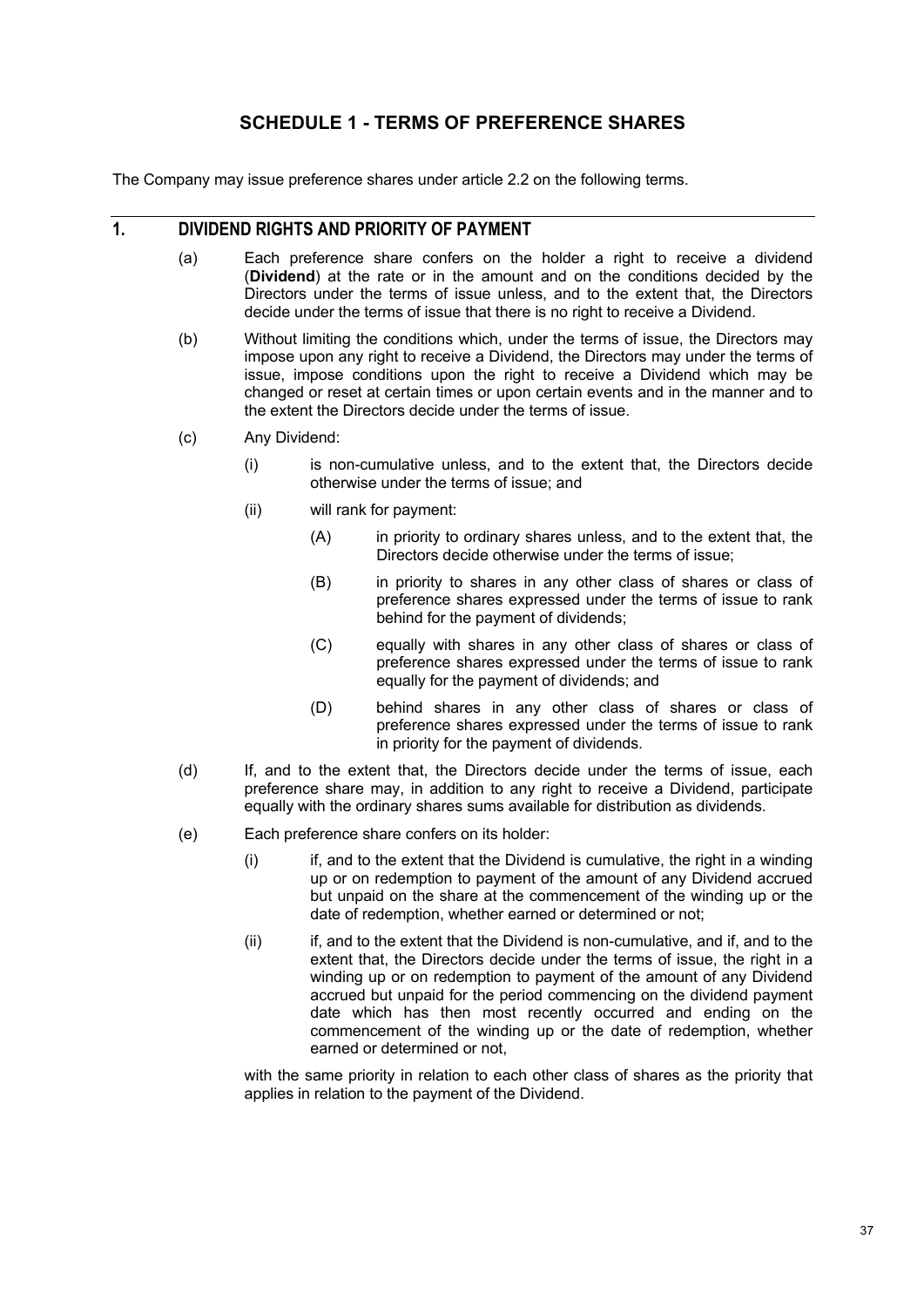# SCHEDULE 1 - TERMS OF PREFERENCE SHARES

The Company may issue preference shares under article 2.2 on the following terms.

## 1. DIVIDEND RIGHTS AND PRIORITY OF PAYMENT

(a) Each preference share confers on the holder a right to receive a dividend (**Dividend**) at the rate or in the amount and on the conditions decided by the Directors under the terms of issue unless, and to the extent that, the Directors decide under the terms of issue that there is no right to receive a Dividend.

(b) Without limiting the conditions which, under the terms of issue, the Directors may impose upon any right to receive a Dividend, the Directors may under the terms of issue, impose conditions upon the right to receive a Dividend which may be changed or reset at certain times or upon certain events and in the manner and to the extent the Directors decide under the terms of issue.

(c) Any Dividend:

(i) is non-cumulative unless, and to the extent that, the Directors decide otherwise under the terms of issue; and

(ii) will rank for payment:

(A) in priority to ordinary shares unless, and to the extent that, the Directors decide otherwise under the terms of issue;

(B) in priority to shares in any other class of shares or class of preference shares expressed under the terms of issue to rank behind for the payment of dividends;

(C) equally with shares in any other class of shares or class of preference shares expressed under the terms of issue to rank equally for the payment of dividends; and

(D) behind shares in any other class of shares or class of preference shares expressed under the terms of issue to rank in priority for the payment of dividends.

(d) If, and to the extent that, the Directors decide under the terms of issue, each preference share may, in addition to any right to receive a Dividend, participate equally with the ordinary shares sums available for distribution as dividends.

(e) Each preference share confers on its holder:

(i) if, and to the extent that the Dividend is cumulative, the right in a winding up or on redemption to payment of the amount of any Dividend accrued but unpaid on the share at the commencement of the winding up or the date of redemption, whether earned or determined or not;

(ii) if, and to the extent that the Dividend is non-cumulative, and if, and to the extent that, the Directors decide under the terms of issue, the right in a winding up or on redemption to payment of the amount of any Dividend accrued but unpaid for the period commencing on the dividend payment date which has then most recently occurred and ending on the commencement of the winding up or the date of redemption, whether earned or determined or not,

with the same priority in relation to each other class of shares as the priority that applies in relation to the payment of the Dividend.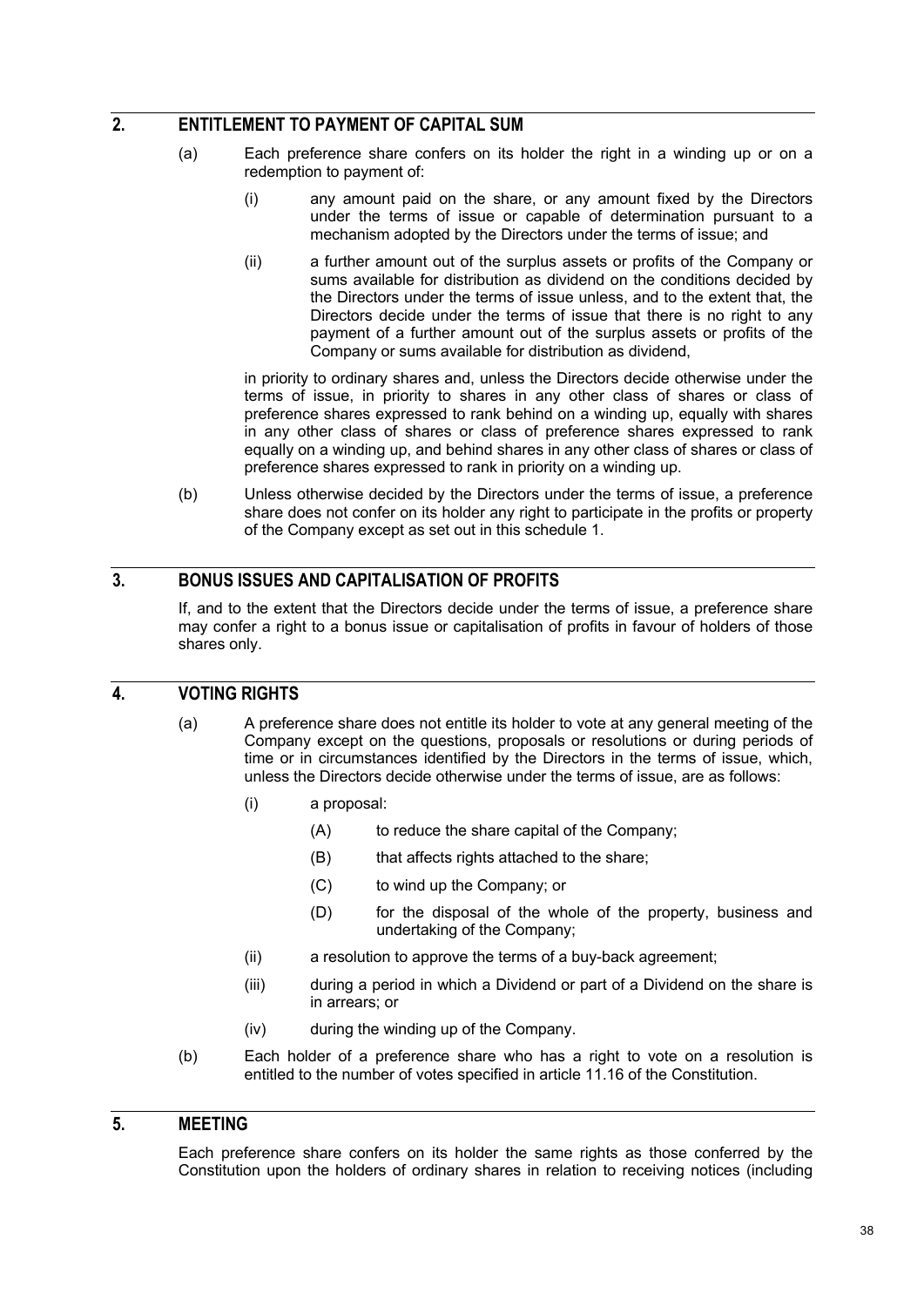## 2. ENTITLEMENT TO PAYMENT OF CAPITAL SUM

(a) Each preference share confers on its holder the right in a winding up or on a redemption to payment of:

(i) any amount paid on the share, or any amount fixed by the Directors under the terms of issue or capable of determination pursuant to a mechanism adopted by the Directors under the terms of issue; and

(ii) a further amount out of the surplus assets or profits of the Company or sums available for distribution as dividend on the conditions decided by the Directors under the terms of issue unless, and to the extent that, the Directors decide under the terms of issue that there is no right to any payment of a further amount out of the surplus assets or profits of the Company or sums available for distribution as dividend,

in priority to ordinary shares and, unless the Directors decide otherwise under the terms of issue, in priority to shares in any other class of shares or class of preference shares expressed to rank behind on a winding up, equally with shares in any other class of shares or class of preference shares expressed to rank equally on a winding up, and behind shares in any other class of shares or class of preference shares expressed to rank in priority on a winding up.

(b) Unless otherwise decided by the Directors under the terms of issue, a preference share does not confer on its holder any right to participate in the profits or property of the Company except as set out in this schedule 1.

## 3. BONUS ISSUES AND CAPITALISATION OF PROFITS

If, and to the extent that the Directors decide under the terms of issue, a preference share may confer a right to a bonus issue or capitalisation of profits in favour of holders of those shares only.

## 4. VOTING RIGHTS

(a) A preference share does not entitle its holder to vote at any general meeting of the Company except on the questions, proposals or resolutions or during periods of time or in circumstances identified by the Directors in the terms of issue, which, unless the Directors decide otherwise under the terms of issue, are as follows:

(i) a proposal:

(A) to reduce the share capital of the Company;

(B) that affects rights attached to the share;

(C) to wind up the Company; or

(D) for the disposal of the whole of the property, business and undertaking of the Company;

(ii) a resolution to approve the terms of a buy-back agreement;

(iii) during a period in which a Dividend or part of a Dividend on the share is in arrears; or

(iv) during the winding up of the Company.

(b) Each holder of a preference share who has a right to vote on a resolution is entitled to the number of votes specified in article 11.16 of the Constitution.

## 5. MEETING

Each preference share confers on its holder the same rights as those conferred by the Constitution upon the holders of ordinary shares in relation to receiving notices (including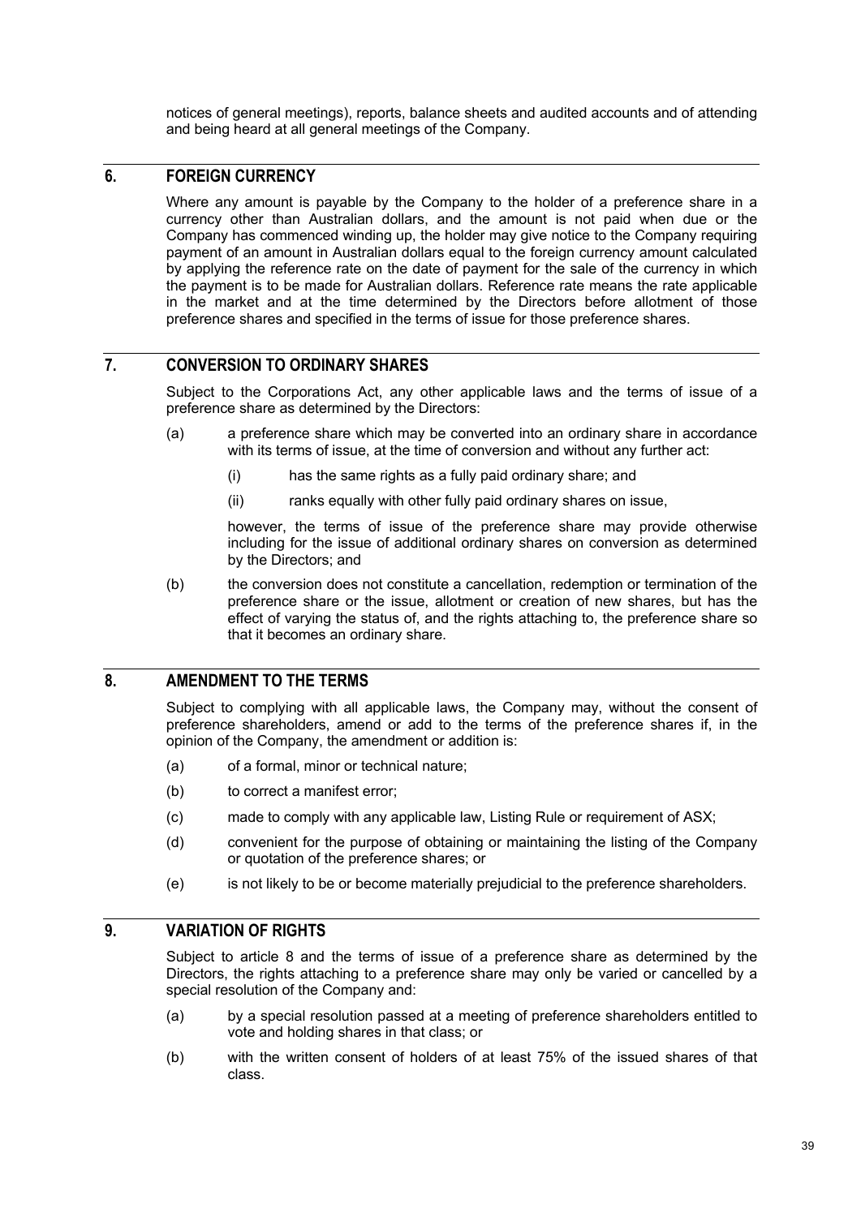notices of general meetings), reports, balance sheets and audited accounts and of attending and being heard at all general meetings of the Company.

## 6. FOREIGN CURRENCY

Where any amount is payable by the Company to the holder of a preference share in a currency other than Australian dollars, and the amount is not paid when due or the Company has commenced winding up, the holder may give notice to the Company requiring payment of an amount in Australian dollars equal to the foreign currency amount calculated by applying the reference rate on the date of payment for the sale of the currency in which the payment is to be made for Australian dollars. Reference rate means the rate applicable in the market and at the time determined by the Directors before allotment of those preference shares and specified in the terms of issue for those preference shares.

## 7. CONVERSION TO ORDINARY SHARES

Subject to the Corporations Act, any other applicable laws and the terms of issue of a preference share as determined by the Directors:

(a) a preference share which may be converted into an ordinary share in accordance with its terms of issue, at the time of conversion and without any further act:

  (i) has the same rights as a fully paid ordinary share; and

  (ii) ranks equally with other fully paid ordinary shares on issue,

  however, the terms of issue of the preference share may provide otherwise including for the issue of additional ordinary shares on conversion as determined by the Directors; and

(b) the conversion does not constitute a cancellation, redemption or termination of the preference share or the issue, allotment or creation of new shares, but has the effect of varying the status of, and the rights attaching to, the preference share so that it becomes an ordinary share.

## 8. AMENDMENT TO THE TERMS

Subject to complying with all applicable laws, the Company may, without the consent of preference shareholders, amend or add to the terms of the preference shares if, in the opinion of the Company, the amendment or addition is:

(a) of a formal, minor or technical nature;

(b) to correct a manifest error;

(c) made to comply with any applicable law, Listing Rule or requirement of ASX;

(d) convenient for the purpose of obtaining or maintaining the listing of the Company or quotation of the preference shares; or

(e) is not likely to be or become materially prejudicial to the preference shareholders.

## 9. VARIATION OF RIGHTS

Subject to article 8 and the terms of issue of a preference share as determined by the Directors, the rights attaching to a preference share may only be varied or cancelled by a special resolution of the Company and:

(a) by a special resolution passed at a meeting of preference shareholders entitled to vote and holding shares in that class; or

(b) with the written consent of holders of at least 75% of the issued shares of that class.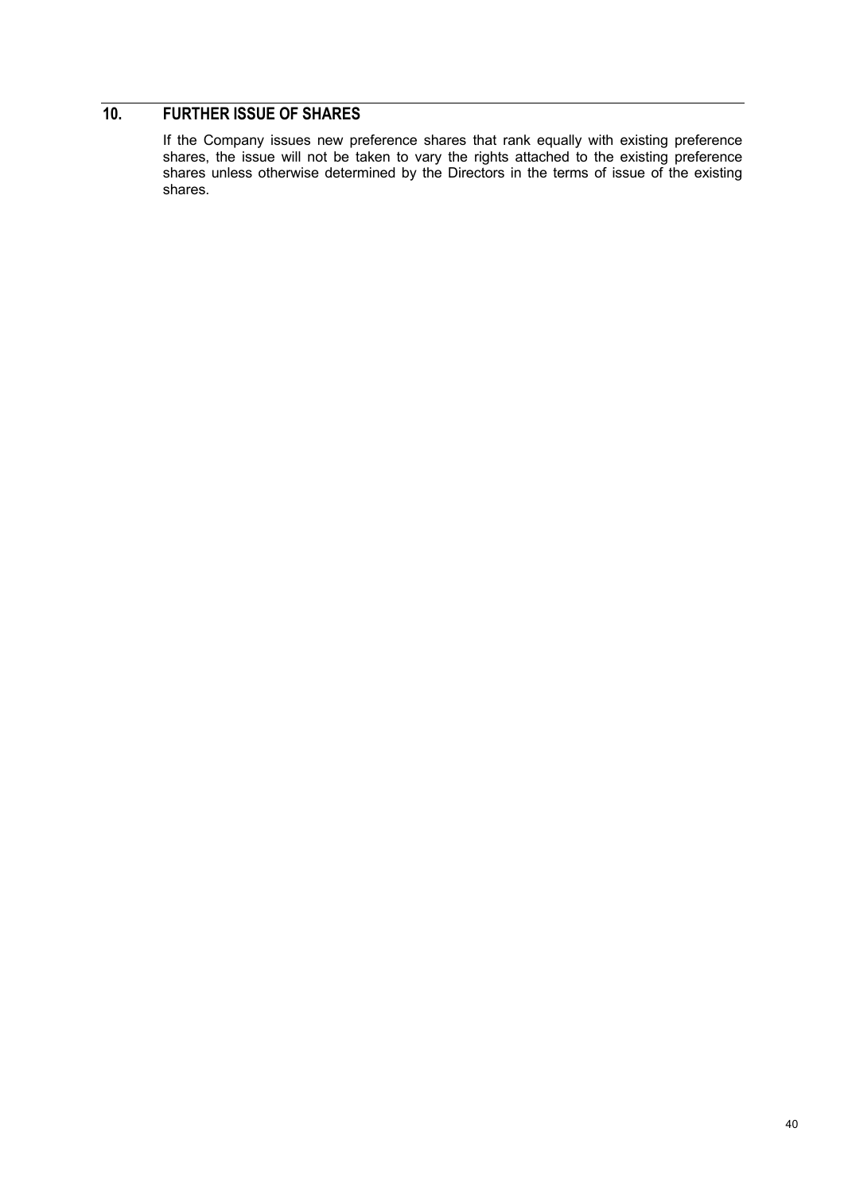## 10. FURTHER ISSUE OF SHARES

If the Company issues new preference shares that rank equally with existing preference shares, the issue will not be taken to vary the rights attached to the existing preference shares unless otherwise determined by the Directors in the terms of issue of the existing shares.